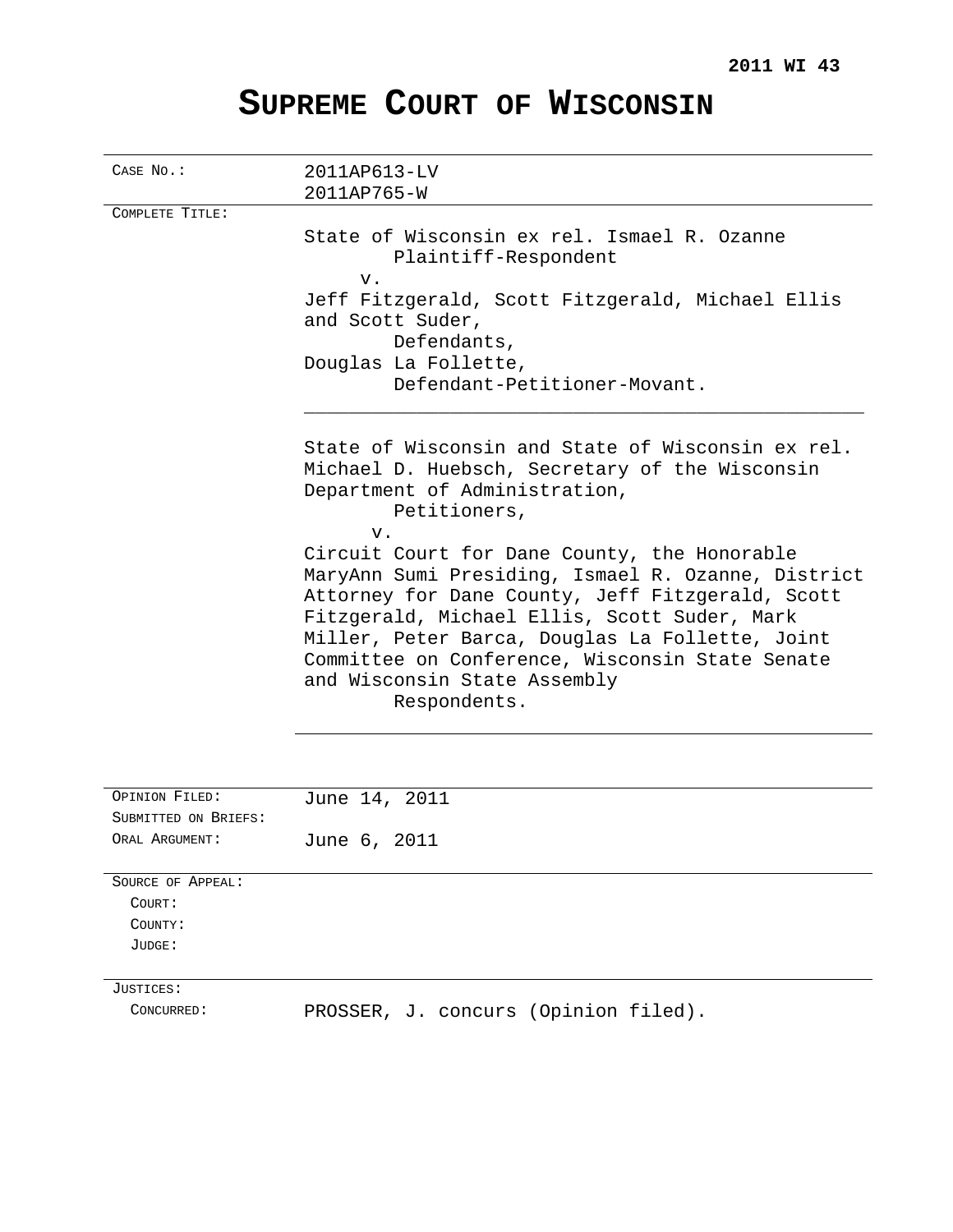**2011 WI 43**

# SUPREME COURT OF WISCONSIN

| | |
|---|---|
| CASE NO.: | 2011AP613-LV<br>2011AP765-W |
| COMPLETE TITLE: | State of Wisconsin ex rel. Ismael R. Ozanne<br>Plaintiff-Respondent<br>v.<br>Jeff Fitzgerald, Scott Fitzgerald, Michael Ellis and Scott Suder,<br>Defendants,<br>Douglas La Follette,<br>Defendant-Petitioner-Movant.<br>\_\_\_\_\_\_\_\_\_\_\_\_\_\_\_\_\_\_\_\_\_\_\_\_\_\_\_\_\_\_\_\_\_\_\_\_\_\_\_\_\_\_\_\_\_\_\_\_<br>State of Wisconsin and State of Wisconsin ex rel. Michael D. Huebsch, Secretary of the Wisconsin Department of Administration,<br>Petitioners,<br>v.<br>Circuit Court for Dane County, the Honorable MaryAnn Sumi Presiding, Ismael R. Ozanne, District Attorney for Dane County, Jeff Fitzgerald, Scott Fitzgerald, Michael Ellis, Scott Suder, Mark Miller, Peter Barca, Douglas La Follette, Joint Committee on Conference, Wisconsin State Senate and Wisconsin State Assembly<br>Respondents. |
| OPINION FILED: | June 14, 2011 |
| SUBMITTED ON BRIEFS: | |
| ORAL ARGUMENT: | June 6, 2011 |
| SOURCE OF APPEAL: | |
| COURT: | |
| COUNTY: | |
| JUDGE: | |
| JUSTICES: | |
| CONCURRED: | PROSSER, J. concurs (Opinion filed). |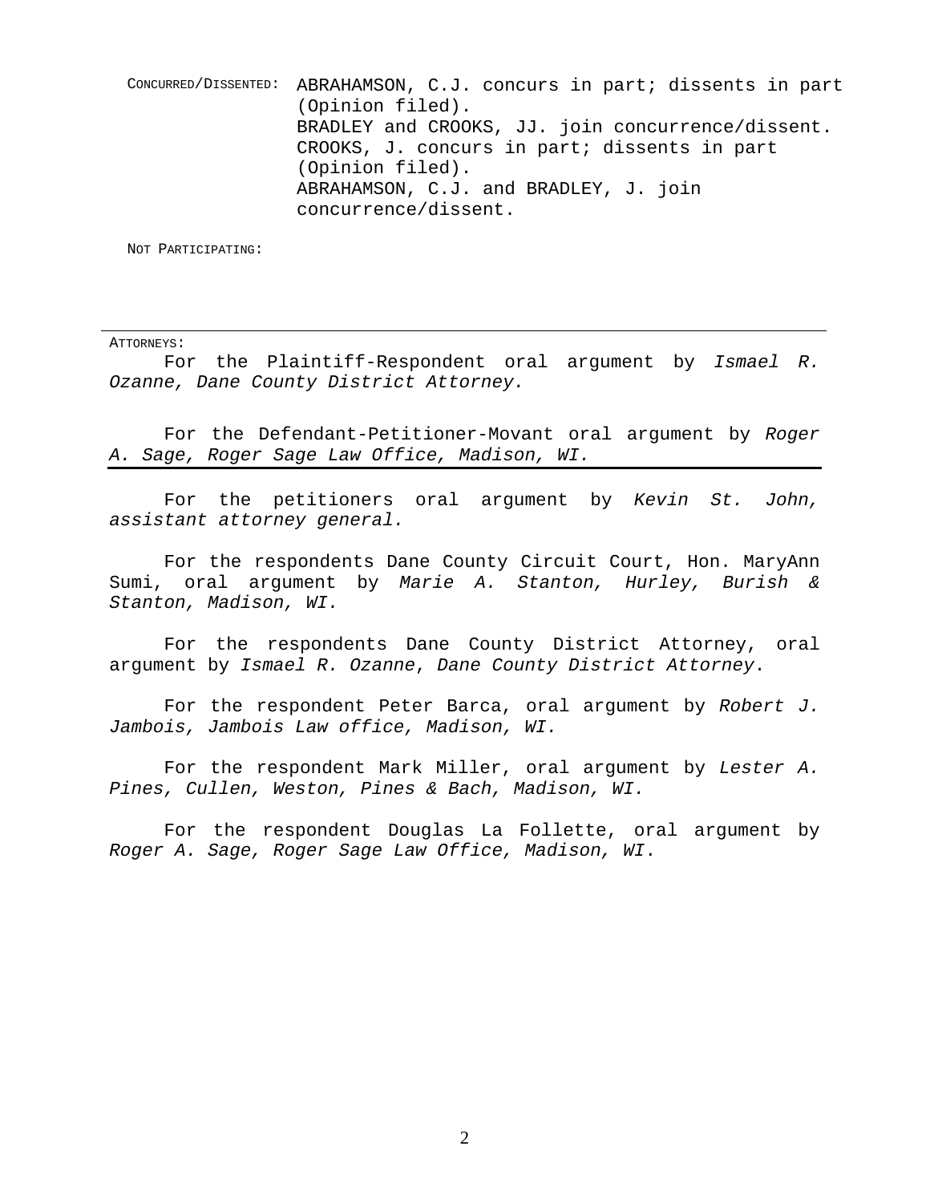CONCURRED/DISSENTED: ABRAHAMSON, C.J. concurs in part; dissents in part (Opinion filed).
BRADLEY and CROOKS, JJ. join concurrence/dissent.
CROOKS, J. concurs in part; dissents in part (Opinion filed).
ABRAHAMSON, C.J. and BRADLEY, J. join concurrence/dissent.

NOT PARTICIPATING:

---

ATTORNEYS:

For the Plaintiff-Respondent oral argument by *Ismael R. Ozanne, Dane County District Attorney.*

For the Defendant-Petitioner-Movant oral argument by *Roger A. Sage, Roger Sage Law Office, Madison, WI.*

---

For the petitioners oral argument by *Kevin St. John, assistant attorney general.*

For the respondents Dane County Circuit Court, Hon. MaryAnn Sumi, oral argument by *Marie A. Stanton, Hurley, Burish & Stanton, Madison, WI.*

For the respondents Dane County District Attorney, oral argument by *Ismael R. Ozanne*, *Dane County District Attorney*.

For the respondent Peter Barca, oral argument by *Robert J. Jambois, Jambois Law office, Madison, WI.*

For the respondent Mark Miller, oral argument by *Lester A. Pines, Cullen, Weston, Pines & Bach, Madison, WI.*

For the respondent Douglas La Follette, oral argument by *Roger A. Sage, Roger Sage Law Office, Madison, WI*.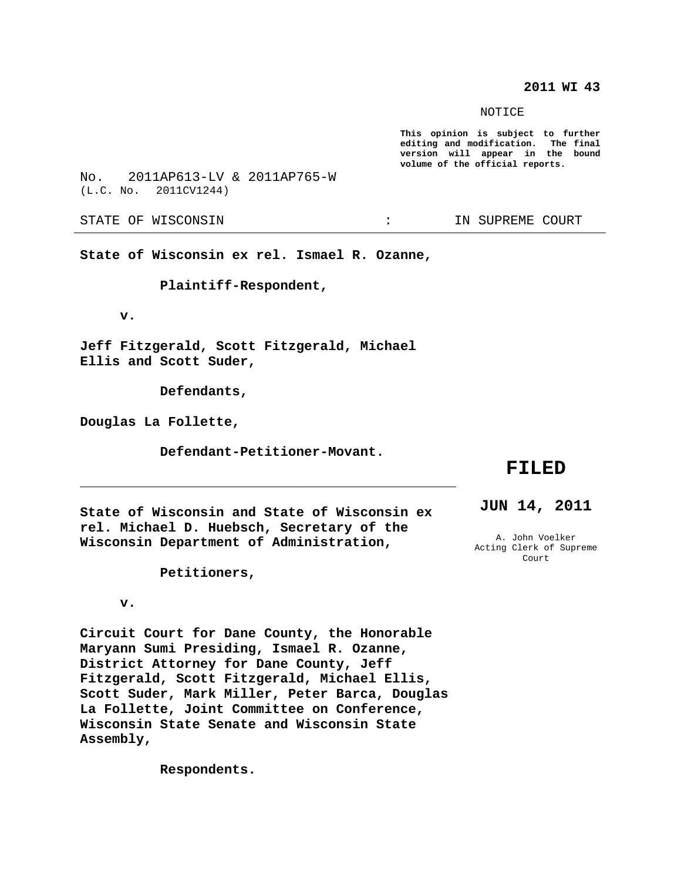**2011 WI 43**

NOTICE

**This opinion is subject to further editing and modification. The final version will appear in the bound volume of the official reports.**

No. 2011AP613-LV & 2011AP765-W
(L.C. No. 2011CV1244)

STATE OF WISCONSIN : IN SUPREME COURT

---

**State of Wisconsin ex rel. Ismael R. Ozanne,**

**Plaintiff-Respondent,**

**v.**

**Jeff Fitzgerald, Scott Fitzgerald, Michael Ellis and Scott Suder,**

**Defendants,**

**Douglas La Follette,**

**Defendant-Petitioner-Movant.**

---

**FILED**

**JUN 14, 2011**

A. John Voelker
Acting Clerk of Supreme Court

**State of Wisconsin and State of Wisconsin ex rel. Michael D. Huebsch, Secretary of the Wisconsin Department of Administration,**

**Petitioners,**

**v.**

**Circuit Court for Dane County, the Honorable Maryann Sumi Presiding, Ismael R. Ozanne, District Attorney for Dane County, Jeff Fitzgerald, Scott Fitzgerald, Michael Ellis, Scott Suder, Mark Miller, Peter Barca, Douglas La Follette, Joint Committee on Conference, Wisconsin State Senate and Wisconsin State Assembly,**

**Respondents.**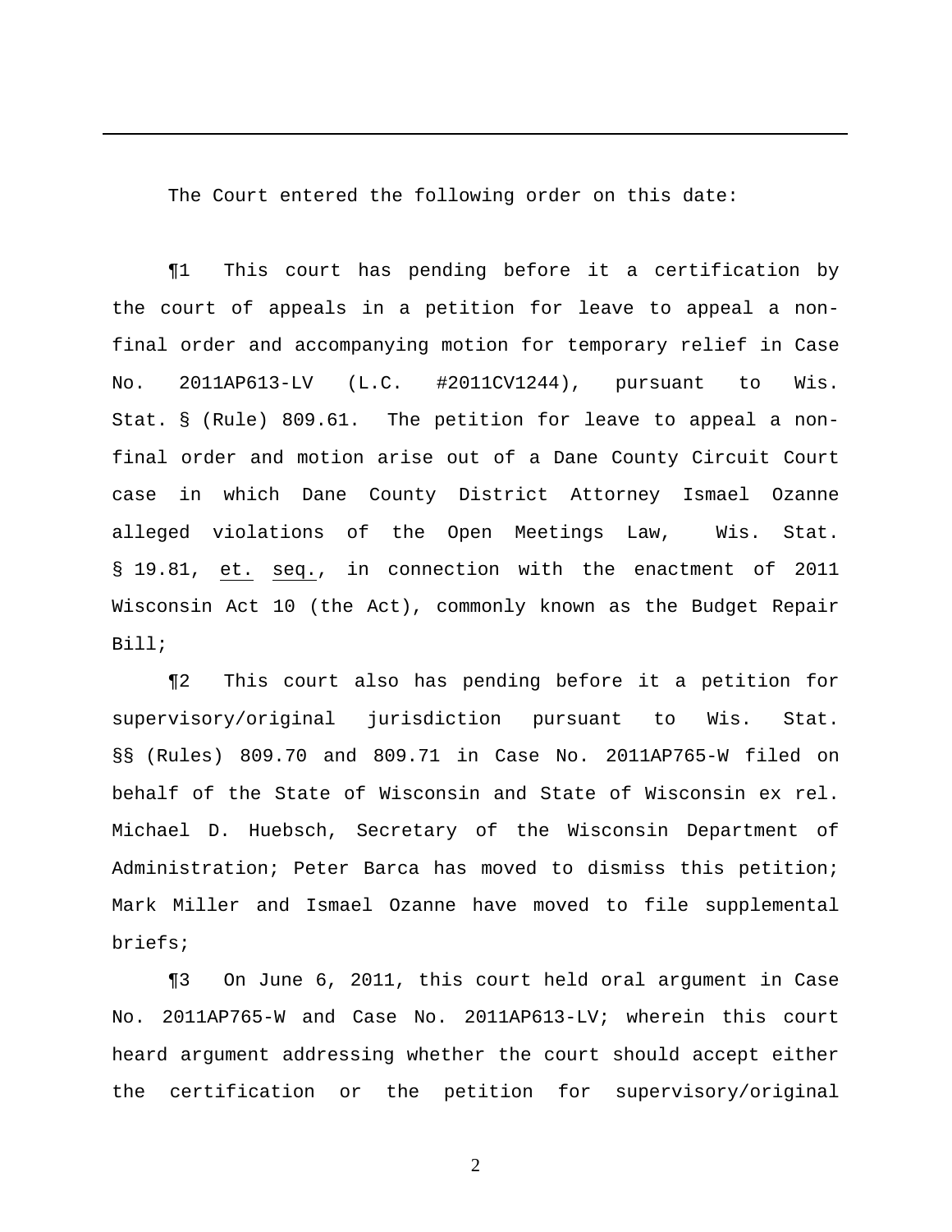The Court entered the following order on this date:

¶1 This court has pending before it a certification by the court of appeals in a petition for leave to appeal a non-final order and accompanying motion for temporary relief in Case No. 2011AP613-LV (L.C. #2011CV1244), pursuant to Wis. Stat. § (Rule) 809.61. The petition for leave to appeal a non-final order and motion arise out of a Dane County Circuit Court case in which Dane County District Attorney Ismael Ozanne alleged violations of the Open Meetings Law, Wis. Stat. § 19.81, et. seq., in connection with the enactment of 2011 Wisconsin Act 10 (the Act), commonly known as the Budget Repair Bill;

¶2 This court also has pending before it a petition for supervisory/original jurisdiction pursuant to Wis. Stat. §§ (Rules) 809.70 and 809.71 in Case No. 2011AP765-W filed on behalf of the State of Wisconsin and State of Wisconsin ex rel. Michael D. Huebsch, Secretary of the Wisconsin Department of Administration; Peter Barca has moved to dismiss this petition; Mark Miller and Ismael Ozanne have moved to file supplemental briefs;

¶3 On June 6, 2011, this court held oral argument in Case No. 2011AP765-W and Case No. 2011AP613-LV; wherein this court heard argument addressing whether the court should accept either the certification or the petition for supervisory/original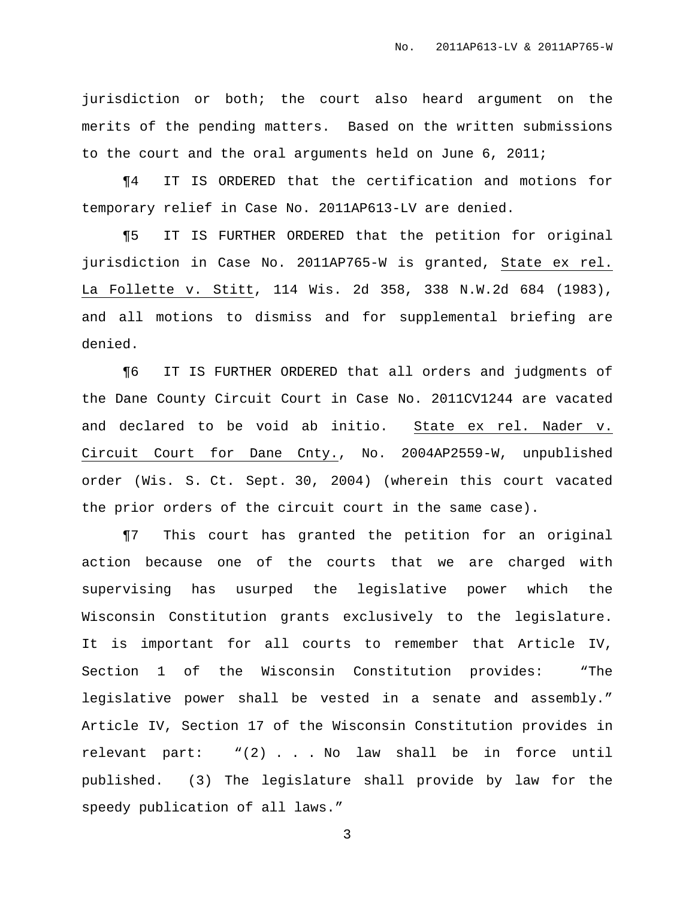jurisdiction or both; the court also heard argument on the merits of the pending matters. Based on the written submissions to the court and the oral arguments held on June 6, 2011;

¶4 IT IS ORDERED that the certification and motions for temporary relief in Case No. 2011AP613-LV are denied.

¶5 IT IS FURTHER ORDERED that the petition for original jurisdiction in Case No. 2011AP765-W is granted, State ex rel. La Follette v. Stitt, 114 Wis. 2d 358, 338 N.W.2d 684 (1983), and all motions to dismiss and for supplemental briefing are denied.

¶6 IT IS FURTHER ORDERED that all orders and judgments of the Dane County Circuit Court in Case No. 2011CV1244 are vacated and declared to be void ab initio. State ex rel. Nader v. Circuit Court for Dane Cnty., No. 2004AP2559-W, unpublished order (Wis. S. Ct. Sept. 30, 2004) (wherein this court vacated the prior orders of the circuit court in the same case).

¶7 This court has granted the petition for an original action because one of the courts that we are charged with supervising has usurped the legislative power which the Wisconsin Constitution grants exclusively to the legislature. It is important for all courts to remember that Article IV, Section 1 of the Wisconsin Constitution provides: "The legislative power shall be vested in a senate and assembly." Article IV, Section 17 of the Wisconsin Constitution provides in relevant part: "(2) . . . No law shall be in force until published. (3) The legislature shall provide by law for the speedy publication of all laws."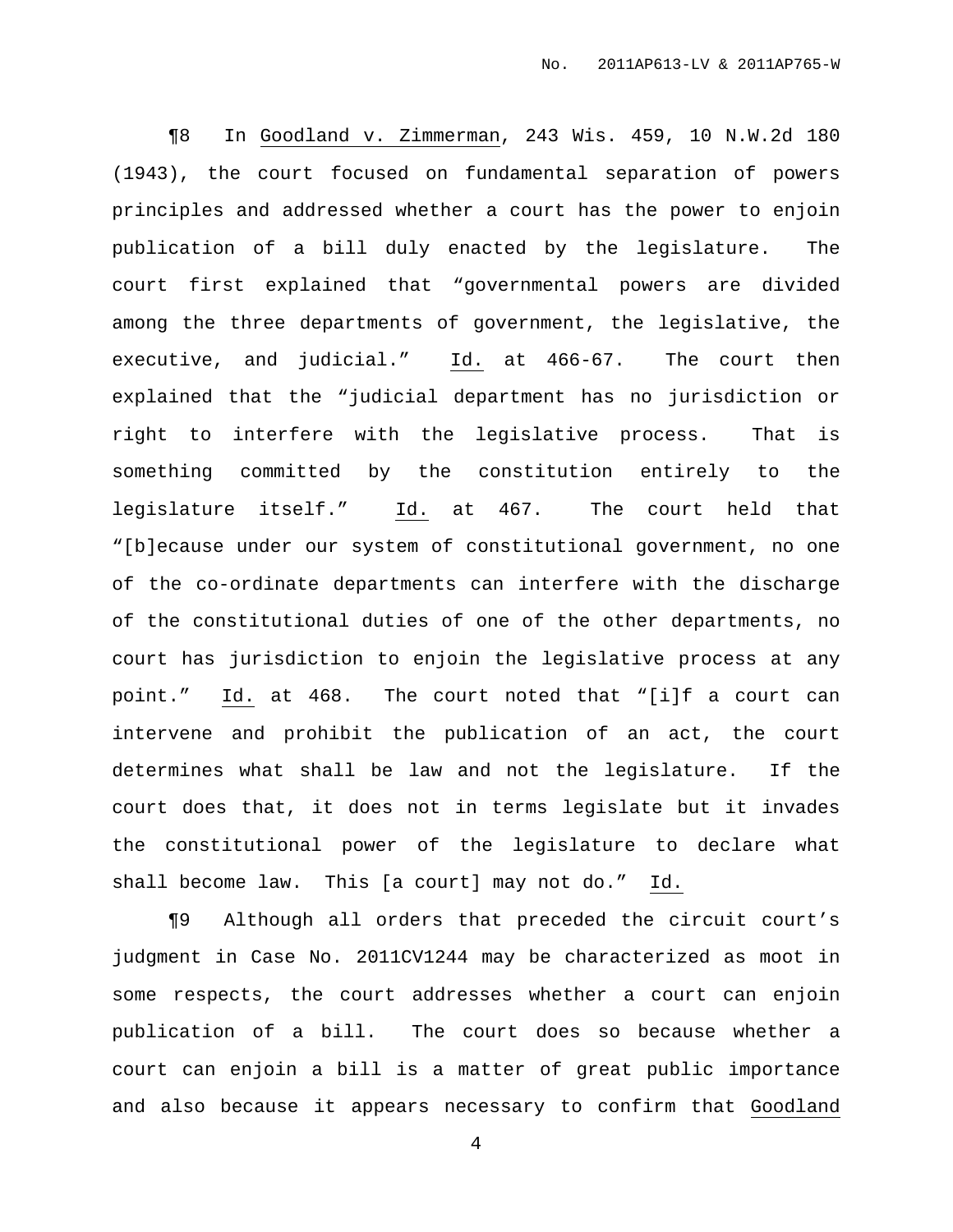¶8 In Goodland v. Zimmerman, 243 Wis. 459, 10 N.W.2d 180 (1943), the court focused on fundamental separation of powers principles and addressed whether a court has the power to enjoin publication of a bill duly enacted by the legislature. The court first explained that "governmental powers are divided among the three departments of government, the legislative, the executive, and judicial." Id. at 466-67. The court then explained that the "judicial department has no jurisdiction or right to interfere with the legislative process. That is something committed by the constitution entirely to the legislature itself." Id. at 467. The court held that "[b]ecause under our system of constitutional government, no one of the co-ordinate departments can interfere with the discharge of the constitutional duties of one of the other departments, no court has jurisdiction to enjoin the legislative process at any point." Id. at 468. The court noted that "[i]f a court can intervene and prohibit the publication of an act, the court determines what shall be law and not the legislature. If the court does that, it does not in terms legislate but it invades the constitutional power of the legislature to declare what shall become law. This [a court] may not do." Id.

¶9 Although all orders that preceded the circuit court's judgment in Case No. 2011CV1244 may be characterized as moot in some respects, the court addresses whether a court can enjoin publication of a bill. The court does so because whether a court can enjoin a bill is a matter of great public importance and also because it appears necessary to confirm that Goodland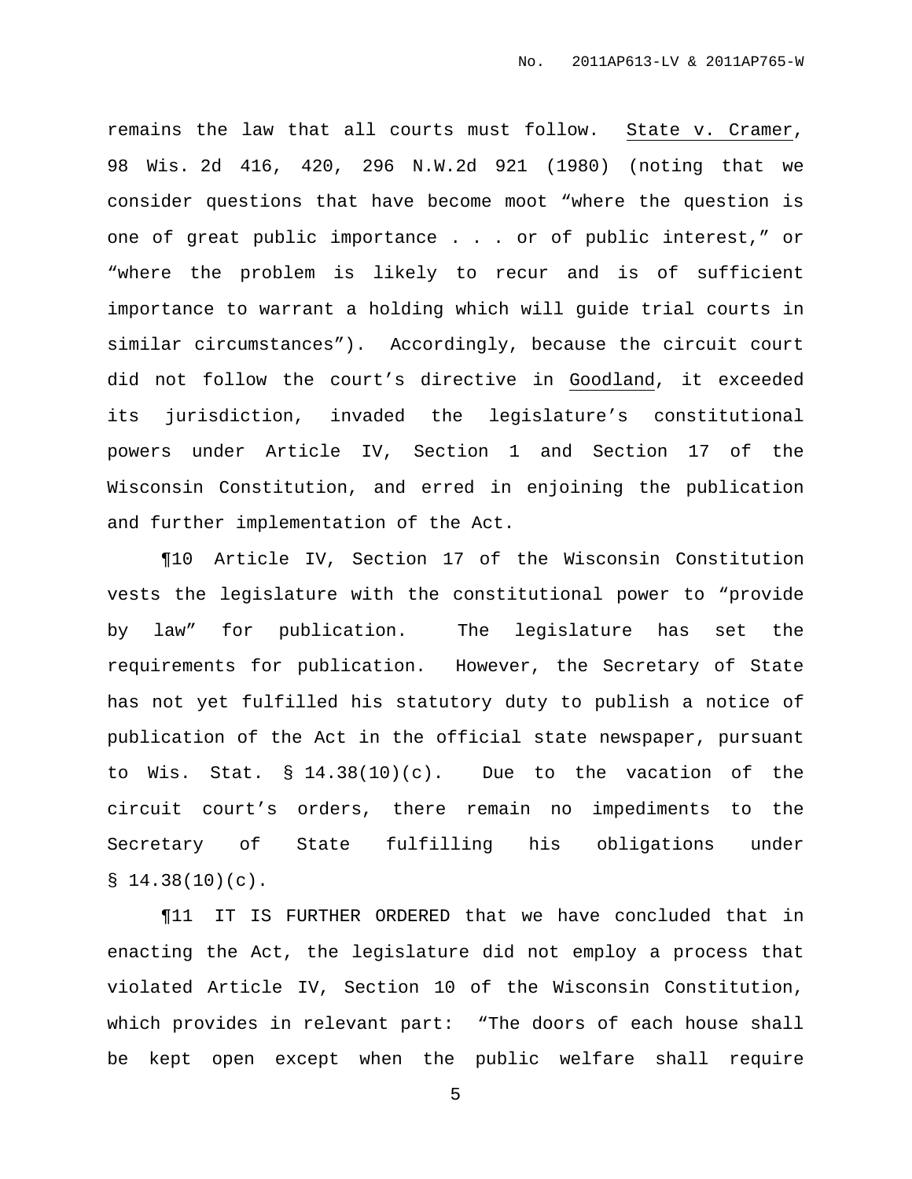remains the law that all courts must follow. State v. Cramer, 98 Wis. 2d 416, 420, 296 N.W.2d 921 (1980) (noting that we consider questions that have become moot "where the question is one of great public importance . . . or of public interest," or "where the problem is likely to recur and is of sufficient importance to warrant a holding which will guide trial courts in similar circumstances"). Accordingly, because the circuit court did not follow the court's directive in Goodland, it exceeded its jurisdiction, invaded the legislature's constitutional powers under Article IV, Section 1 and Section 17 of the Wisconsin Constitution, and erred in enjoining the publication and further implementation of the Act.

¶10 Article IV, Section 17 of the Wisconsin Constitution vests the legislature with the constitutional power to "provide by law" for publication. The legislature has set the requirements for publication. However, the Secretary of State has not yet fulfilled his statutory duty to publish a notice of publication of the Act in the official state newspaper, pursuant to Wis. Stat. § 14.38(10)(c). Due to the vacation of the circuit court's orders, there remain no impediments to the Secretary of State fulfilling his obligations under § 14.38(10)(c).

¶11 IT IS FURTHER ORDERED that we have concluded that in enacting the Act, the legislature did not employ a process that violated Article IV, Section 10 of the Wisconsin Constitution, which provides in relevant part: "The doors of each house shall be kept open except when the public welfare shall require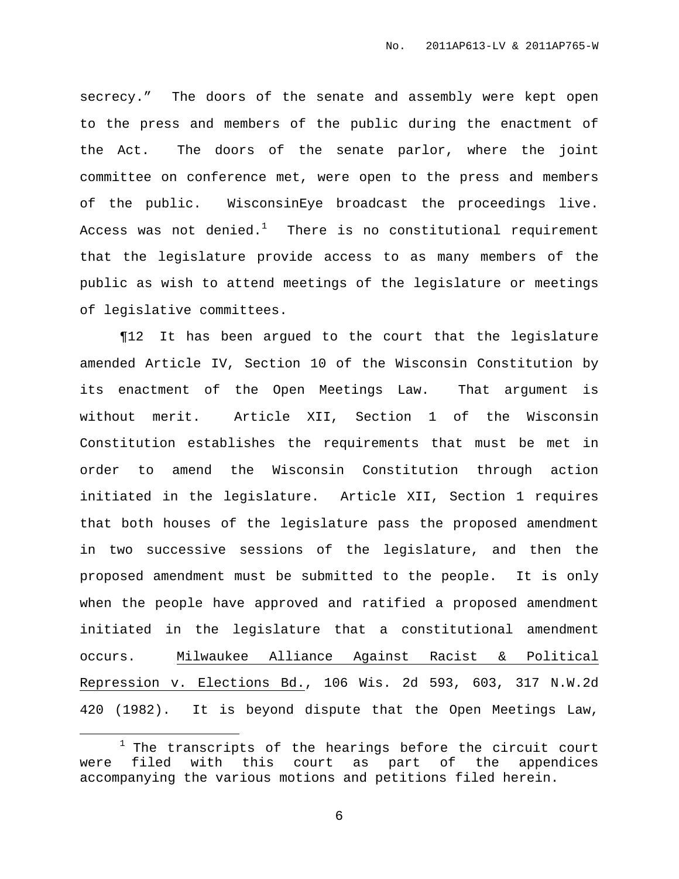secrecy." The doors of the senate and assembly were kept open to the press and members of the public during the enactment of the Act. The doors of the senate parlor, where the joint committee on conference met, were open to the press and members of the public. WisconsinEye broadcast the proceedings live. Access was not denied.[1] There is no constitutional requirement that the legislature provide access to as many members of the public as wish to attend meetings of the legislature or meetings of legislative committees.

¶12 It has been argued to the court that the legislature amended Article IV, Section 10 of the Wisconsin Constitution by its enactment of the Open Meetings Law. That argument is without merit. Article XII, Section 1 of the Wisconsin Constitution establishes the requirements that must be met in order to amend the Wisconsin Constitution through action initiated in the legislature. Article XII, Section 1 requires that both houses of the legislature pass the proposed amendment in two successive sessions of the legislature, and then the proposed amendment must be submitted to the people. It is only when the people have approved and ratified a proposed amendment initiated in the legislature that a constitutional amendment occurs. Milwaukee Alliance Against Racist & Political Repression v. Elections Bd., 106 Wis. 2d 593, 603, 317 N.W.2d 420 (1982). It is beyond dispute that the Open Meetings Law,

---

[1] The transcripts of the hearings before the circuit court were filed with this court as part of the appendices accompanying the various motions and petitions filed herein.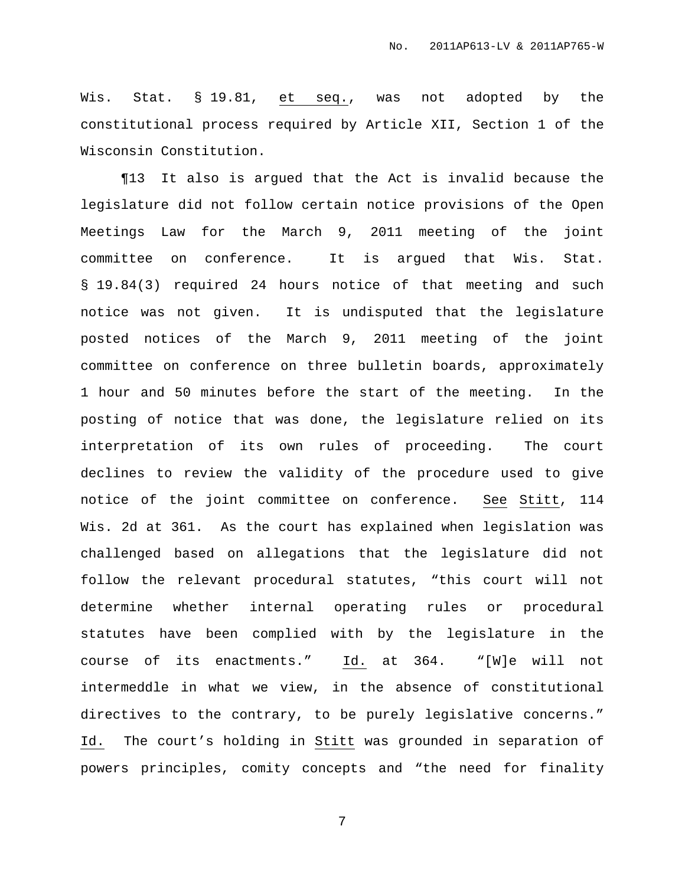Wis. Stat. § 19.81, *et seq.*, was not adopted by the constitutional process required by Article XII, Section 1 of the Wisconsin Constitution.

¶13 It also is argued that the Act is invalid because the legislature did not follow certain notice provisions of the Open Meetings Law for the March 9, 2011 meeting of the joint committee on conference. It is argued that Wis. Stat. § 19.84(3) required 24 hours notice of that meeting and such notice was not given. It is undisputed that the legislature posted notices of the March 9, 2011 meeting of the joint committee on conference on three bulletin boards, approximately 1 hour and 50 minutes before the start of the meeting. In the posting of notice that was done, the legislature relied on its interpretation of its own rules of proceeding. The court declines to review the validity of the procedure used to give notice of the joint committee on conference. *See* *Stitt*, 114 Wis. 2d at 361. As the court has explained when legislation was challenged based on allegations that the legislature did not follow the relevant procedural statutes, "this court will not determine whether internal operating rules or procedural statutes have been complied with by the legislature in the course of its enactments." *Id.* at 364. "[W]e will not intermeddle in what we view, in the absence of constitutional directives to the contrary, to be purely legislative concerns." *Id.* The court's holding in *Stitt* was grounded in separation of powers principles, comity concepts and "the need for finality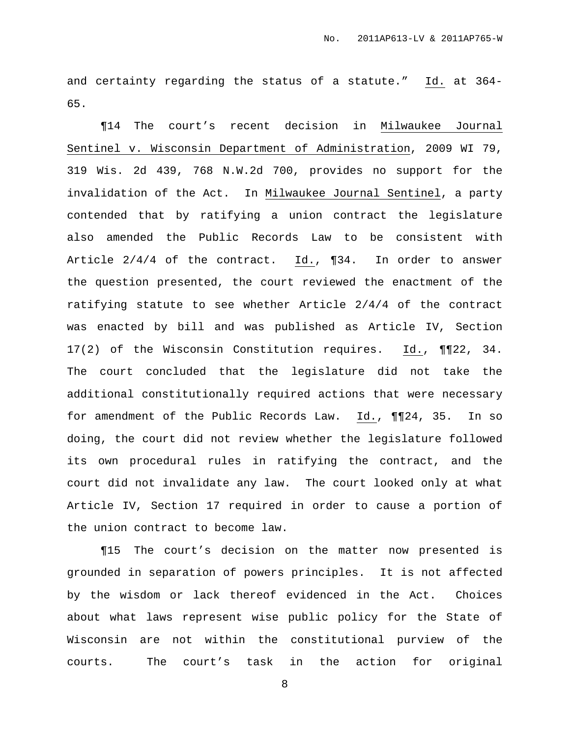and certainty regarding the status of a statute." Id. at 364-65.

¶14 The court's recent decision in Milwaukee Journal Sentinel v. Wisconsin Department of Administration, 2009 WI 79, 319 Wis. 2d 439, 768 N.W.2d 700, provides no support for the invalidation of the Act. In Milwaukee Journal Sentinel, a party contended that by ratifying a union contract the legislature also amended the Public Records Law to be consistent with Article 2/4/4 of the contract. Id., ¶34. In order to answer the question presented, the court reviewed the enactment of the ratifying statute to see whether Article 2/4/4 of the contract was enacted by bill and was published as Article IV, Section 17(2) of the Wisconsin Constitution requires. Id., ¶¶22, 34. The court concluded that the legislature did not take the additional constitutionally required actions that were necessary for amendment of the Public Records Law. Id., ¶¶24, 35. In so doing, the court did not review whether the legislature followed its own procedural rules in ratifying the contract, and the court did not invalidate any law. The court looked only at what Article IV, Section 17 required in order to cause a portion of the union contract to become law.

¶15 The court's decision on the matter now presented is grounded in separation of powers principles. It is not affected by the wisdom or lack thereof evidenced in the Act. Choices about what laws represent wise public policy for the State of Wisconsin are not within the constitutional purview of the courts. The court's task in the action for original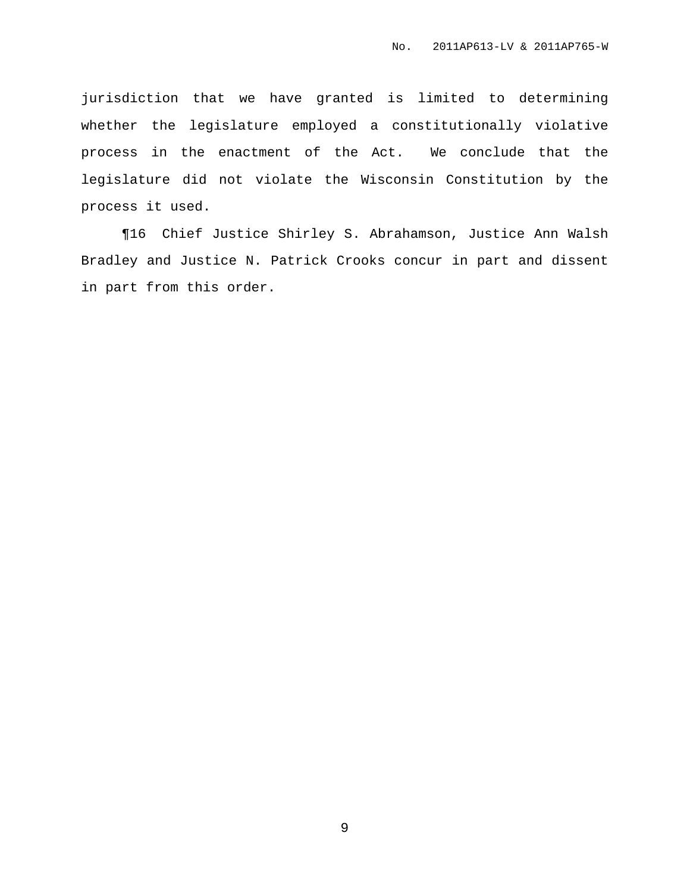jurisdiction that we have granted is limited to determining whether the legislature employed a constitutionally violative process in the enactment of the Act. We conclude that the legislature did not violate the Wisconsin Constitution by the process it used.

¶16 Chief Justice Shirley S. Abrahamson, Justice Ann Walsh Bradley and Justice N. Patrick Crooks concur in part and dissent in part from this order.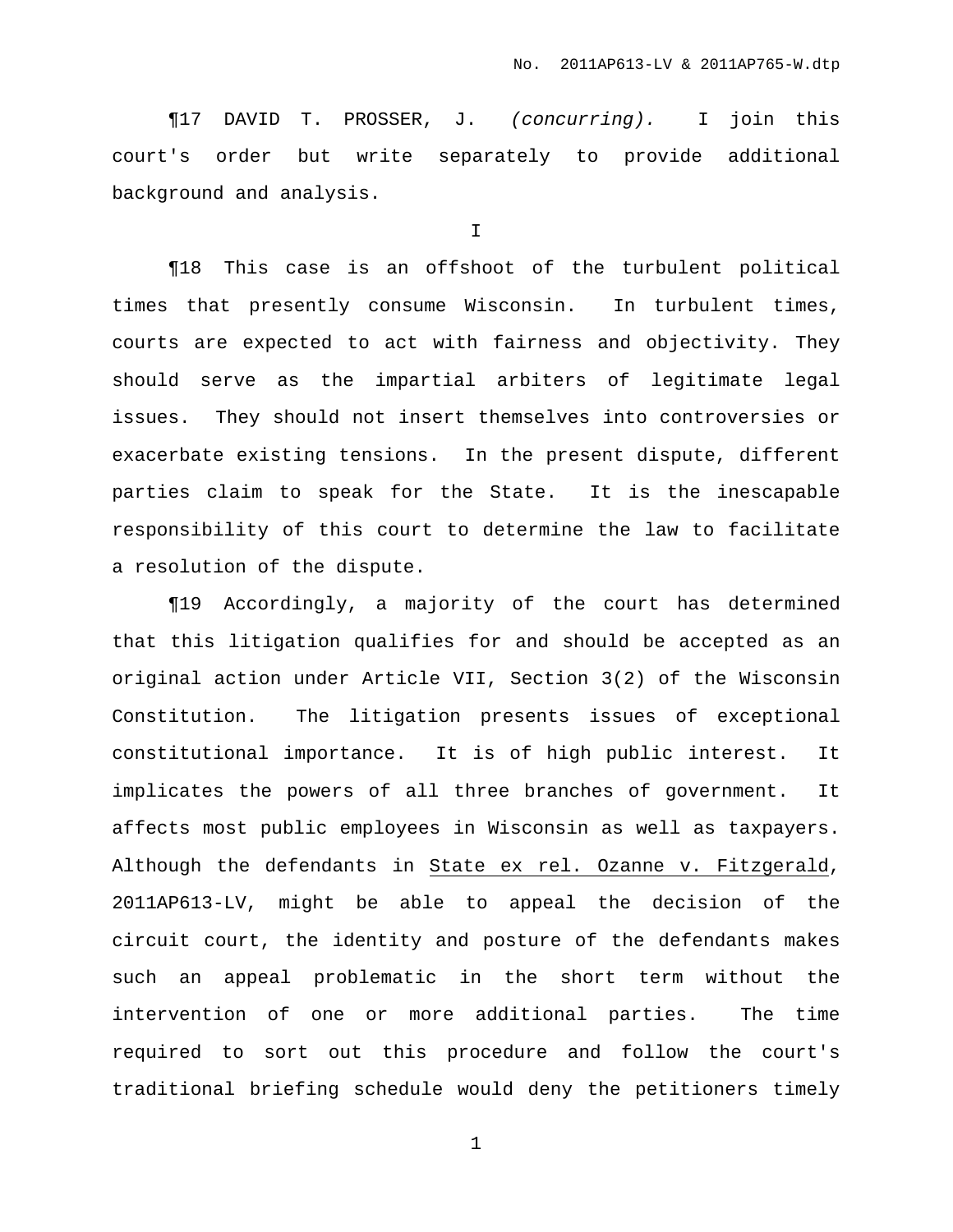¶17 DAVID T. PROSSER, J. *(concurring).* I join this court's order but write separately to provide additional background and analysis.

I

¶18 This case is an offshoot of the turbulent political times that presently consume Wisconsin. In turbulent times, courts are expected to act with fairness and objectivity. They should serve as the impartial arbiters of legitimate legal issues. They should not insert themselves into controversies or exacerbate existing tensions. In the present dispute, different parties claim to speak for the State. It is the inescapable responsibility of this court to determine the law to facilitate a resolution of the dispute.

¶19 Accordingly, a majority of the court has determined that this litigation qualifies for and should be accepted as an original action under Article VII, Section 3(2) of the Wisconsin Constitution. The litigation presents issues of exceptional constitutional importance. It is of high public interest. It implicates the powers of all three branches of government. It affects most public employees in Wisconsin as well as taxpayers. Although the defendants in <u>State ex rel. Ozanne v. Fitzgerald</u>, 2011AP613-LV, might be able to appeal the decision of the circuit court, the identity and posture of the defendants makes such an appeal problematic in the short term without the intervention of one or more additional parties. The time required to sort out this procedure and follow the court's traditional briefing schedule would deny the petitioners timely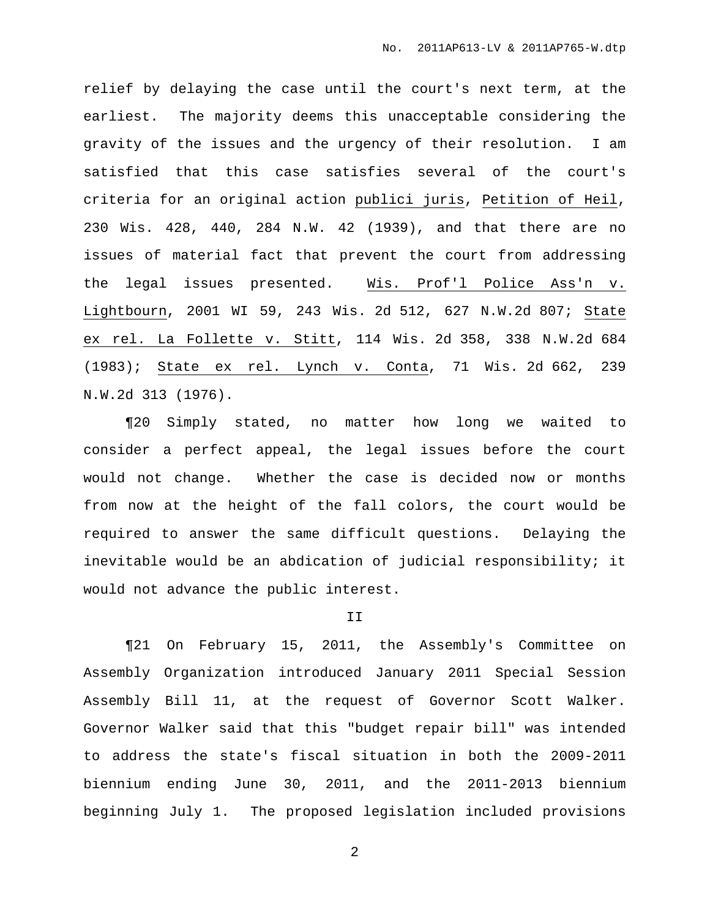relief by delaying the case until the court's next term, at the earliest. The majority deems this unacceptable considering the gravity of the issues and the urgency of their resolution. I am satisfied that this case satisfies several of the court's criteria for an original action publici juris, Petition of Heil, 230 Wis. 428, 440, 284 N.W. 42 (1939), and that there are no issues of material fact that prevent the court from addressing the legal issues presented. Wis. Prof'l Police Ass'n v. Lightbourn, 2001 WI 59, 243 Wis. 2d 512, 627 N.W.2d 807; State ex rel. La Follette v. Stitt, 114 Wis. 2d 358, 338 N.W.2d 684 (1983); State ex rel. Lynch v. Conta, 71 Wis. 2d 662, 239 N.W.2d 313 (1976).

¶20 Simply stated, no matter how long we waited to consider a perfect appeal, the legal issues before the court would not change. Whether the case is decided now or months from now at the height of the fall colors, the court would be required to answer the same difficult questions. Delaying the inevitable would be an abdication of judicial responsibility; it would not advance the public interest.

## II

¶21 On February 15, 2011, the Assembly's Committee on Assembly Organization introduced January 2011 Special Session Assembly Bill 11, at the request of Governor Scott Walker. Governor Walker said that this "budget repair bill" was intended to address the state's fiscal situation in both the 2009-2011 biennium ending June 30, 2011, and the 2011-2013 biennium beginning July 1. The proposed legislation included provisions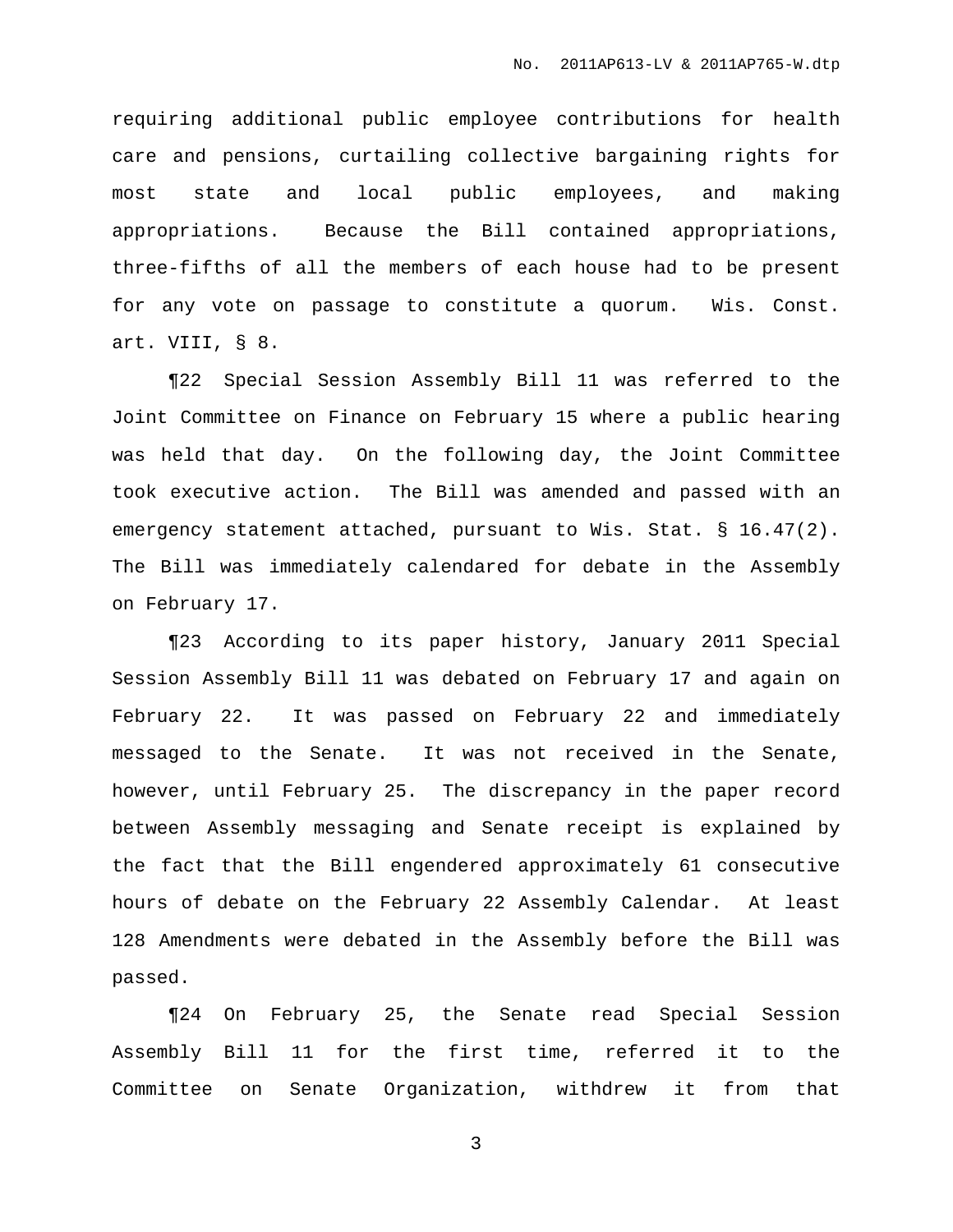requiring additional public employee contributions for health care and pensions, curtailing collective bargaining rights for most state and local public employees, and making appropriations. Because the Bill contained appropriations, three-fifths of all the members of each house had to be present for any vote on passage to constitute a quorum. Wis. Const. art. VIII, § 8.

¶22 Special Session Assembly Bill 11 was referred to the Joint Committee on Finance on February 15 where a public hearing was held that day. On the following day, the Joint Committee took executive action. The Bill was amended and passed with an emergency statement attached, pursuant to Wis. Stat. § 16.47(2). The Bill was immediately calendared for debate in the Assembly on February 17.

¶23 According to its paper history, January 2011 Special Session Assembly Bill 11 was debated on February 17 and again on February 22. It was passed on February 22 and immediately messaged to the Senate. It was not received in the Senate, however, until February 25. The discrepancy in the paper record between Assembly messaging and Senate receipt is explained by the fact that the Bill engendered approximately 61 consecutive hours of debate on the February 22 Assembly Calendar. At least 128 Amendments were debated in the Assembly before the Bill was passed.

¶24 On February 25, the Senate read Special Session Assembly Bill 11 for the first time, referred it to the Committee on Senate Organization, withdrew it from that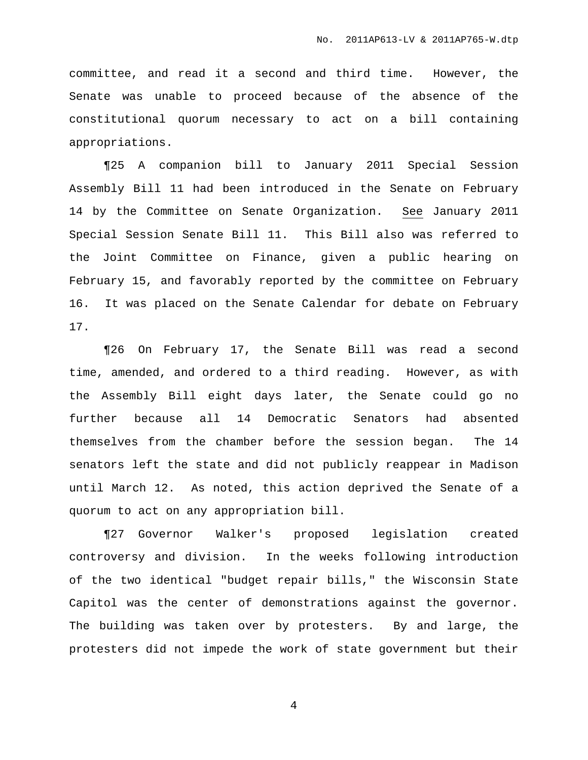committee, and read it a second and third time. However, the Senate was unable to proceed because of the absence of the constitutional quorum necessary to act on a bill containing appropriations.

¶25 A companion bill to January 2011 Special Session Assembly Bill 11 had been introduced in the Senate on February 14 by the Committee on Senate Organization. See January 2011 Special Session Senate Bill 11. This Bill also was referred to the Joint Committee on Finance, given a public hearing on February 15, and favorably reported by the committee on February 16. It was placed on the Senate Calendar for debate on February 17.

¶26 On February 17, the Senate Bill was read a second time, amended, and ordered to a third reading. However, as with the Assembly Bill eight days later, the Senate could go no further because all 14 Democratic Senators had absented themselves from the chamber before the session began. The 14 senators left the state and did not publicly reappear in Madison until March 12. As noted, this action deprived the Senate of a quorum to act on any appropriation bill.

¶27 Governor Walker's proposed legislation created controversy and division. In the weeks following introduction of the two identical "budget repair bills," the Wisconsin State Capitol was the center of demonstrations against the governor. The building was taken over by protesters. By and large, the protesters did not impede the work of state government but their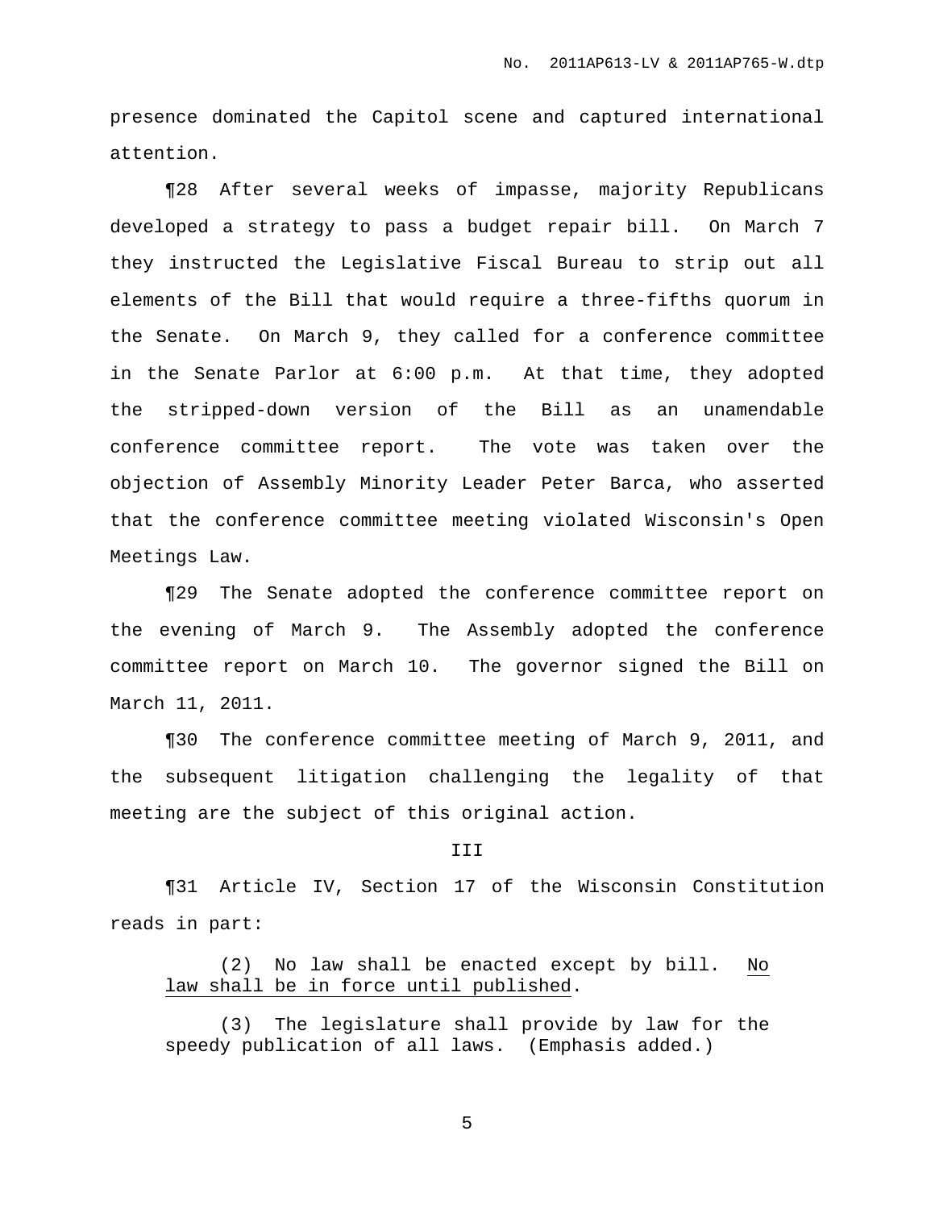presence dominated the Capitol scene and captured international attention.

¶28 After several weeks of impasse, majority Republicans developed a strategy to pass a budget repair bill. On March 7 they instructed the Legislative Fiscal Bureau to strip out all elements of the Bill that would require a three-fifths quorum in the Senate. On March 9, they called for a conference committee in the Senate Parlor at 6:00 p.m. At that time, they adopted the stripped-down version of the Bill as an unamendable conference committee report. The vote was taken over the objection of Assembly Minority Leader Peter Barca, who asserted that the conference committee meeting violated Wisconsin's Open Meetings Law.

¶29 The Senate adopted the conference committee report on the evening of March 9. The Assembly adopted the conference committee report on March 10. The governor signed the Bill on March 11, 2011.

¶30 The conference committee meeting of March 9, 2011, and the subsequent litigation challenging the legality of that meeting are the subject of this original action.

## III

¶31 Article IV, Section 17 of the Wisconsin Constitution reads in part:

> (2) No law shall be enacted except by bill. <u>No law shall be in force until published</u>.
>
> (3) The legislature shall provide by law for the speedy publication of all laws. (Emphasis added.)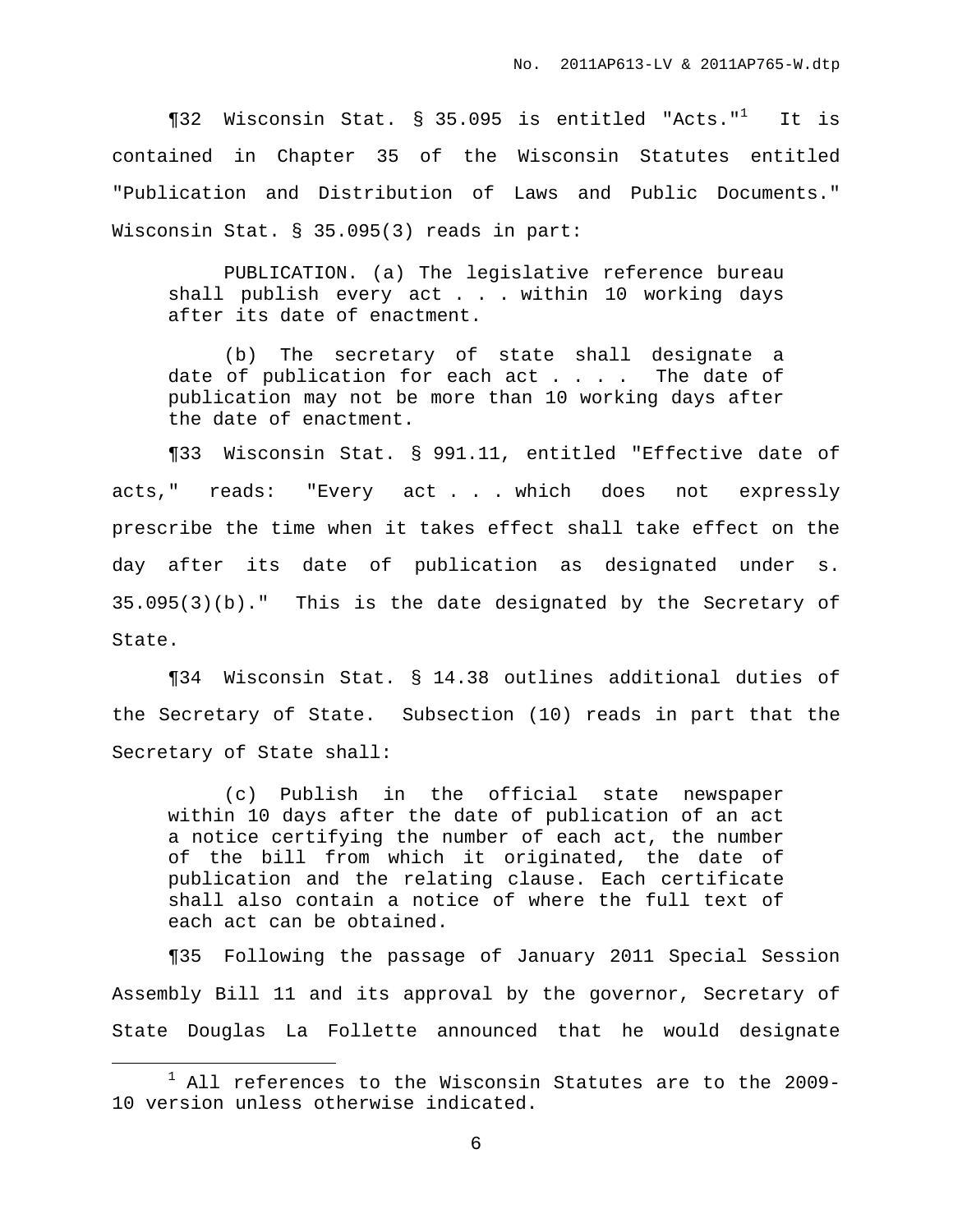¶32 Wisconsin Stat. § 35.095 is entitled "Acts."[1] It is contained in Chapter 35 of the Wisconsin Statutes entitled "Publication and Distribution of Laws and Public Documents." Wisconsin Stat. § 35.095(3) reads in part:

> PUBLICATION. (a) The legislative reference bureau shall publish every act . . . within 10 working days after its date of enactment.
>
> (b) The secretary of state shall designate a date of publication for each act . . . . The date of publication may not be more than 10 working days after the date of enactment.

¶33 Wisconsin Stat. § 991.11, entitled "Effective date of acts," reads: "Every act . . . which does not expressly prescribe the time when it takes effect shall take effect on the day after its date of publication as designated under s. 35.095(3)(b)." This is the date designated by the Secretary of State.

¶34 Wisconsin Stat. § 14.38 outlines additional duties of the Secretary of State. Subsection (10) reads in part that the Secretary of State shall:

> (c) Publish in the official state newspaper within 10 days after the date of publication of an act a notice certifying the number of each act, the number of the bill from which it originated, the date of publication and the relating clause. Each certificate shall also contain a notice of where the full text of each act can be obtained.

¶35 Following the passage of January 2011 Special Session Assembly Bill 11 and its approval by the governor, Secretary of State Douglas La Follette announced that he would designate

---

[1] All references to the Wisconsin Statutes are to the 2009-10 version unless otherwise indicated.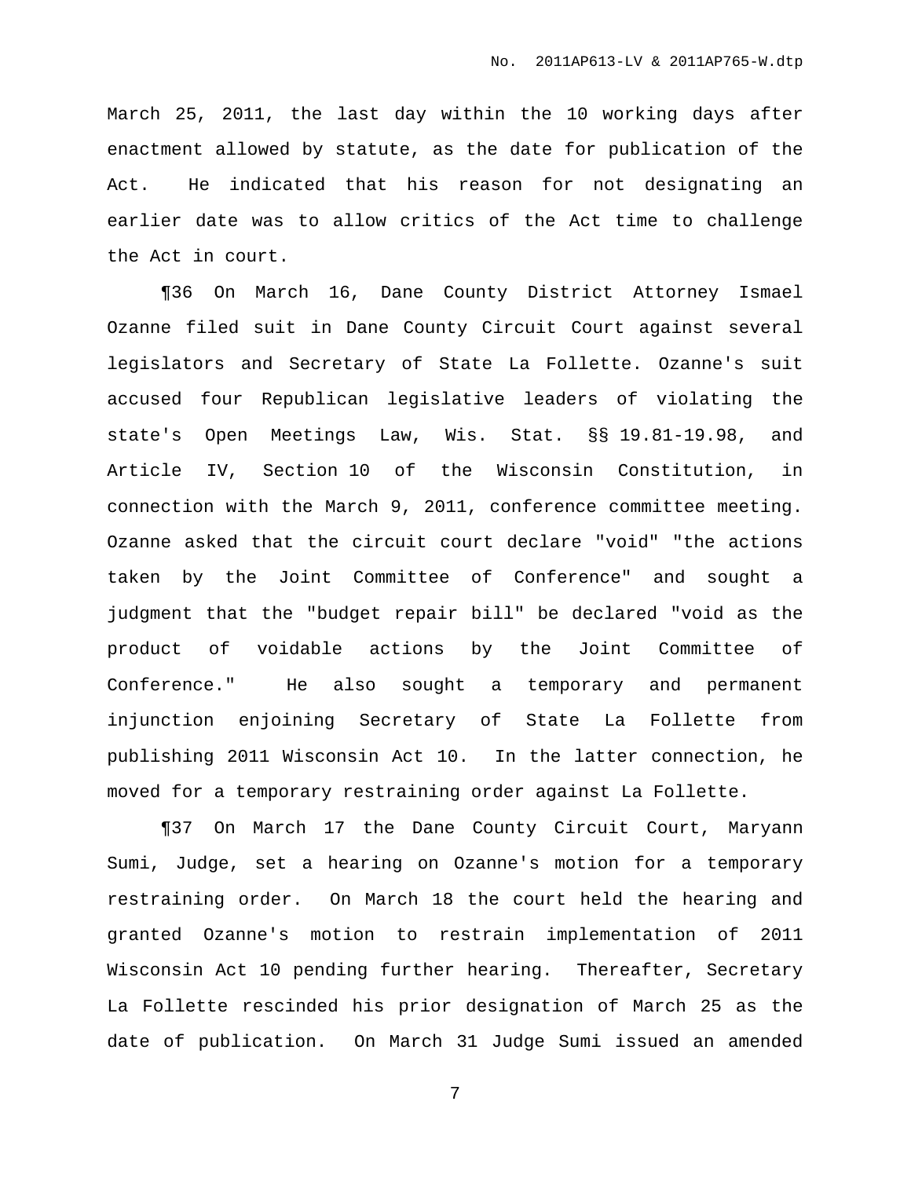March 25, 2011, the last day within the 10 working days after enactment allowed by statute, as the date for publication of the Act. He indicated that his reason for not designating an earlier date was to allow critics of the Act time to challenge the Act in court.

¶36 On March 16, Dane County District Attorney Ismael Ozanne filed suit in Dane County Circuit Court against several legislators and Secretary of State La Follette. Ozanne's suit accused four Republican legislative leaders of violating the state's Open Meetings Law, Wis. Stat. §§ 19.81-19.98, and Article IV, Section 10 of the Wisconsin Constitution, in connection with the March 9, 2011, conference committee meeting. Ozanne asked that the circuit court declare "void" "the actions taken by the Joint Committee of Conference" and sought a judgment that the "budget repair bill" be declared "void as the product of voidable actions by the Joint Committee of Conference." He also sought a temporary and permanent injunction enjoining Secretary of State La Follette from publishing 2011 Wisconsin Act 10. In the latter connection, he moved for a temporary restraining order against La Follette.

¶37 On March 17 the Dane County Circuit Court, Maryann Sumi, Judge, set a hearing on Ozanne's motion for a temporary restraining order. On March 18 the court held the hearing and granted Ozanne's motion to restrain implementation of 2011 Wisconsin Act 10 pending further hearing. Thereafter, Secretary La Follette rescinded his prior designation of March 25 as the date of publication. On March 31 Judge Sumi issued an amended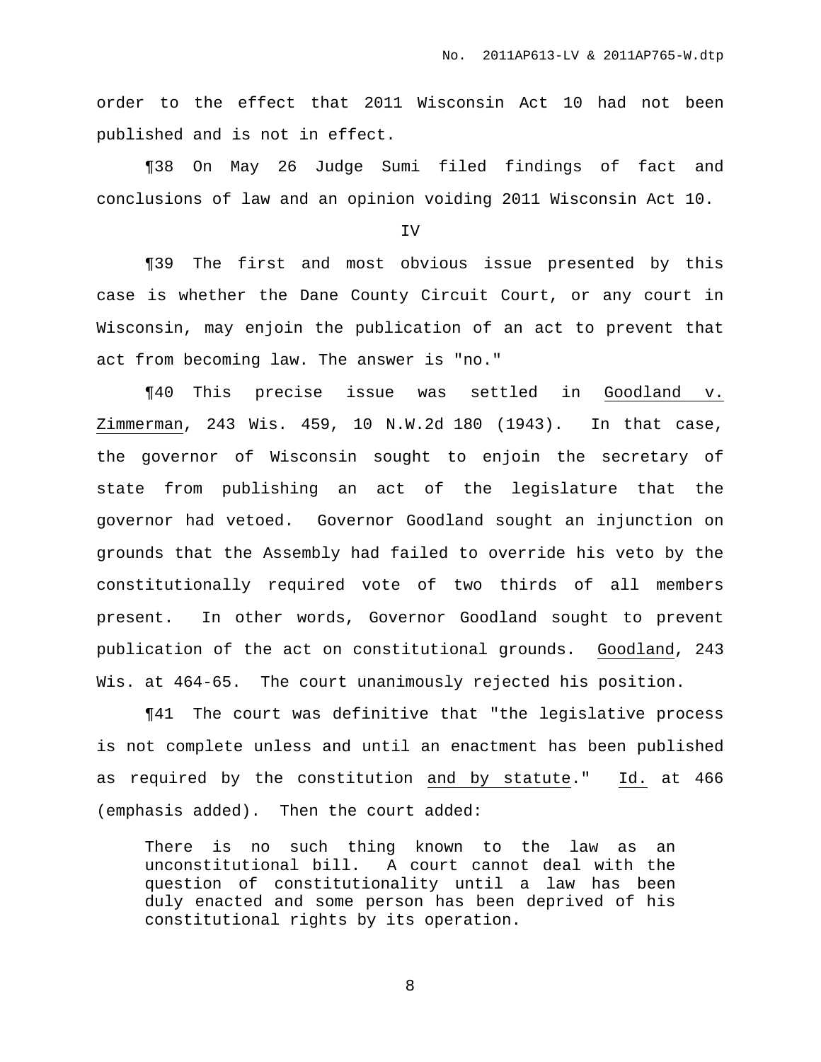order to the effect that 2011 Wisconsin Act 10 had not been published and is not in effect.

¶38 On May 26 Judge Sumi filed findings of fact and conclusions of law and an opinion voiding 2011 Wisconsin Act 10.

IV

¶39 The first and most obvious issue presented by this case is whether the Dane County Circuit Court, or any court in Wisconsin, may enjoin the publication of an act to prevent that act from becoming law. The answer is "no."

¶40 This precise issue was settled in <u>Goodland v. Zimmerman</u>, 243 Wis. 459, 10 N.W.2d 180 (1943). In that case, the governor of Wisconsin sought to enjoin the secretary of state from publishing an act of the legislature that the governor had vetoed. Governor Goodland sought an injunction on grounds that the Assembly had failed to override his veto by the constitutionally required vote of two thirds of all members present. In other words, Governor Goodland sought to prevent publication of the act on constitutional grounds. <u>Goodland</u>, 243 Wis. at 464-65. The court unanimously rejected his position.

¶41 The court was definitive that "the legislative process is not complete unless and until an enactment has been published as required by the constitution <u>and by statute</u>." <u>Id.</u> at 466 (emphasis added). Then the court added:

> There is no such thing known to the law as an unconstitutional bill. A court cannot deal with the question of constitutionality until a law has been duly enacted and some person has been deprived of his constitutional rights by its operation.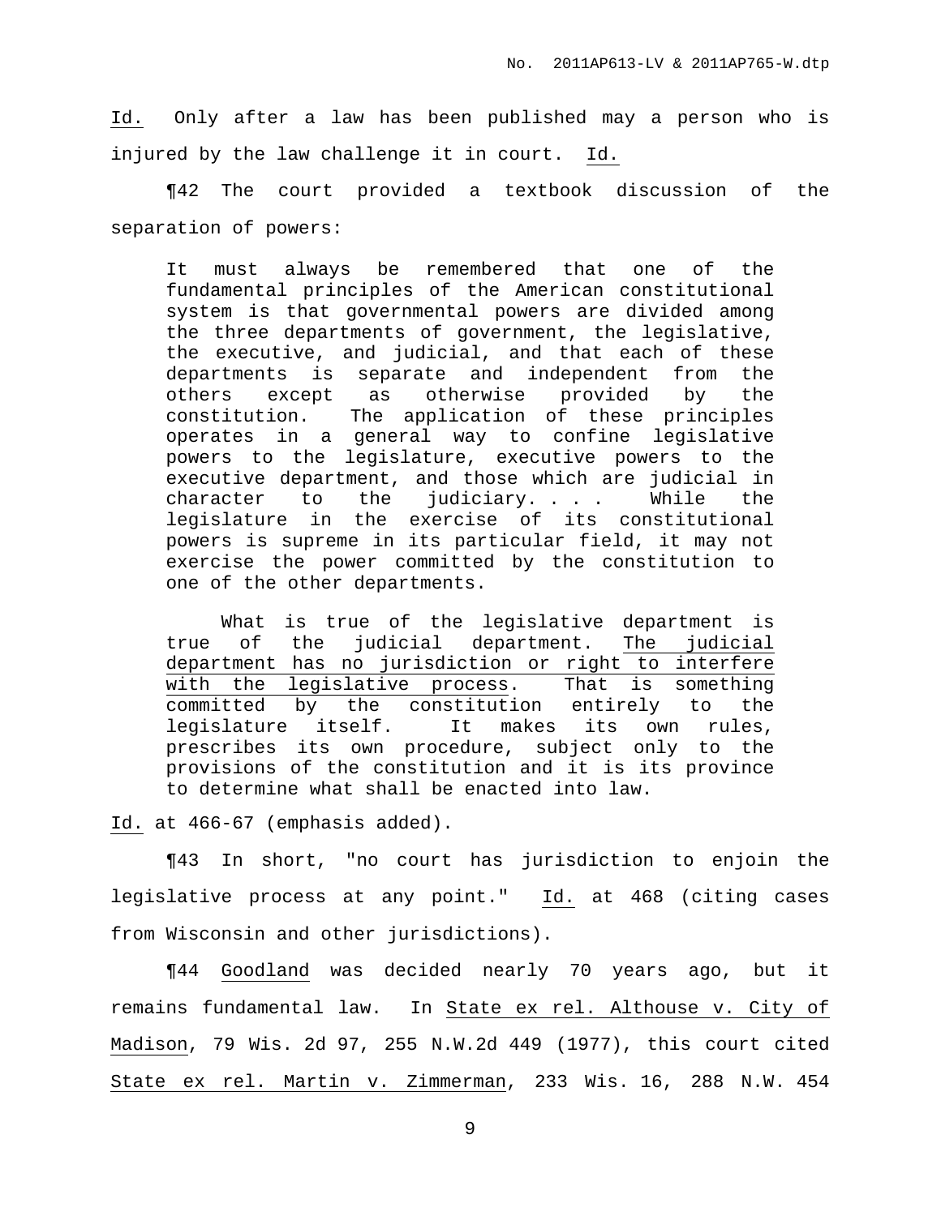Id. Only after a law has been published may a person who is injured by the law challenge it in court. Id.

¶42 The court provided a textbook discussion of the separation of powers:

> It must always be remembered that one of the fundamental principles of the American constitutional system is that governmental powers are divided among the three departments of government, the legislative, the executive, and judicial, and that each of these departments is separate and independent from the others except as otherwise provided by the constitution. The application of these principles operates in a general way to confine legislative powers to the legislature, executive powers to the executive department, and those which are judicial in character to the judiciary. . . . While the legislature in the exercise of its constitutional powers is supreme in its particular field, it may not exercise the power committed by the constitution to one of the other departments.
>
> What is true of the legislative department is true of the judicial department. The judicial department has no jurisdiction or right to interfere with the legislative process. That is something committed by the constitution entirely to the legislature itself. It makes its own rules, prescribes its own procedure, subject only to the provisions of the constitution and it is its province to determine what shall be enacted into law.

Id. at 466-67 (emphasis added).

¶43 In short, "no court has jurisdiction to enjoin the legislative process at any point." Id. at 468 (citing cases from Wisconsin and other jurisdictions).

¶44 Goodland was decided nearly 70 years ago, but it remains fundamental law. In State ex rel. Althouse v. City of Madison, 79 Wis. 2d 97, 255 N.W.2d 449 (1977), this court cited State ex rel. Martin v. Zimmerman, 233 Wis. 16, 288 N.W. 454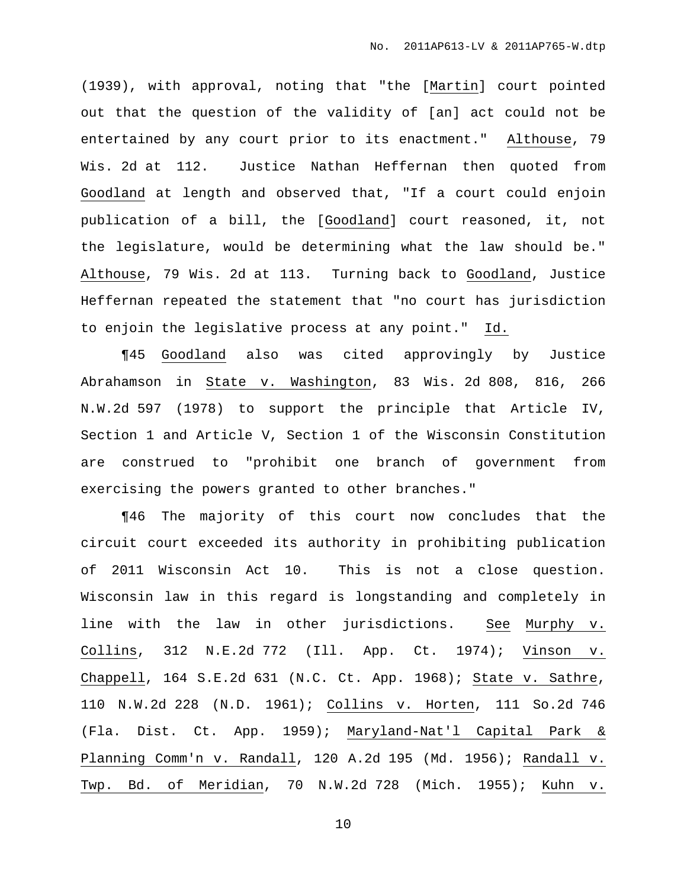(1939), with approval, noting that "the [Martin] court pointed out that the question of the validity of [an] act could not be entertained by any court prior to its enactment." Althouse, 79 Wis. 2d at 112. Justice Nathan Heffernan then quoted from Goodland at length and observed that, "If a court could enjoin publication of a bill, the [Goodland] court reasoned, it, not the legislature, would be determining what the law should be." Althouse, 79 Wis. 2d at 113. Turning back to Goodland, Justice Heffernan repeated the statement that "no court has jurisdiction to enjoin the legislative process at any point." Id.

¶45 Goodland also was cited approvingly by Justice Abrahamson in State v. Washington, 83 Wis. 2d 808, 816, 266 N.W.2d 597 (1978) to support the principle that Article IV, Section 1 and Article V, Section 1 of the Wisconsin Constitution are construed to "prohibit one branch of government from exercising the powers granted to other branches."

¶46 The majority of this court now concludes that the circuit court exceeded its authority in prohibiting publication of 2011 Wisconsin Act 10. This is not a close question. Wisconsin law in this regard is longstanding and completely in line with the law in other jurisdictions. See Murphy v. Collins, 312 N.E.2d 772 (Ill. App. Ct. 1974); Vinson v. Chappell, 164 S.E.2d 631 (N.C. Ct. App. 1968); State v. Sathre, 110 N.W.2d 228 (N.D. 1961); Collins v. Horten, 111 So.2d 746 (Fla. Dist. Ct. App. 1959); Maryland-Nat'l Capital Park & Planning Comm'n v. Randall, 120 A.2d 195 (Md. 1956); Randall v. Twp. Bd. of Meridian, 70 N.W.2d 728 (Mich. 1955); Kuhn v.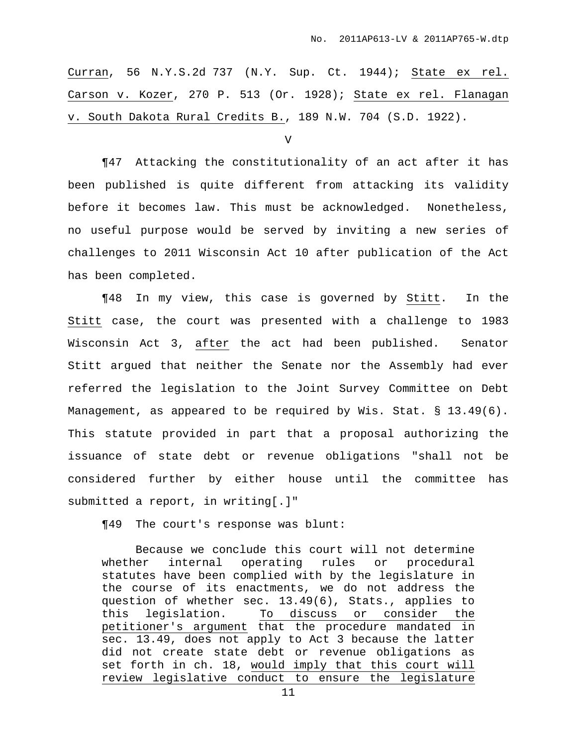Curran, 56 N.Y.S.2d 737 (N.Y. Sup. Ct. 1944); State ex rel. Carson v. Kozer, 270 P. 513 (Or. 1928); State ex rel. Flanagan v. South Dakota Rural Credits B., 189 N.W. 704 (S.D. 1922).

V

¶47 Attacking the constitutionality of an act after it has been published is quite different from attacking its validity before it becomes law. This must be acknowledged. Nonetheless, no useful purpose would be served by inviting a new series of challenges to 2011 Wisconsin Act 10 after publication of the Act has been completed.

¶48 In my view, this case is governed by Stitt. In the Stitt case, the court was presented with a challenge to 1983 Wisconsin Act 3, after the act had been published. Senator Stitt argued that neither the Senate nor the Assembly had ever referred the legislation to the Joint Survey Committee on Debt Management, as appeared to be required by Wis. Stat. § 13.49(6). This statute provided in part that a proposal authorizing the issuance of state debt or revenue obligations "shall not be considered further by either house until the committee has submitted a report, in writing[.]"

¶49 The court's response was blunt:

> Because we conclude this court will not determine whether internal operating rules or procedural statutes have been complied with by the legislature in the course of its enactments, we do not address the question of whether sec. 13.49(6), Stats., applies to this legislation. To discuss or consider the petitioner's argument that the procedure mandated in sec. 13.49, does not apply to Act 3 because the latter did not create state debt or revenue obligations as set forth in ch. 18, would imply that this court will review legislative conduct to ensure the legislature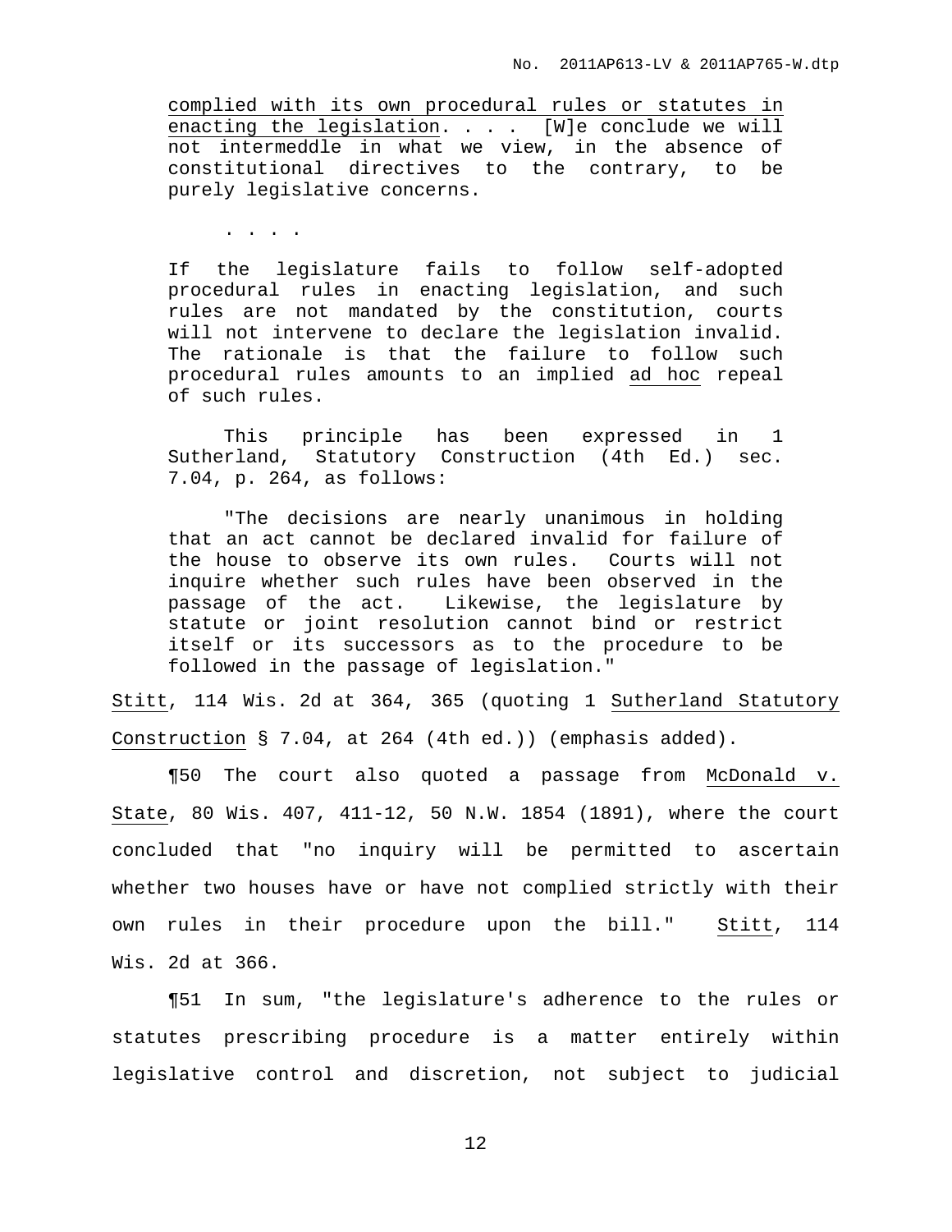> <u>complied with its own procedural rules or statutes in enacting the legislation</u>. . . . [W]e conclude we will not intermeddle in what we view, in the absence of constitutional directives to the contrary, to be purely legislative concerns.
>
> . . . .
>
> If the legislature fails to follow self-adopted procedural rules in enacting legislation, and such rules are not mandated by the constitution, courts will not intervene to declare the legislation invalid. The rationale is that the failure to follow such procedural rules amounts to an implied <u>ad hoc</u> repeal of such rules.
>
> This principle has been expressed in 1 Sutherland, Statutory Construction (4th Ed.) sec. 7.04, p. 264, as follows:
>
> "The decisions are nearly unanimous in holding that an act cannot be declared invalid for failure of the house to observe its own rules. Courts will not inquire whether such rules have been observed in the passage of the act. Likewise, the legislature by statute or joint resolution cannot bind or restrict itself or its successors as to the procedure to be followed in the passage of legislation."

<u>Stitt</u>, 114 Wis. 2d at 364, 365 (quoting 1 <u>Sutherland Statutory Construction</u> § 7.04, at 264 (4th ed.)) (emphasis added).

¶50 The court also quoted a passage from <u>McDonald v. State</u>, 80 Wis. 407, 411-12, 50 N.W. 1854 (1891), where the court concluded that "no inquiry will be permitted to ascertain whether two houses have or have not complied strictly with their own rules in their procedure upon the bill." <u>Stitt</u>, 114 Wis. 2d at 366.

¶51 In sum, "the legislature's adherence to the rules or statutes prescribing procedure is a matter entirely within legislative control and discretion, not subject to judicial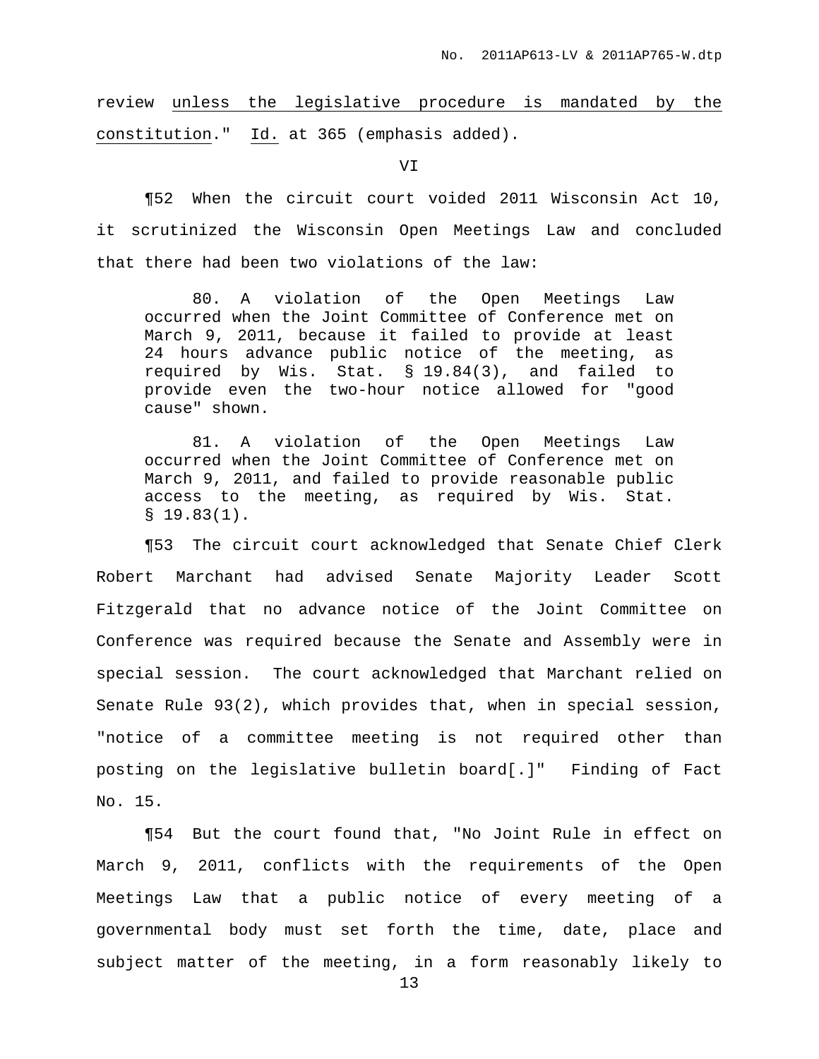review unless the legislative procedure is mandated by the constitution." Id. at 365 (emphasis added).

VI

¶52 When the circuit court voided 2011 Wisconsin Act 10, it scrutinized the Wisconsin Open Meetings Law and concluded that there had been two violations of the law:

> 80. A violation of the Open Meetings Law occurred when the Joint Committee of Conference met on March 9, 2011, because it failed to provide at least 24 hours advance public notice of the meeting, as required by Wis. Stat. § 19.84(3), and failed to provide even the two-hour notice allowed for "good cause" shown.
>
> 81. A violation of the Open Meetings Law occurred when the Joint Committee of Conference met on March 9, 2011, and failed to provide reasonable public access to the meeting, as required by Wis. Stat. § 19.83(1).

¶53 The circuit court acknowledged that Senate Chief Clerk Robert Marchant had advised Senate Majority Leader Scott Fitzgerald that no advance notice of the Joint Committee on Conference was required because the Senate and Assembly were in special session. The court acknowledged that Marchant relied on Senate Rule 93(2), which provides that, when in special session, "notice of a committee meeting is not required other than posting on the legislative bulletin board[.]" Finding of Fact No. 15.

¶54 But the court found that, "No Joint Rule in effect on March 9, 2011, conflicts with the requirements of the Open Meetings Law that a public notice of every meeting of a governmental body must set forth the time, date, place and subject matter of the meeting, in a form reasonably likely to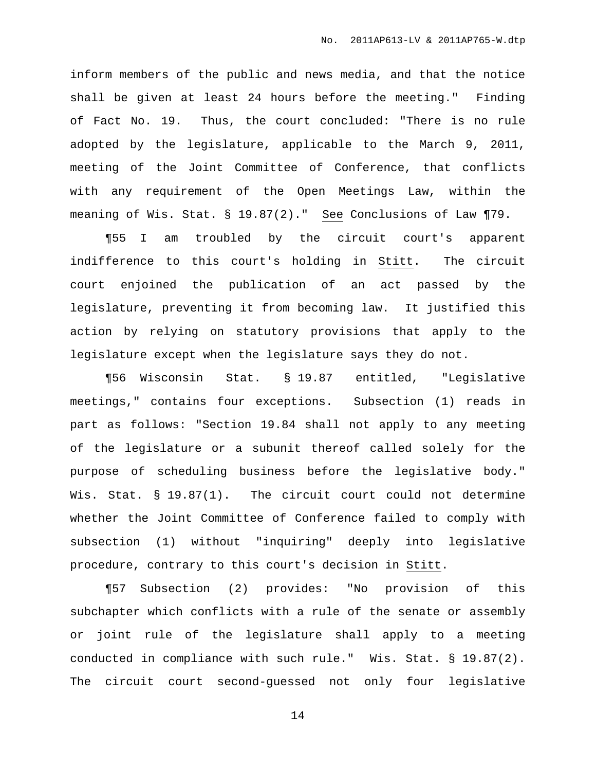inform members of the public and news media, and that the notice shall be given at least 24 hours before the meeting." Finding of Fact No. 19. Thus, the court concluded: "There is no rule adopted by the legislature, applicable to the March 9, 2011, meeting of the Joint Committee of Conference, that conflicts with any requirement of the Open Meetings Law, within the meaning of Wis. Stat. § 19.87(2)." See Conclusions of Law ¶79.

¶55 I am troubled by the circuit court's apparent indifference to this court's holding in Stitt. The circuit court enjoined the publication of an act passed by the legislature, preventing it from becoming law. It justified this action by relying on statutory provisions that apply to the legislature except when the legislature says they do not.

¶56 Wisconsin Stat. § 19.87 entitled, "Legislative meetings," contains four exceptions. Subsection (1) reads in part as follows: "Section 19.84 shall not apply to any meeting of the legislature or a subunit thereof called solely for the purpose of scheduling business before the legislative body." Wis. Stat. § 19.87(1). The circuit court could not determine whether the Joint Committee of Conference failed to comply with subsection (1) without "inquiring" deeply into legislative procedure, contrary to this court's decision in Stitt.

¶57 Subsection (2) provides: "No provision of this subchapter which conflicts with a rule of the senate or assembly or joint rule of the legislature shall apply to a meeting conducted in compliance with such rule." Wis. Stat. § 19.87(2). The circuit court second-guessed not only four legislative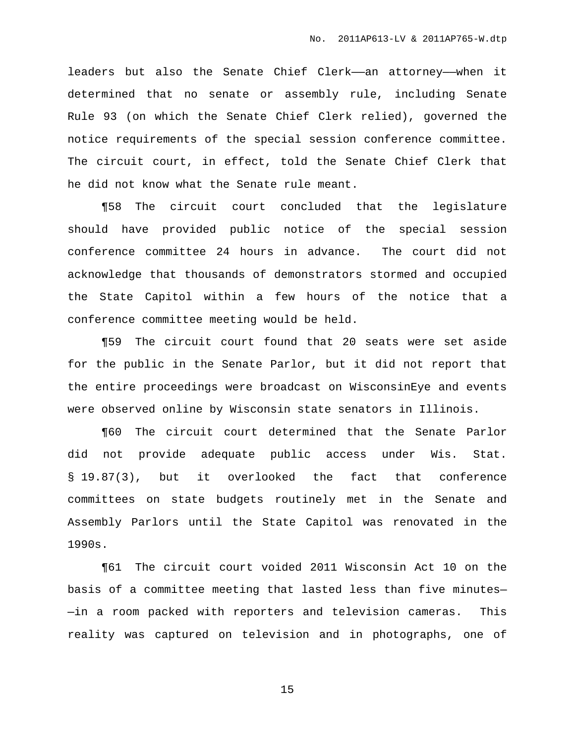leaders but also the Senate Chief Clerk——an attorney——when it determined that no senate or assembly rule, including Senate Rule 93 (on which the Senate Chief Clerk relied), governed the notice requirements of the special session conference committee. The circuit court, in effect, told the Senate Chief Clerk that he did not know what the Senate rule meant.

¶58 The circuit court concluded that the legislature should have provided public notice of the special session conference committee 24 hours in advance. The court did not acknowledge that thousands of demonstrators stormed and occupied the State Capitol within a few hours of the notice that a conference committee meeting would be held.

¶59 The circuit court found that 20 seats were set aside for the public in the Senate Parlor, but it did not report that the entire proceedings were broadcast on WisconsinEye and events were observed online by Wisconsin state senators in Illinois.

¶60 The circuit court determined that the Senate Parlor did not provide adequate public access under Wis. Stat. § 19.87(3), but it overlooked the fact that conference committees on state budgets routinely met in the Senate and Assembly Parlors until the State Capitol was renovated in the 1990s.

¶61 The circuit court voided 2011 Wisconsin Act 10 on the basis of a committee meeting that lasted less than five minutes——in a room packed with reporters and television cameras. This reality was captured on television and in photographs, one of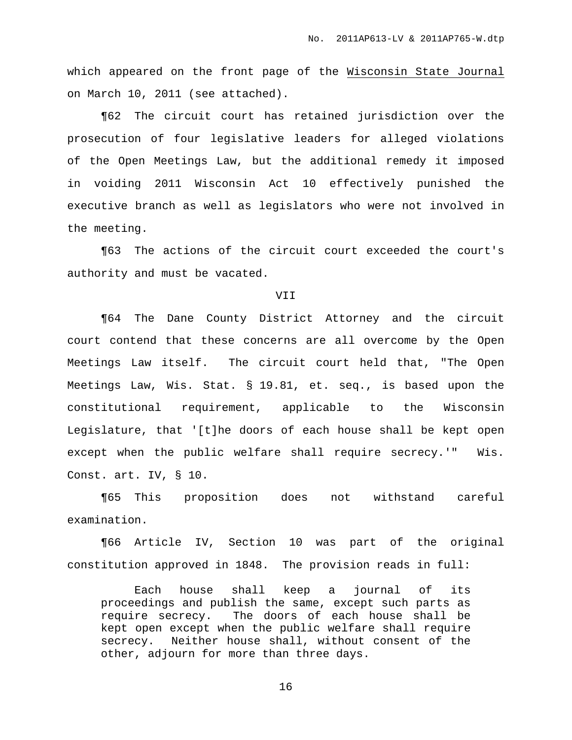which appeared on the front page of the Wisconsin State Journal on March 10, 2011 (see attached).

¶62 The circuit court has retained jurisdiction over the prosecution of four legislative leaders for alleged violations of the Open Meetings Law, but the additional remedy it imposed in voiding 2011 Wisconsin Act 10 effectively punished the executive branch as well as legislators who were not involved in the meeting.

¶63 The actions of the circuit court exceeded the court's authority and must be vacated.

VII

¶64 The Dane County District Attorney and the circuit court contend that these concerns are all overcome by the Open Meetings Law itself. The circuit court held that, "The Open Meetings Law, Wis. Stat. § 19.81, et. seq., is based upon the constitutional requirement, applicable to the Wisconsin Legislature, that '[t]he doors of each house shall be kept open except when the public welfare shall require secrecy.'" Wis. Const. art. IV, § 10.

¶65 This proposition does not withstand careful examination.

¶66 Article IV, Section 10 was part of the original constitution approved in 1848. The provision reads in full:

> Each house shall keep a journal of its proceedings and publish the same, except such parts as require secrecy. The doors of each house shall be kept open except when the public welfare shall require secrecy. Neither house shall, without consent of the other, adjourn for more than three days.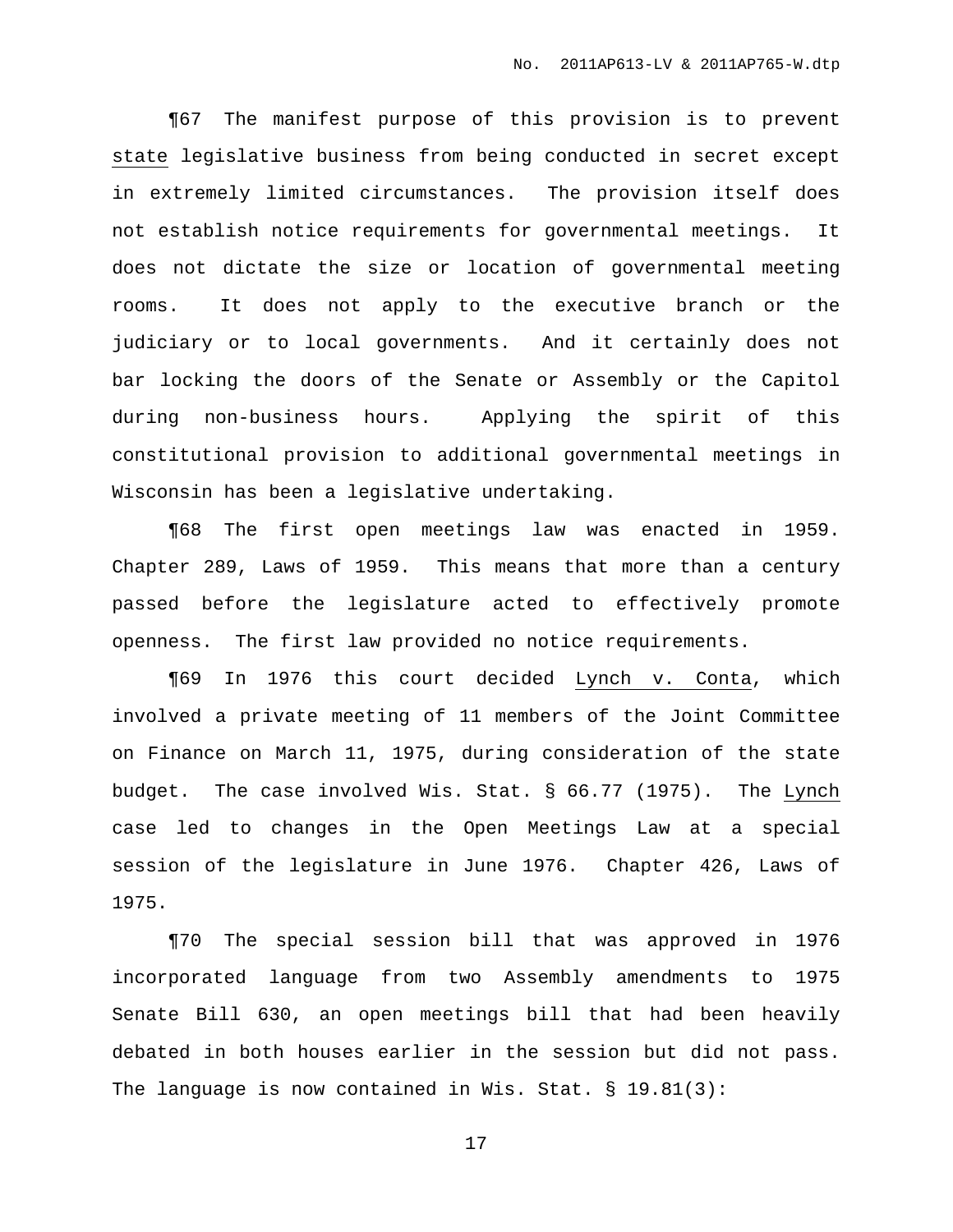¶67 The manifest purpose of this provision is to prevent <u>state</u> legislative business from being conducted in secret except in extremely limited circumstances. The provision itself does not establish notice requirements for governmental meetings. It does not dictate the size or location of governmental meeting rooms. It does not apply to the executive branch or the judiciary or to local governments. And it certainly does not bar locking the doors of the Senate or Assembly or the Capitol during non-business hours. Applying the spirit of this constitutional provision to additional governmental meetings in Wisconsin has been a legislative undertaking.

¶68 The first open meetings law was enacted in 1959. Chapter 289, Laws of 1959. This means that more than a century passed before the legislature acted to effectively promote openness. The first law provided no notice requirements.

¶69 In 1976 this court decided <u>Lynch v. Conta</u>, which involved a private meeting of 11 members of the Joint Committee on Finance on March 11, 1975, during consideration of the state budget. The case involved Wis. Stat. § 66.77 (1975). The <u>Lynch</u> case led to changes in the Open Meetings Law at a special session of the legislature in June 1976. Chapter 426, Laws of 1975.

¶70 The special session bill that was approved in 1976 incorporated language from two Assembly amendments to 1975 Senate Bill 630, an open meetings bill that had been heavily debated in both houses earlier in the session but did not pass. The language is now contained in Wis. Stat. § 19.81(3):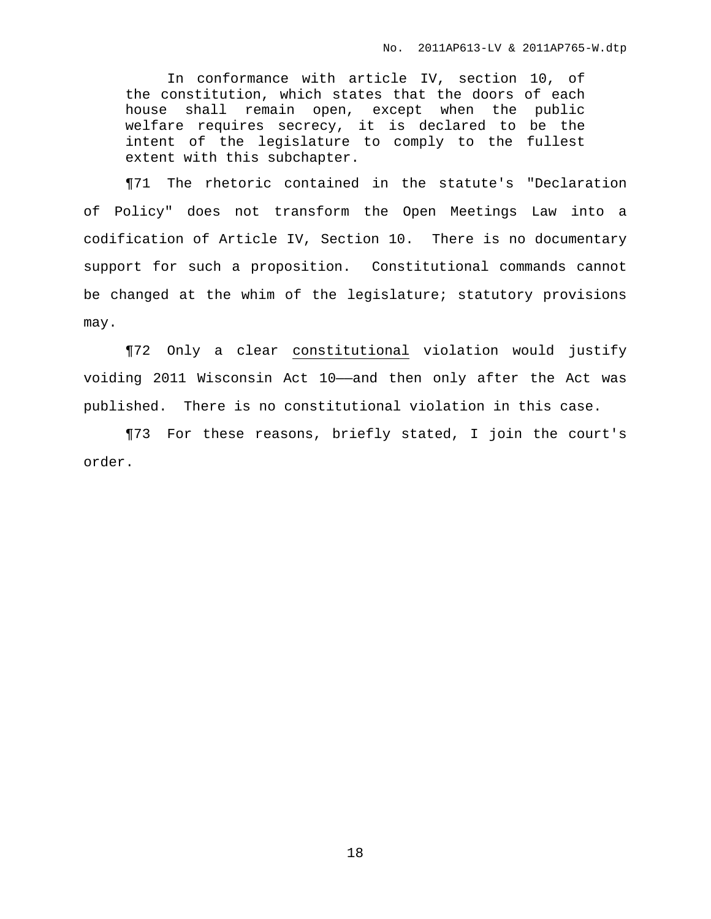> In conformance with article IV, section 10, of the constitution, which states that the doors of each house shall remain open, except when the public welfare requires secrecy, it is declared to be the intent of the legislature to comply to the fullest extent with this subchapter.

¶71 The rhetoric contained in the statute's "Declaration of Policy" does not transform the Open Meetings Law into a codification of Article IV, Section 10. There is no documentary support for such a proposition. Constitutional commands cannot be changed at the whim of the legislature; statutory provisions may.

¶72 Only a clear constitutional violation would justify voiding 2011 Wisconsin Act 10——and then only after the Act was published. There is no constitutional violation in this case.

¶73 For these reasons, briefly stated, I join the court's order.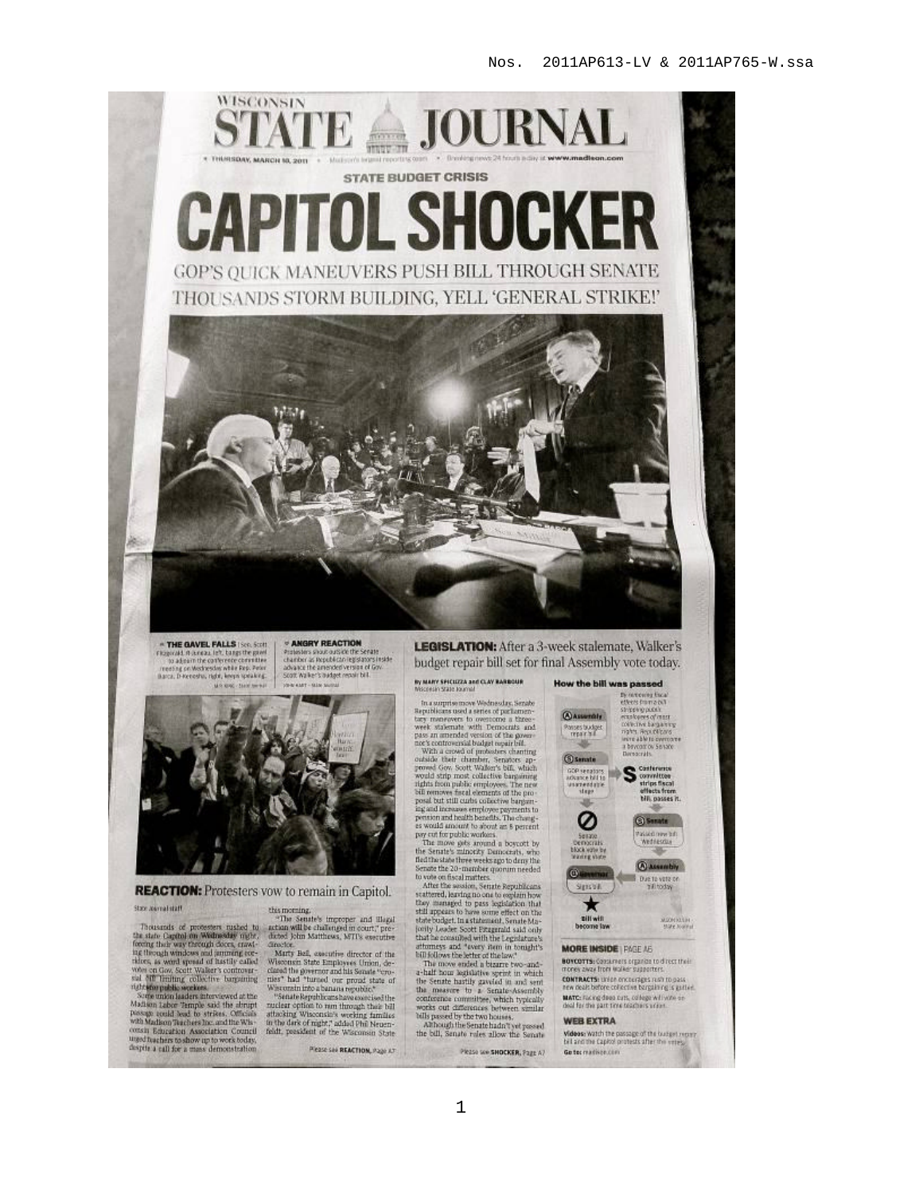# WISCONSIN STATE JOURNAL

THURSDAY, MARCH 10, 2011 • Madison's largest reporting team • Breaking news 24 hours a day at www.madison.com

STATE BUDGET CRISIS

# CAPITOL SHOCKER

## GOP'S QUICK MANEUVERS PUSH BILL THROUGH SENATE

## THOUSANDS STORM BUILDING, YELL 'GENERAL STRIKE!'

**THE GAVEL FALLS** | Sen. Scott Fitzgerald, R-Juneau, left, bangs the gavel to adjourn the conference committee meeting on Wednesday while Rep. Peter Barca, D-Kenosha, right, keeps speaking.

**ANGRY REACTION** Protesters shout outside the Senate chamber as Republican legislators inside advance the amended version of Gov. Scott Walker's budget repair bill.

**REACTION:** Protesters vow to remain in Capitol.

State Journal staff

Thousands of protesters rushed to the state Capitol on Wednesday night, forcing their way through doors, crawling through windows and jamming corridors, as word spread of hastily called votes on Gov. Scott Walker's controversial bill limiting collective bargaining rights for public workers.

Some union leaders interviewed at the Madison Labor Temple said the abrupt passage could lead to strikes. Officials with Madison Teachers Inc. and the Wisconsin Education Association Council urged teachers to show up to work today, despite a call for a mass demonstration this morning.

"The Senate's improper and illegal action will be challenged in court," predicted John Matthews, MTI's executive director.

Marty Beil, executive director of the Wisconsin State Employees Union, declared the governor and his Senate "cronies" had "turned our proud state of Wisconsin into a banana republic."

"Senate Republicans have exercised the nuclear option to ram through their bill attacking Wisconsin's working families in the dark of night," added Phil Neuenfeldt, president of the Wisconsin State

Please see REACTION, Page A7

**LEGISLATION:** After a 3-week stalemate, Walker's budget repair bill set for final Assembly vote today.

By MARY SPICUZZA and CLAY BARBOUR
Wisconsin State Journal

In a surprise move Wednesday, Senate Republicans used a series of parliamentary maneuvers to overcome a three-week stalemate with Democrats and pass an amended version of the governor's controversial budget repair bill.

With a crowd of protesters chanting outside their chamber, Senators approved Gov. Scott Walker's bill, which would strip most collective bargaining rights from public employees. The new bill removes fiscal elements of the proposal but still curbs collective bargaining and increases employee payments to pension and health benefits. The changes would amount to about an 8 percent pay cut for public workers.

The move gets around a boycott by the Senate's minority Democrats, who fled the state three weeks ago to deny the Senate the 20-member quorum needed to vote on fiscal matters.

After the session, Senate Republicans scattered, leaving no one to explain how they managed to pass legislation that still appears to have some effect on the state budget. In a statement, Senate Majority Leader Scott Fitzgerald said only that he consulted with the Legislature's attorneys and "every item in tonight's bill follows the letter of the law."

The move ended a bizarre two-and-a-half hour legislative sprint in which the Senate hastily gaveled in and sent the measure to a Senate-Assembly conference committee, which typically works out differences between similar bills passed by the two houses.

Although the Senate hadn't yet passed the bill, Senate rules allow the Senate

Please see SHOCKER, Page A7

**How the bill was passed**

By removing fiscal effects from a bill stripping public employees of most collective bargaining rights, Republicans were able to overcome a boycott by Senate Democrats.

- **Assembly** Passes budget repair bill
- **Senate** GOP senators advance bill to unamendable stage
- Senate Democrats block vote by leaving state
- **Governor** Signs bill
- Bill will become law
- **Conference committee** strips fiscal effects from bill, passes it.
- **Senate** Passed new bill Wednesday
- **Assembly** Due to vote on bill today

**MORE INSIDE** | PAGE A6

**BOYCOTTS:** Consumers organize to direct their money away from Walker supporters.

**CONTRACTS:** Union encourages rush to pass new deals before collective bargaining is gutted.

**MATC:** Facing deep cuts, college will vote on deal for the part time teachers union.

**WEB EXTRA**

**Videos:** Watch the passage of the budget repair bill and the Capitol protests after the votes.

**Go to:** madison.com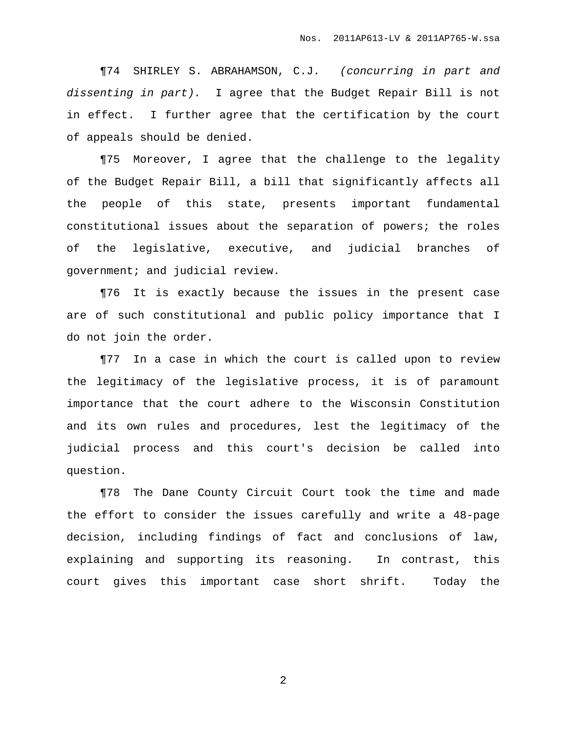¶74 SHIRLEY S. ABRAHAMSON, C.J. *(concurring in part and dissenting in part).* I agree that the Budget Repair Bill is not in effect. I further agree that the certification by the court of appeals should be denied.

¶75 Moreover, I agree that the challenge to the legality of the Budget Repair Bill, a bill that significantly affects all the people of this state, presents important fundamental constitutional issues about the separation of powers; the roles of the legislative, executive, and judicial branches of government; and judicial review.

¶76 It is exactly because the issues in the present case are of such constitutional and public policy importance that I do not join the order.

¶77 In a case in which the court is called upon to review the legitimacy of the legislative process, it is of paramount importance that the court adhere to the Wisconsin Constitution and its own rules and procedures, lest the legitimacy of the judicial process and this court's decision be called into question.

¶78 The Dane County Circuit Court took the time and made the effort to consider the issues carefully and write a 48-page decision, including findings of fact and conclusions of law, explaining and supporting its reasoning. In contrast, this court gives this important case short shrift. Today the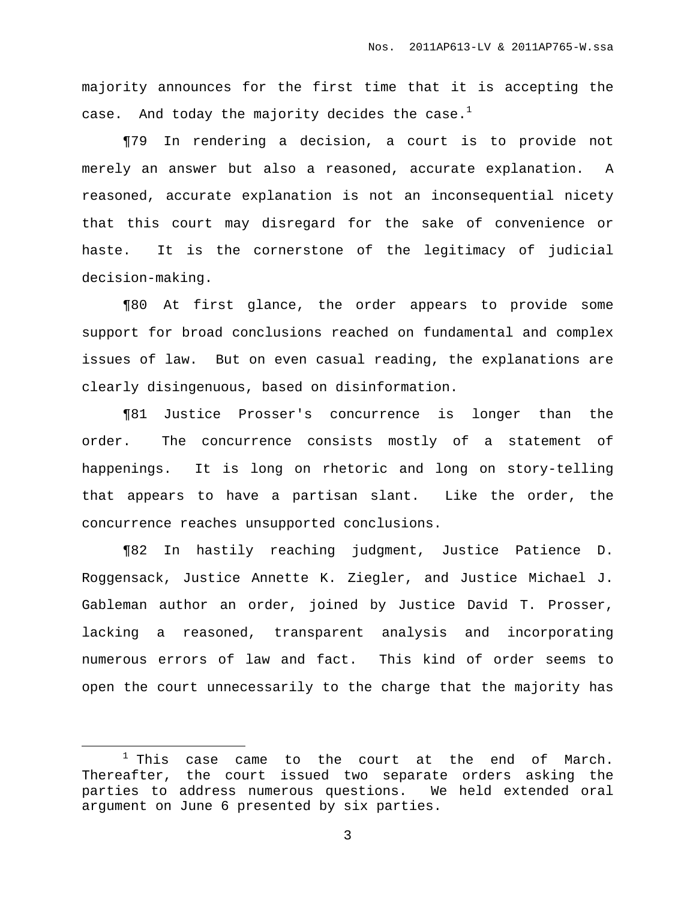majority announces for the first time that it is accepting the case. And today the majority decides the case.[1]

¶79 In rendering a decision, a court is to provide not merely an answer but also a reasoned, accurate explanation. A reasoned, accurate explanation is not an inconsequential nicety that this court may disregard for the sake of convenience or haste. It is the cornerstone of the legitimacy of judicial decision-making.

¶80 At first glance, the order appears to provide some support for broad conclusions reached on fundamental and complex issues of law. But on even casual reading, the explanations are clearly disingenuous, based on disinformation.

¶81 Justice Prosser's concurrence is longer than the order. The concurrence consists mostly of a statement of happenings. It is long on rhetoric and long on story-telling that appears to have a partisan slant. Like the order, the concurrence reaches unsupported conclusions.

¶82 In hastily reaching judgment, Justice Patience D. Roggensack, Justice Annette K. Ziegler, and Justice Michael J. Gableman author an order, joined by Justice David T. Prosser, lacking a reasoned, transparent analysis and incorporating numerous errors of law and fact. This kind of order seems to open the court unnecessarily to the charge that the majority has

---

[1] This case came to the court at the end of March. Thereafter, the court issued two separate orders asking the parties to address numerous questions. We held extended oral argument on June 6 presented by six parties.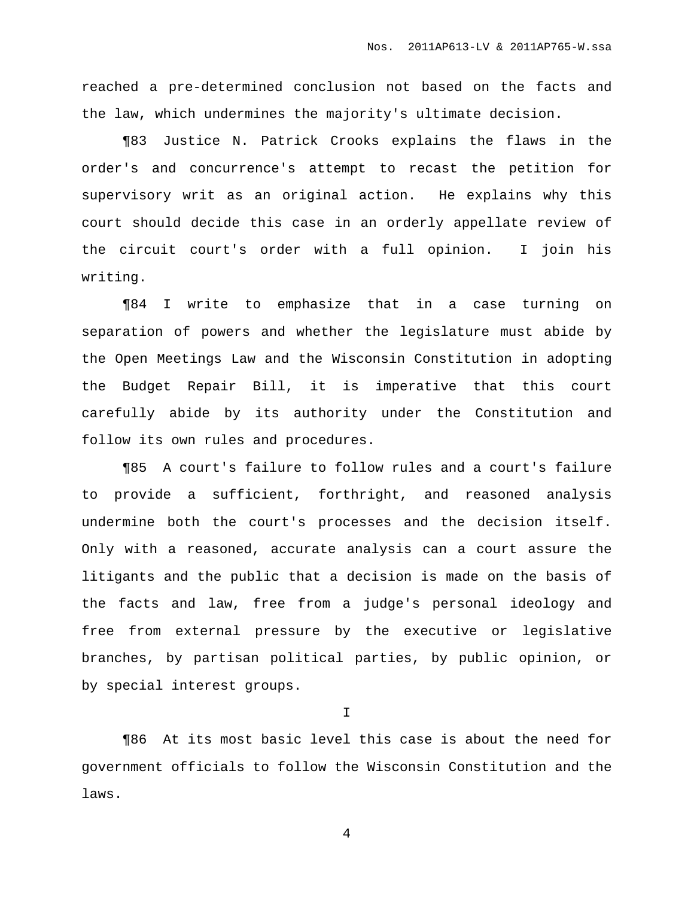reached a pre-determined conclusion not based on the facts and the law, which undermines the majority's ultimate decision.

¶83 Justice N. Patrick Crooks explains the flaws in the order's and concurrence's attempt to recast the petition for supervisory writ as an original action. He explains why this court should decide this case in an orderly appellate review of the circuit court's order with a full opinion. I join his writing.

¶84 I write to emphasize that in a case turning on separation of powers and whether the legislature must abide by the Open Meetings Law and the Wisconsin Constitution in adopting the Budget Repair Bill, it is imperative that this court carefully abide by its authority under the Constitution and follow its own rules and procedures.

¶85 A court's failure to follow rules and a court's failure to provide a sufficient, forthright, and reasoned analysis undermine both the court's processes and the decision itself. Only with a reasoned, accurate analysis can a court assure the litigants and the public that a decision is made on the basis of the facts and law, free from a judge's personal ideology and free from external pressure by the executive or legislative branches, by partisan political parties, by public opinion, or by special interest groups.

I

¶86 At its most basic level this case is about the need for government officials to follow the Wisconsin Constitution and the laws.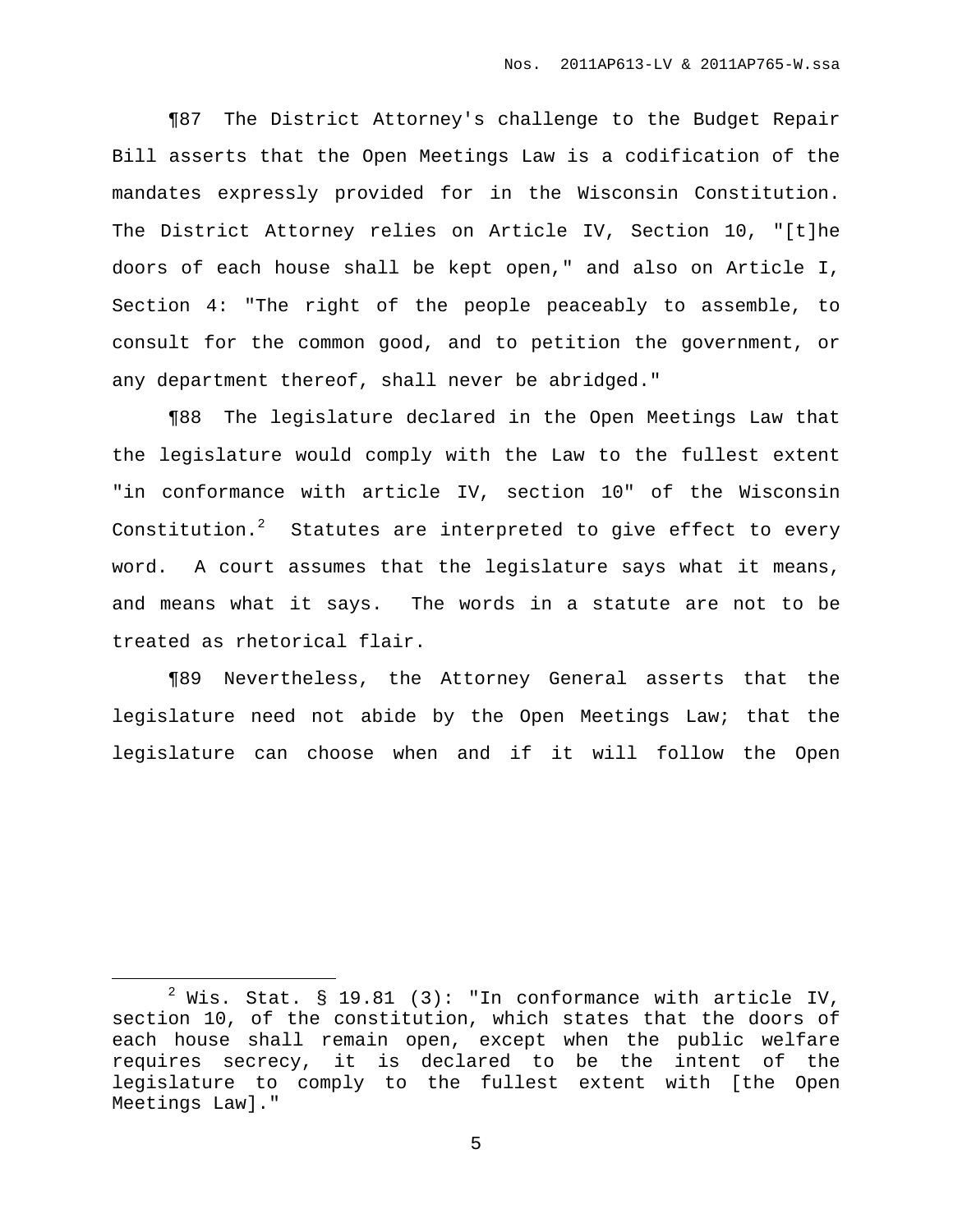¶87 The District Attorney's challenge to the Budget Repair Bill asserts that the Open Meetings Law is a codification of the mandates expressly provided for in the Wisconsin Constitution. The District Attorney relies on Article IV, Section 10, "[t]he doors of each house shall be kept open," and also on Article I, Section 4: "The right of the people peaceably to assemble, to consult for the common good, and to petition the government, or any department thereof, shall never be abridged."

¶88 The legislature declared in the Open Meetings Law that the legislature would comply with the Law to the fullest extent "in conformance with article IV, section 10" of the Wisconsin Constitution.[2] Statutes are interpreted to give effect to every word. A court assumes that the legislature says what it means, and means what it says. The words in a statute are not to be treated as rhetorical flair.

¶89 Nevertheless, the Attorney General asserts that the legislature need not abide by the Open Meetings Law; that the legislature can choose when and if it will follow the Open

---

[2] Wis. Stat. § 19.81 (3): "In conformance with article IV, section 10, of the constitution, which states that the doors of each house shall remain open, except when the public welfare requires secrecy, it is declared to be the intent of the legislature to comply to the fullest extent with [the Open Meetings Law]."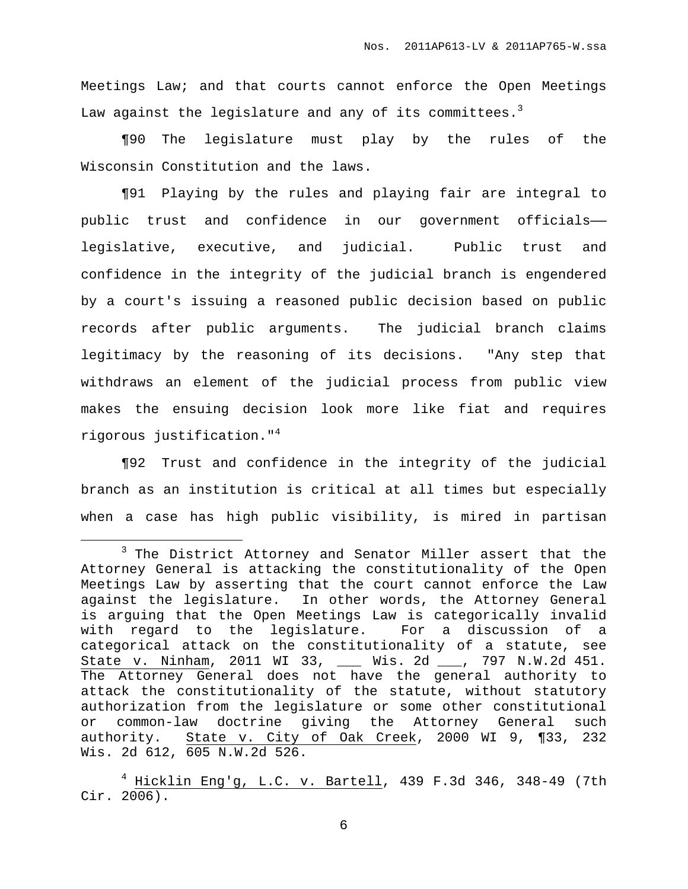Meetings Law; and that courts cannot enforce the Open Meetings Law against the legislature and any of its committees.[3]

¶90 The legislature must play by the rules of the Wisconsin Constitution and the laws.

¶91 Playing by the rules and playing fair are integral to public trust and confidence in our government officials—— legislative, executive, and judicial. Public trust and confidence in the integrity of the judicial branch is engendered by a court's issuing a reasoned public decision based on public records after public arguments. The judicial branch claims legitimacy by the reasoning of its decisions. "Any step that withdraws an element of the judicial process from public view makes the ensuing decision look more like fiat and requires rigorous justification."[4]

¶92 Trust and confidence in the integrity of the judicial branch as an institution is critical at all times but especially when a case has high public visibility, is mired in partisan

---

[3] The District Attorney and Senator Miller assert that the Attorney General is attacking the constitutionality of the Open Meetings Law by asserting that the court cannot enforce the Law against the legislature. In other words, the Attorney General is arguing that the Open Meetings Law is categorically invalid with regard to the legislature. For a discussion of a categorical attack on the constitutionality of a statute, see State v. Ninham, 2011 WI 33, ___ Wis. 2d ___, 797 N.W.2d 451. The Attorney General does not have the general authority to attack the constitutionality of the statute, without statutory authorization from the legislature or some other constitutional or common-law doctrine giving the Attorney General such authority. State v. City of Oak Creek, 2000 WI 9, ¶33, 232 Wis. 2d 612, 605 N.W.2d 526.

[4] Hicklin Eng'g, L.C. v. Bartell, 439 F.3d 346, 348-49 (7th Cir. 2006).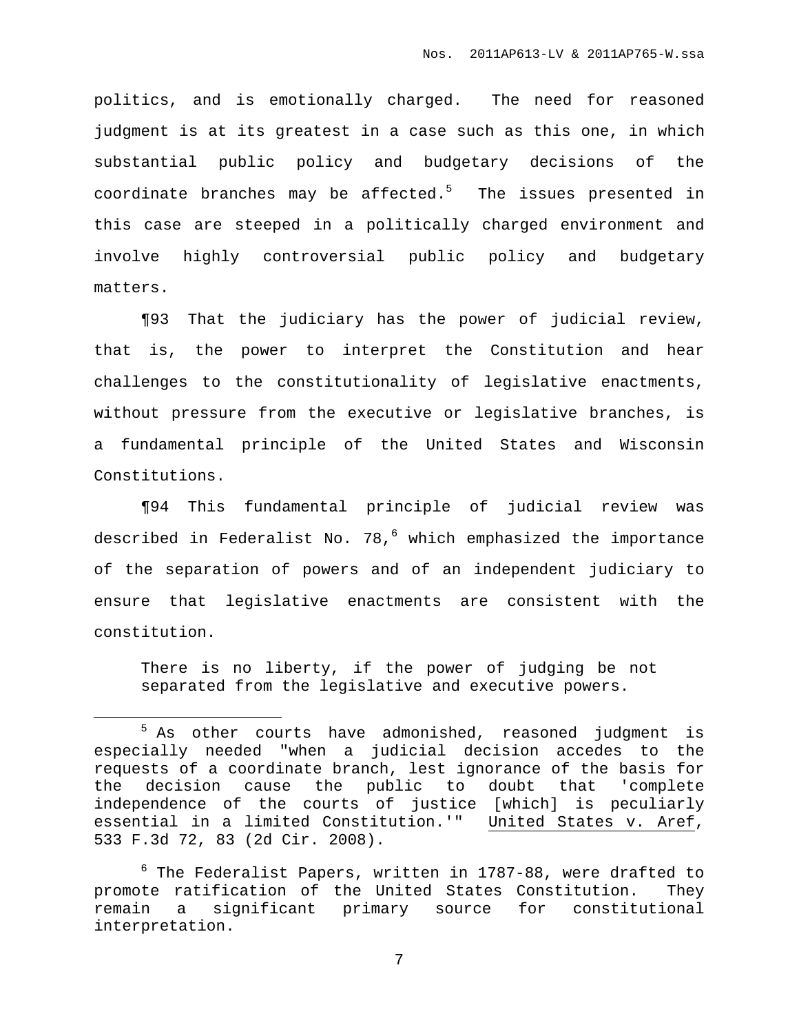politics, and is emotionally charged. The need for reasoned judgment is at its greatest in a case such as this one, in which substantial public policy and budgetary decisions of the coordinate branches may be affected.[5] The issues presented in this case are steeped in a politically charged environment and involve highly controversial public policy and budgetary matters.

¶93 That the judiciary has the power of judicial review, that is, the power to interpret the Constitution and hear challenges to the constitutionality of legislative enactments, without pressure from the executive or legislative branches, is a fundamental principle of the United States and Wisconsin Constitutions.

¶94 This fundamental principle of judicial review was described in Federalist No. 78,[6] which emphasized the importance of the separation of powers and of an independent judiciary to ensure that legislative enactments are consistent with the constitution.

> There is no liberty, if the power of judging be not separated from the legislative and executive powers.

---

[5] As other courts have admonished, reasoned judgment is especially needed "when a judicial decision accedes to the requests of a coordinate branch, lest ignorance of the basis for the decision cause the public to doubt that 'complete independence of the courts of justice [which] is peculiarly essential in a limited Constitution.'" United States v. Aref, 533 F.3d 72, 83 (2d Cir. 2008).

[6] The Federalist Papers, written in 1787-88, were drafted to promote ratification of the United States Constitution. They remain a significant primary source for constitutional interpretation.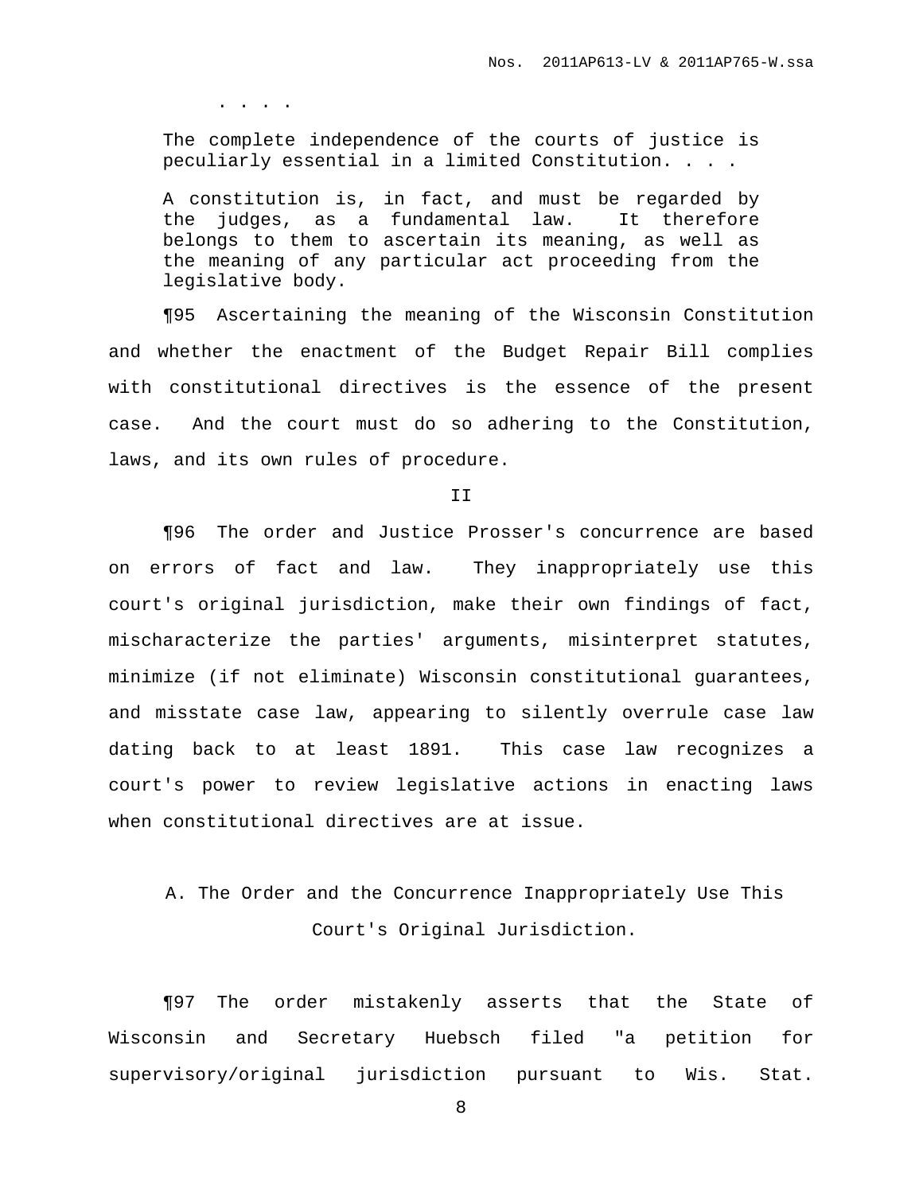> . . . .
>
> The complete independence of the courts of justice is peculiarly essential in a limited Constitution. . . .
>
> A constitution is, in fact, and must be regarded by the judges, as a fundamental law. It therefore belongs to them to ascertain its meaning, as well as the meaning of any particular act proceeding from the legislative body.

¶95 Ascertaining the meaning of the Wisconsin Constitution and whether the enactment of the Budget Repair Bill complies with constitutional directives is the essence of the present case. And the court must do so adhering to the Constitution, laws, and its own rules of procedure.

## II

¶96 The order and Justice Prosser's concurrence are based on errors of fact and law. They inappropriately use this court's original jurisdiction, make their own findings of fact, mischaracterize the parties' arguments, misinterpret statutes, minimize (if not eliminate) Wisconsin constitutional guarantees, and misstate case law, appearing to silently overrule case law dating back to at least 1891. This case law recognizes a court's power to review legislative actions in enacting laws when constitutional directives are at issue.

### A. The Order and the Concurrence Inappropriately Use This Court's Original Jurisdiction.

¶97 The order mistakenly asserts that the State of Wisconsin and Secretary Huebsch filed "a petition for supervisory/original jurisdiction pursuant to Wis. Stat.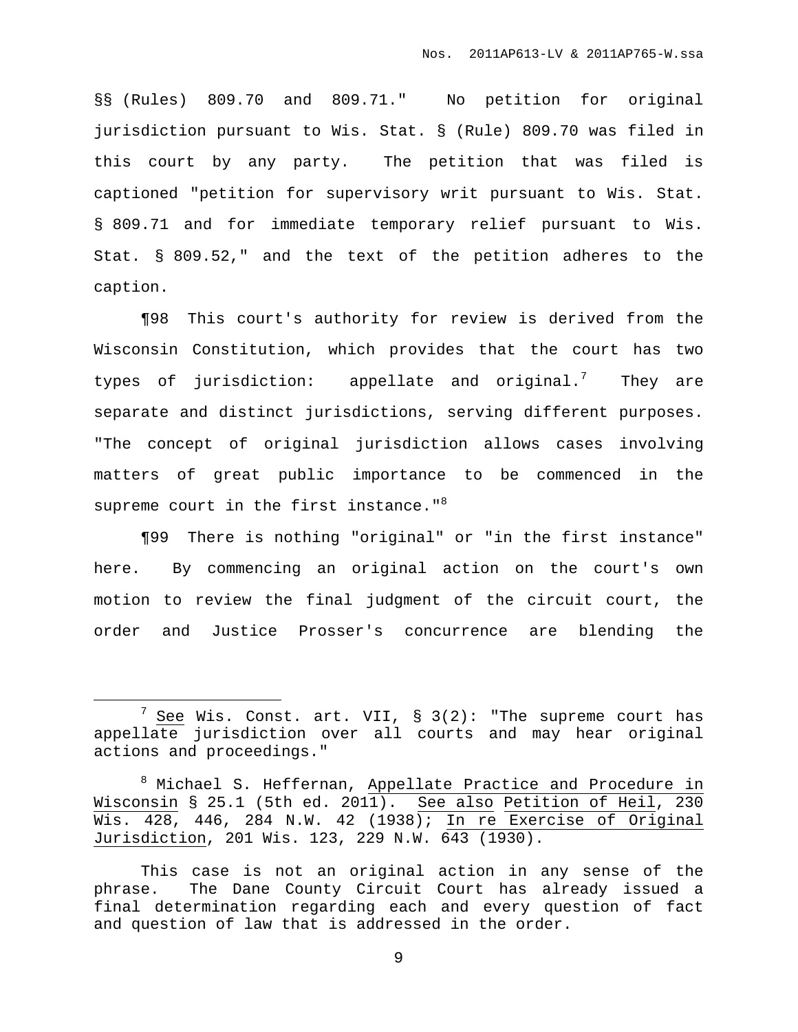§§ (Rules) 809.70 and 809.71." No petition for original jurisdiction pursuant to Wis. Stat. § (Rule) 809.70 was filed in this court by any party. The petition that was filed is captioned "petition for supervisory writ pursuant to Wis. Stat. § 809.71 and for immediate temporary relief pursuant to Wis. Stat. § 809.52," and the text of the petition adheres to the caption.

¶98 This court's authority for review is derived from the Wisconsin Constitution, which provides that the court has two types of jurisdiction: appellate and original.[7] They are separate and distinct jurisdictions, serving different purposes. "The concept of original jurisdiction allows cases involving matters of great public importance to be commenced in the supreme court in the first instance."[8]

¶99 There is nothing "original" or "in the first instance" here. By commencing an original action on the court's own motion to review the final judgment of the circuit court, the order and Justice Prosser's concurrence are blending the

---

[7] See Wis. Const. art. VII, § 3(2): "The supreme court has appellate jurisdiction over all courts and may hear original actions and proceedings."

[8] Michael S. Heffernan, Appellate Practice and Procedure in Wisconsin § 25.1 (5th ed. 2011). See also Petition of Heil, 230 Wis. 428, 446, 284 N.W. 42 (1938); In re Exercise of Original Jurisdiction, 201 Wis. 123, 229 N.W. 643 (1930).

This case is not an original action in any sense of the phrase. The Dane County Circuit Court has already issued a final determination regarding each and every question of fact and question of law that is addressed in the order.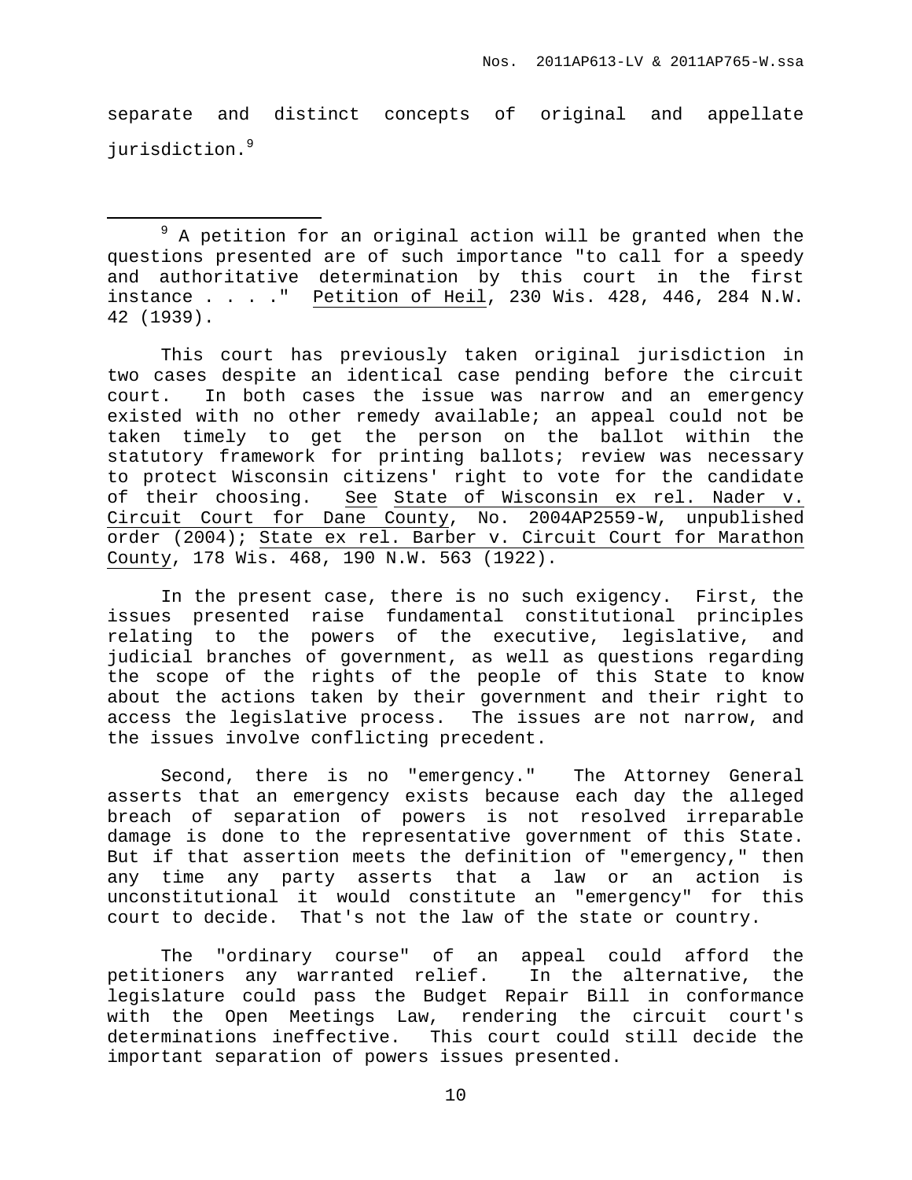separate and distinct concepts of original and appellate jurisdiction.[9]

---

[9] A petition for an original action will be granted when the questions presented are of such importance "to call for a speedy and authoritative determination by this court in the first instance . . . ." Petition of Heil, 230 Wis. 428, 446, 284 N.W. 42 (1939).

This court has previously taken original jurisdiction in two cases despite an identical case pending before the circuit court. In both cases the issue was narrow and an emergency existed with no other remedy available; an appeal could not be taken timely to get the person on the ballot within the statutory framework for printing ballots; review was necessary to protect Wisconsin citizens' right to vote for the candidate of their choosing. See State of Wisconsin ex rel. Nader v. Circuit Court for Dane County, No. 2004AP2559-W, unpublished order (2004); State ex rel. Barber v. Circuit Court for Marathon County, 178 Wis. 468, 190 N.W. 563 (1922).

In the present case, there is no such exigency. First, the issues presented raise fundamental constitutional principles relating to the powers of the executive, legislative, and judicial branches of government, as well as questions regarding the scope of the rights of the people of this State to know about the actions taken by their government and their right to access the legislative process. The issues are not narrow, and the issues involve conflicting precedent.

Second, there is no "emergency." The Attorney General asserts that an emergency exists because each day the alleged breach of separation of powers is not resolved irreparable damage is done to the representative government of this State. But if that assertion meets the definition of "emergency," then any time any party asserts that a law or an action is unconstitutional it would constitute an "emergency" for this court to decide. That's not the law of the state or country.

The "ordinary course" of an appeal could afford the petitioners any warranted relief. In the alternative, the legislature could pass the Budget Repair Bill in conformance with the Open Meetings Law, rendering the circuit court's determinations ineffective. This court could still decide the important separation of powers issues presented.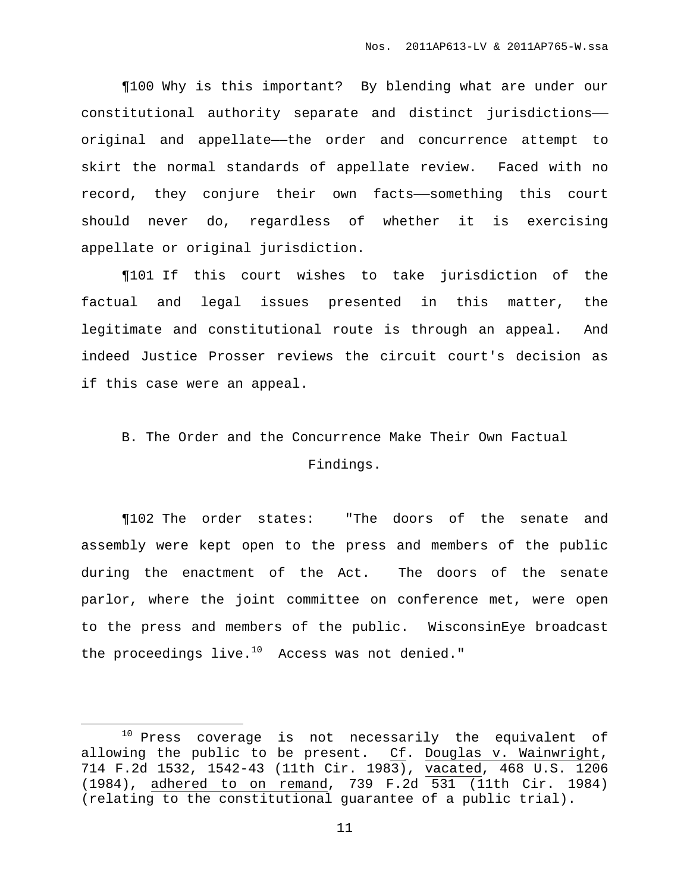¶100 Why is this important? By blending what are under our constitutional authority separate and distinct jurisdictions——original and appellate——the order and concurrence attempt to skirt the normal standards of appellate review. Faced with no record, they conjure their own facts——something this court should never do, regardless of whether it is exercising appellate or original jurisdiction.

¶101 If this court wishes to take jurisdiction of the factual and legal issues presented in this matter, the legitimate and constitutional route is through an appeal. And indeed Justice Prosser reviews the circuit court's decision as if this case were an appeal.

### B. The Order and the Concurrence Make Their Own Factual Findings.

¶102 The order states: "The doors of the senate and assembly were kept open to the press and members of the public during the enactment of the Act. The doors of the senate parlor, where the joint committee on conference met, were open to the press and members of the public. WisconsinEye broadcast the proceedings live.[10] Access was not denied."

---

[10] Press coverage is not necessarily the equivalent of allowing the public to be present. Cf. Douglas v. Wainwright, 714 F.2d 1532, 1542-43 (11th Cir. 1983), vacated, 468 U.S. 1206 (1984), adhered to on remand, 739 F.2d 531 (11th Cir. 1984) (relating to the constitutional guarantee of a public trial).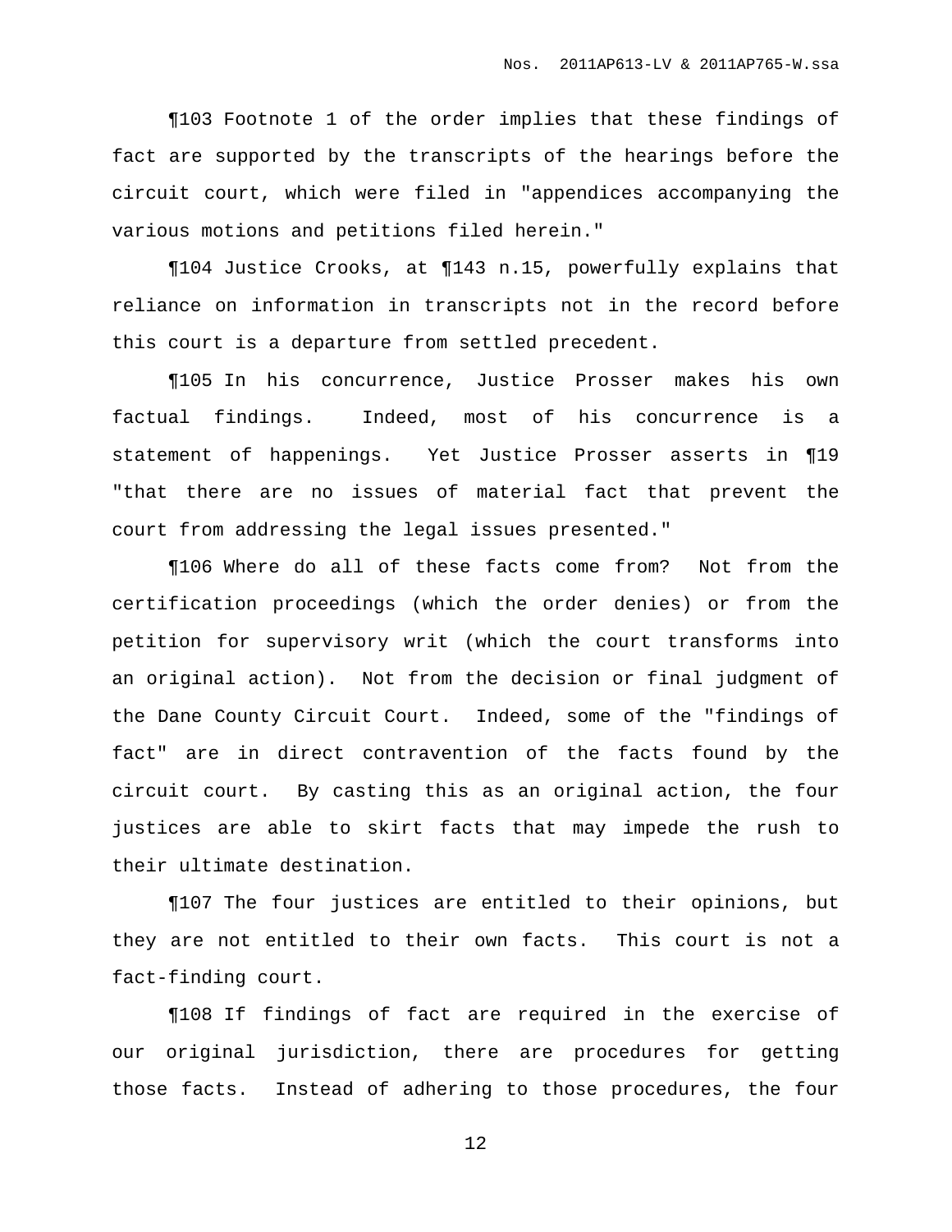¶103 Footnote 1 of the order implies that these findings of fact are supported by the transcripts of the hearings before the circuit court, which were filed in "appendices accompanying the various motions and petitions filed herein."

¶104 Justice Crooks, at ¶143 n.15, powerfully explains that reliance on information in transcripts not in the record before this court is a departure from settled precedent.

¶105 In his concurrence, Justice Prosser makes his own factual findings. Indeed, most of his concurrence is a statement of happenings. Yet Justice Prosser asserts in ¶19 "that there are no issues of material fact that prevent the court from addressing the legal issues presented."

¶106 Where do all of these facts come from? Not from the certification proceedings (which the order denies) or from the petition for supervisory writ (which the court transforms into an original action). Not from the decision or final judgment of the Dane County Circuit Court. Indeed, some of the "findings of fact" are in direct contravention of the facts found by the circuit court. By casting this as an original action, the four justices are able to skirt facts that may impede the rush to their ultimate destination.

¶107 The four justices are entitled to their opinions, but they are not entitled to their own facts. This court is not a fact-finding court.

¶108 If findings of fact are required in the exercise of our original jurisdiction, there are procedures for getting those facts. Instead of adhering to those procedures, the four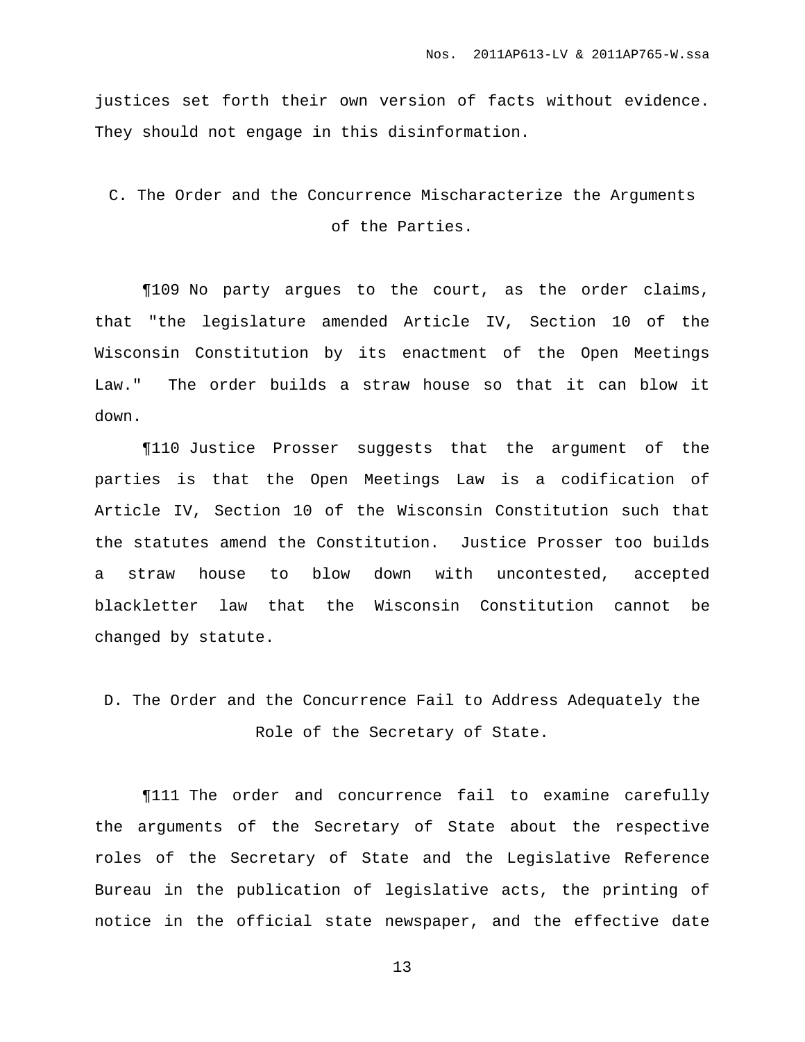justices set forth their own version of facts without evidence. They should not engage in this disinformation.

### C. The Order and the Concurrence Mischaracterize the Arguments of the Parties.

¶109 No party argues to the court, as the order claims, that "the legislature amended Article IV, Section 10 of the Wisconsin Constitution by its enactment of the Open Meetings Law." The order builds a straw house so that it can blow it down.

¶110 Justice Prosser suggests that the argument of the parties is that the Open Meetings Law is a codification of Article IV, Section 10 of the Wisconsin Constitution such that the statutes amend the Constitution. Justice Prosser too builds a straw house to blow down with uncontested, accepted blackletter law that the Wisconsin Constitution cannot be changed by statute.

### D. The Order and the Concurrence Fail to Address Adequately the Role of the Secretary of State.

¶111 The order and concurrence fail to examine carefully the arguments of the Secretary of State about the respective roles of the Secretary of State and the Legislative Reference Bureau in the publication of legislative acts, the printing of notice in the official state newspaper, and the effective date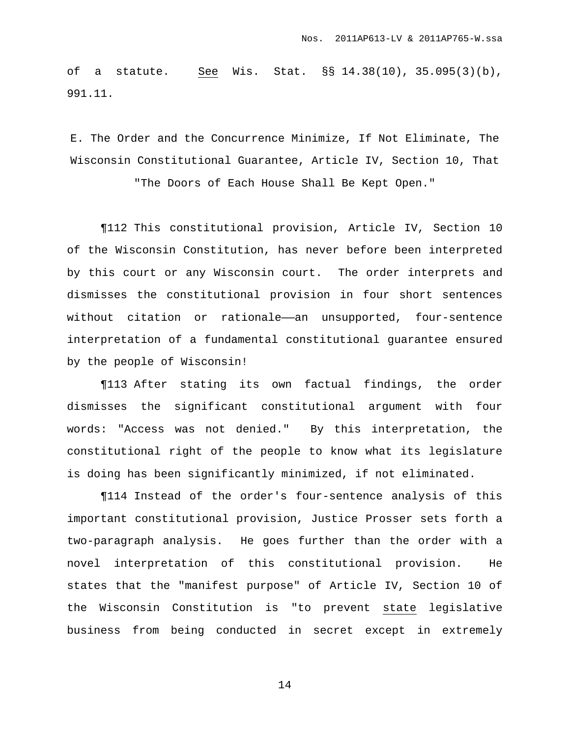of a statute. _See_ Wis. Stat. §§ 14.38(10), 35.095(3)(b), 991.11.

E. The Order and the Concurrence Minimize, If Not Eliminate, The Wisconsin Constitutional Guarantee, Article IV, Section 10, That "The Doors of Each House Shall Be Kept Open."

¶112 This constitutional provision, Article IV, Section 10 of the Wisconsin Constitution, has never before been interpreted by this court or any Wisconsin court. The order interprets and dismisses the constitutional provision in four short sentences without citation or rationale——an unsupported, four-sentence interpretation of a fundamental constitutional guarantee ensured by the people of Wisconsin!

¶113 After stating its own factual findings, the order dismisses the significant constitutional argument with four words: "Access was not denied." By this interpretation, the constitutional right of the people to know what its legislature is doing has been significantly minimized, if not eliminated.

¶114 Instead of the order's four-sentence analysis of this important constitutional provision, Justice Prosser sets forth a two-paragraph analysis. He goes further than the order with a novel interpretation of this constitutional provision. He states that the "manifest purpose" of Article IV, Section 10 of the Wisconsin Constitution is "to prevent _state_ legislative business from being conducted in secret except in extremely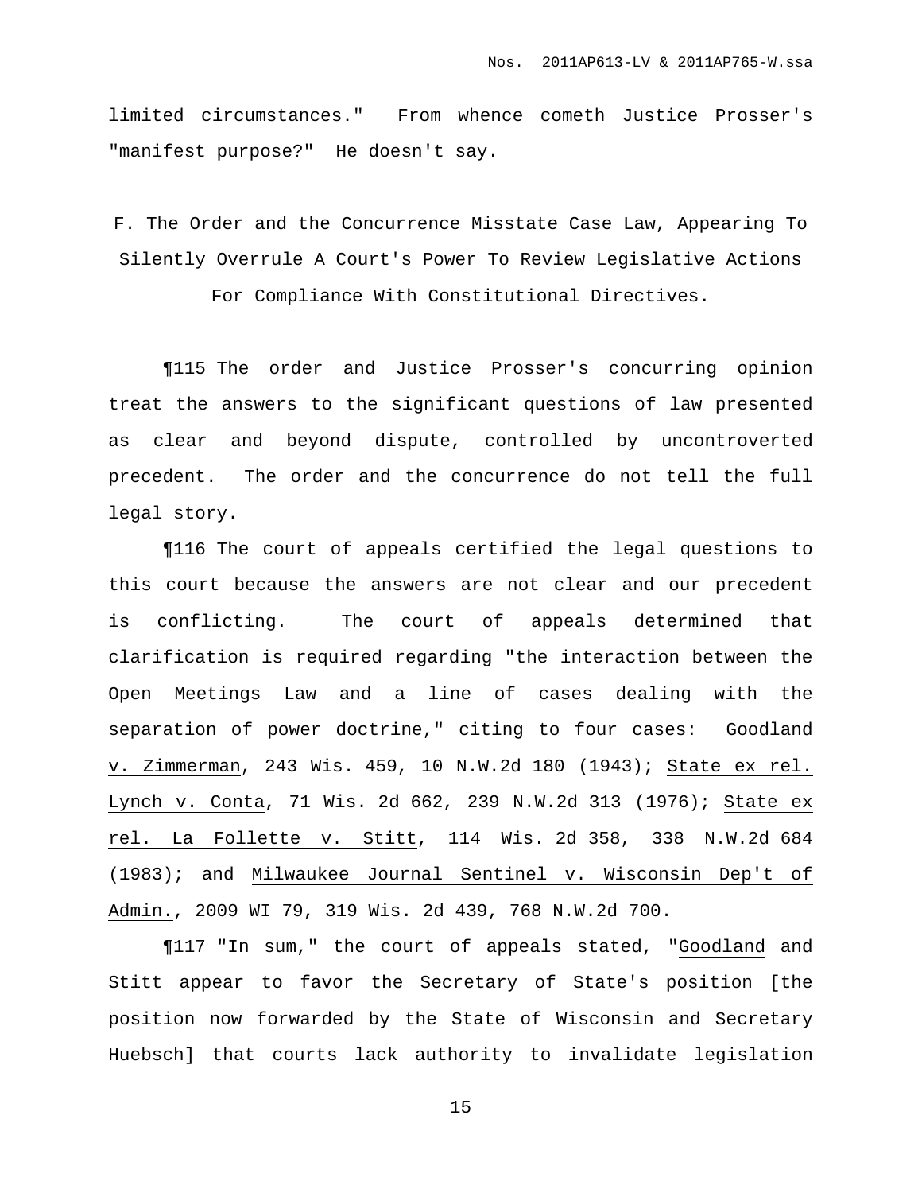limited circumstances." From whence cometh Justice Prosser's "manifest purpose?" He doesn't say.

### F. The Order and the Concurrence Misstate Case Law, Appearing To Silently Overrule A Court's Power To Review Legislative Actions For Compliance With Constitutional Directives.

¶115 The order and Justice Prosser's concurring opinion treat the answers to the significant questions of law presented as clear and beyond dispute, controlled by uncontroverted precedent. The order and the concurrence do not tell the full legal story.

¶116 The court of appeals certified the legal questions to this court because the answers are not clear and our precedent is conflicting. The court of appeals determined that clarification is required regarding "the interaction between the Open Meetings Law and a line of cases dealing with the separation of power doctrine," citing to four cases: Goodland v. Zimmerman, 243 Wis. 459, 10 N.W.2d 180 (1943); State ex rel. Lynch v. Conta, 71 Wis. 2d 662, 239 N.W.2d 313 (1976); State ex rel. La Follette v. Stitt, 114 Wis. 2d 358, 338 N.W.2d 684 (1983); and Milwaukee Journal Sentinel v. Wisconsin Dep't of Admin., 2009 WI 79, 319 Wis. 2d 439, 768 N.W.2d 700.

¶117 "In sum," the court of appeals stated, "Goodland and Stitt appear to favor the Secretary of State's position [the position now forwarded by the State of Wisconsin and Secretary Huebsch] that courts lack authority to invalidate legislation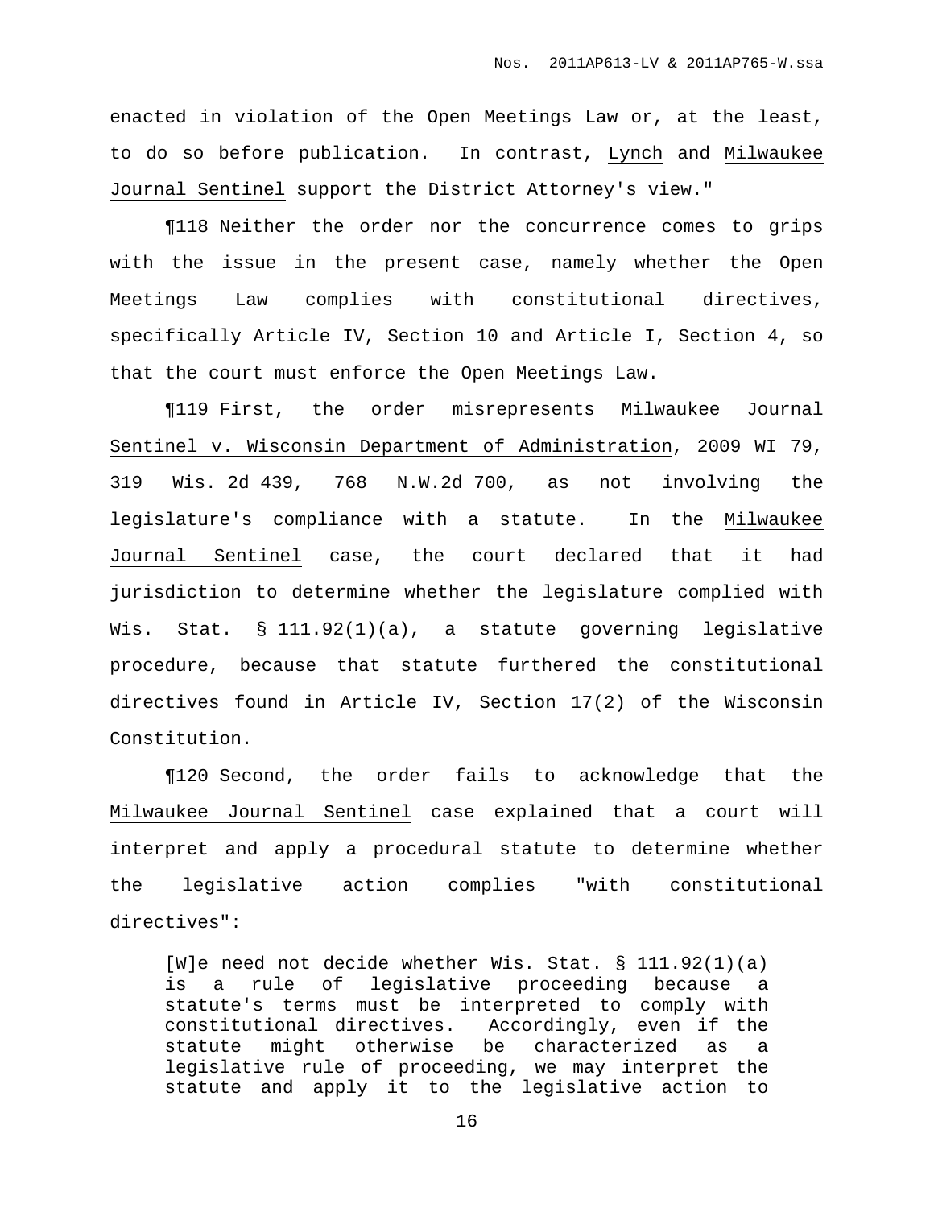enacted in violation of the Open Meetings Law or, at the least, to do so before publication. In contrast, Lynch and Milwaukee Journal Sentinel support the District Attorney's view."

¶118 Neither the order nor the concurrence comes to grips with the issue in the present case, namely whether the Open Meetings Law complies with constitutional directives, specifically Article IV, Section 10 and Article I, Section 4, so that the court must enforce the Open Meetings Law.

¶119 First, the order misrepresents Milwaukee Journal Sentinel v. Wisconsin Department of Administration, 2009 WI 79, 319 Wis. 2d 439, 768 N.W.2d 700, as not involving the legislature's compliance with a statute. In the Milwaukee Journal Sentinel case, the court declared that it had jurisdiction to determine whether the legislature complied with Wis. Stat. § 111.92(1)(a), a statute governing legislative procedure, because that statute furthered the constitutional directives found in Article IV, Section 17(2) of the Wisconsin Constitution.

¶120 Second, the order fails to acknowledge that the Milwaukee Journal Sentinel case explained that a court will interpret and apply a procedural statute to determine whether the legislative action complies "with constitutional directives":

> [W]e need not decide whether Wis. Stat. § 111.92(1)(a) is a rule of legislative proceeding because a statute's terms must be interpreted to comply with constitutional directives. Accordingly, even if the statute might otherwise be characterized as a legislative rule of proceeding, we may interpret the statute and apply it to the legislative action to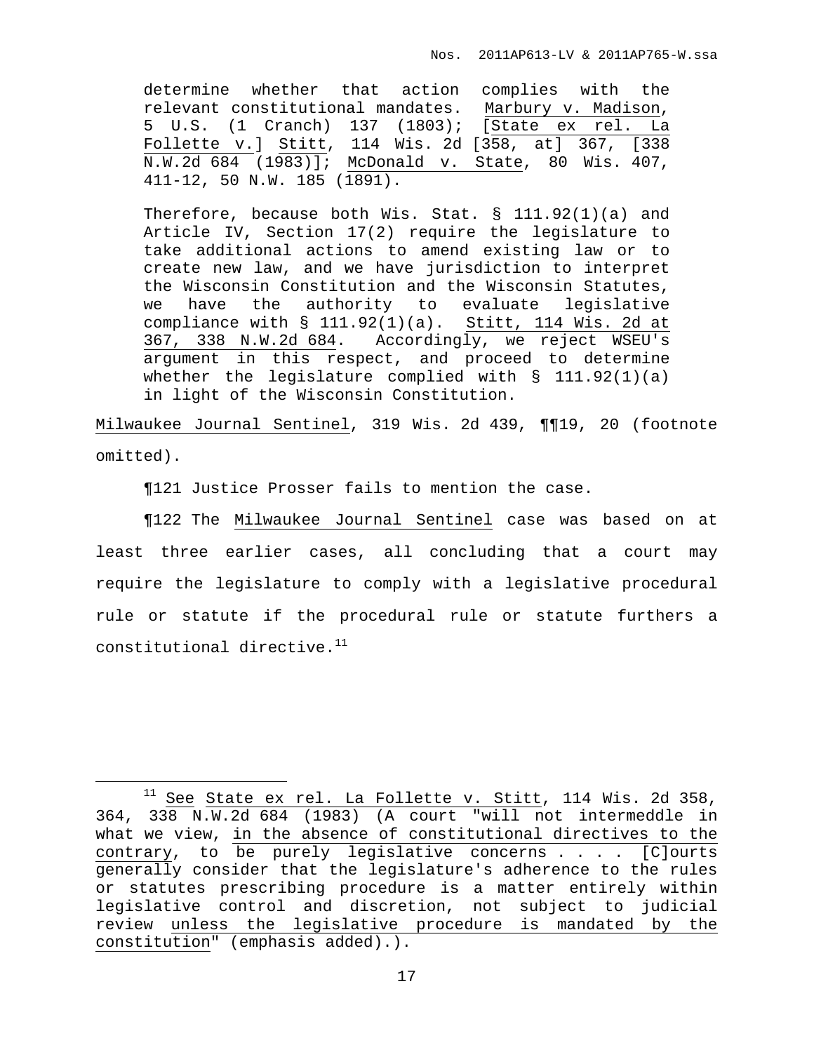> determine whether that action complies with the relevant constitutional mandates. Marbury v. Madison, 5 U.S. (1 Cranch) 137 (1803); [State ex rel. La Follette v.] Stitt, 114 Wis. 2d [358, at] 367, [338 N.W.2d 684 (1983)]; McDonald v. State, 80 Wis. 407, 411-12, 50 N.W. 185 (1891).
>
> Therefore, because both Wis. Stat. § 111.92(1)(a) and Article IV, Section 17(2) require the legislature to take additional actions to amend existing law or to create new law, and we have jurisdiction to interpret the Wisconsin Constitution and the Wisconsin Statutes, we have the authority to evaluate legislative compliance with § 111.92(1)(a). Stitt, 114 Wis. 2d at 367, 338 N.W.2d 684. Accordingly, we reject WSEU's argument in this respect, and proceed to determine whether the legislature complied with § 111.92(1)(a) in light of the Wisconsin Constitution.

Milwaukee Journal Sentinel, 319 Wis. 2d 439, ¶¶19, 20 (footnote omitted).

¶121 Justice Prosser fails to mention the case.

¶122 The Milwaukee Journal Sentinel case was based on at least three earlier cases, all concluding that a court may require the legislature to comply with a legislative procedural rule or statute if the procedural rule or statute furthers a constitutional directive.[11]

---

[11] See State ex rel. La Follette v. Stitt, 114 Wis. 2d 358, 364, 338 N.W.2d 684 (1983) (A court "will not intermeddle in what we view, in the absence of constitutional directives to the contrary, to be purely legislative concerns . . . . [C]ourts generally consider that the legislature's adherence to the rules or statutes prescribing procedure is a matter entirely within legislative control and discretion, not subject to judicial review unless the legislative procedure is mandated by the constitution" (emphasis added).).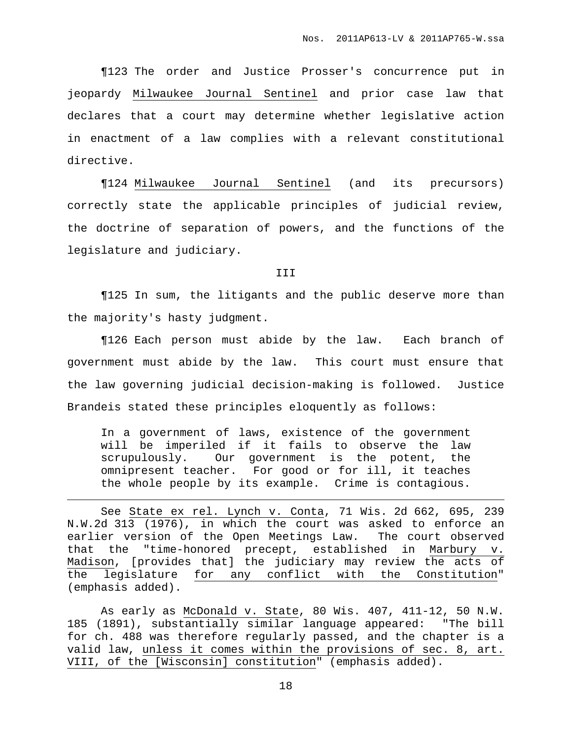¶123 The order and Justice Prosser's concurrence put in jeopardy Milwaukee Journal Sentinel and prior case law that declares that a court may determine whether legislative action in enactment of a law complies with a relevant constitutional directive.

¶124 Milwaukee Journal Sentinel (and its precursors) correctly state the applicable principles of judicial review, the doctrine of separation of powers, and the functions of the legislature and judiciary.

## III

¶125 In sum, the litigants and the public deserve more than the majority's hasty judgment.

¶126 Each person must abide by the law. Each branch of government must abide by the law. This court must ensure that the law governing judicial decision-making is followed. Justice Brandeis stated these principles eloquently as follows:

> In a government of laws, existence of the government will be imperiled if it fails to observe the law scrupulously. Our government is the potent, the omnipresent teacher. For good or for ill, it teaches the whole people by its example. Crime is contagious.

---

See State ex rel. Lynch v. Conta, 71 Wis. 2d 662, 695, 239 N.W.2d 313 (1976), in which the court was asked to enforce an earlier version of the Open Meetings Law. The court observed that the "time-honored precept, established in Marbury v. Madison, [provides that] the judiciary may review the acts of the legislature for any conflict with the Constitution" (emphasis added).

As early as McDonald v. State, 80 Wis. 407, 411-12, 50 N.W. 185 (1891), substantially similar language appeared: "The bill for ch. 488 was therefore regularly passed, and the chapter is a valid law, unless it comes within the provisions of sec. 8, art. VIII, of the [Wisconsin] constitution" (emphasis added).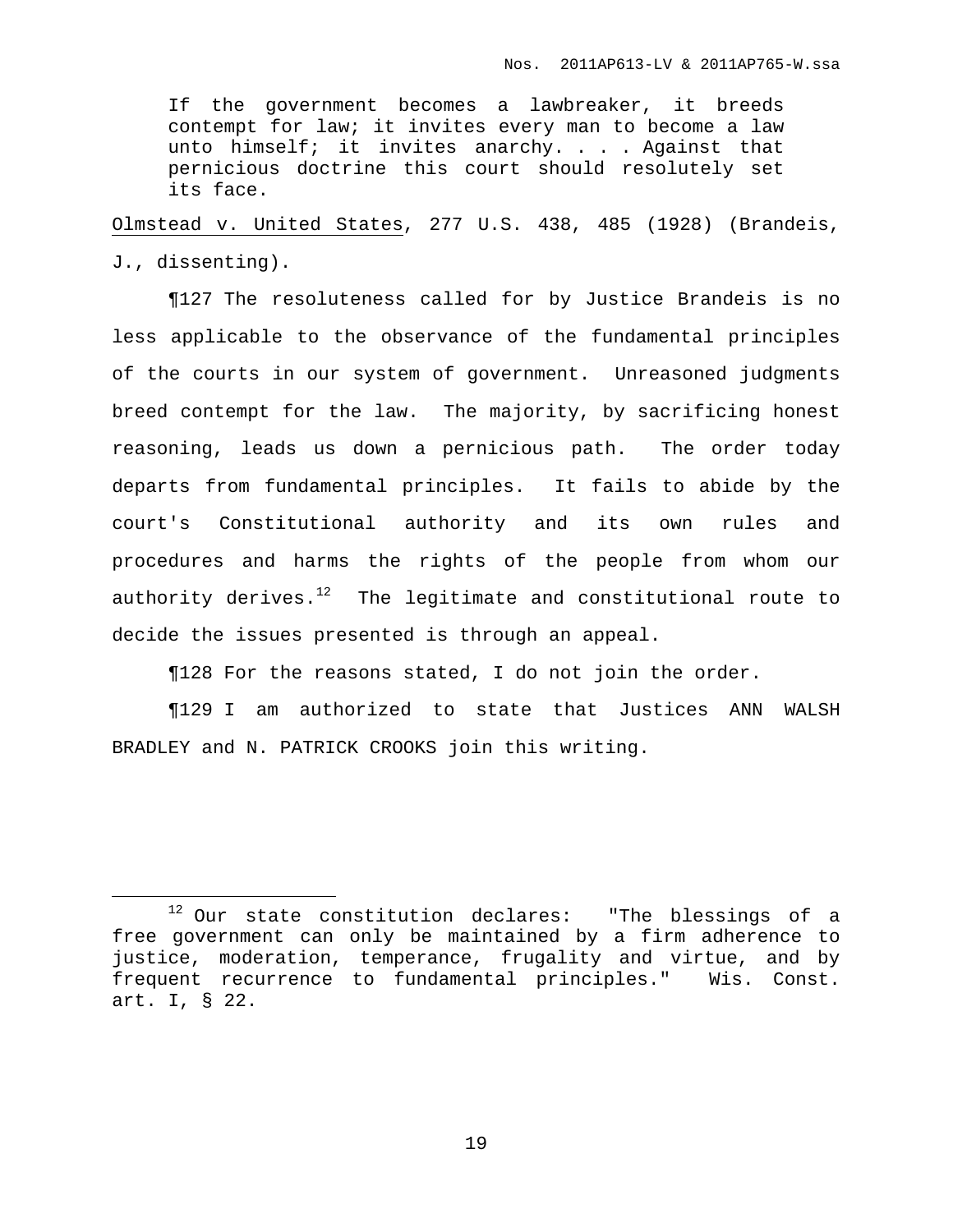> If the government becomes a lawbreaker, it breeds contempt for law; it invites every man to become a law unto himself; it invites anarchy. . . . Against that pernicious doctrine this court should resolutely set its face.

Olmstead v. United States, 277 U.S. 438, 485 (1928) (Brandeis, J., dissenting).

¶127 The resoluteness called for by Justice Brandeis is no less applicable to the observance of the fundamental principles of the courts in our system of government. Unreasoned judgments breed contempt for the law. The majority, by sacrificing honest reasoning, leads us down a pernicious path. The order today departs from fundamental principles. It fails to abide by the court's Constitutional authority and its own rules and procedures and harms the rights of the people from whom our authority derives.[12] The legitimate and constitutional route to decide the issues presented is through an appeal.

¶128 For the reasons stated, I do not join the order.

¶129 I am authorized to state that Justices ANN WALSH BRADLEY and N. PATRICK CROOKS join this writing.

---

[12] Our state constitution declares: "The blessings of a free government can only be maintained by a firm adherence to justice, moderation, temperance, frugality and virtue, and by frequent recurrence to fundamental principles." Wis. Const. art. I, § 22.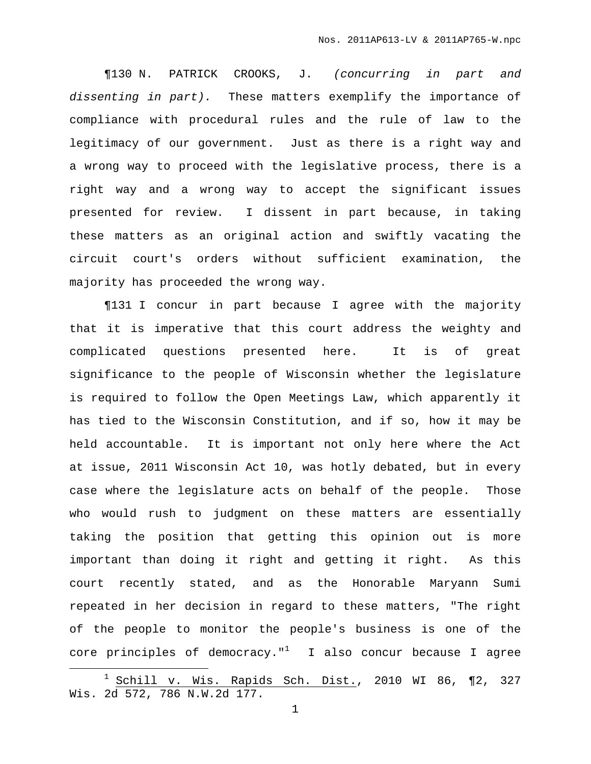¶130 N. PATRICK CROOKS, J. *(concurring in part and dissenting in part).* These matters exemplify the importance of compliance with procedural rules and the rule of law to the legitimacy of our government. Just as there is a right way and a wrong way to proceed with the legislative process, there is a right way and a wrong way to accept the significant issues presented for review. I dissent in part because, in taking these matters as an original action and swiftly vacating the circuit court's orders without sufficient examination, the majority has proceeded the wrong way.

¶131 I concur in part because I agree with the majority that it is imperative that this court address the weighty and complicated questions presented here. It is of great significance to the people of Wisconsin whether the legislature is required to follow the Open Meetings Law, which apparently it has tied to the Wisconsin Constitution, and if so, how it may be held accountable. It is important not only here where the Act at issue, 2011 Wisconsin Act 10, was hotly debated, but in every case where the legislature acts on behalf of the people. Those who would rush to judgment on these matters are essentially taking the position that getting this opinion out is more important than doing it right and getting it right. As this court recently stated, and as the Honorable Maryann Sumi repeated in her decision in regard to these matters, "The right of the people to monitor the people's business is one of the core principles of democracy."[1] I also concur because I agree

[1] Schill v. Wis. Rapids Sch. Dist., 2010 WI 86, ¶2, 327 Wis. 2d 572, 786 N.W.2d 177.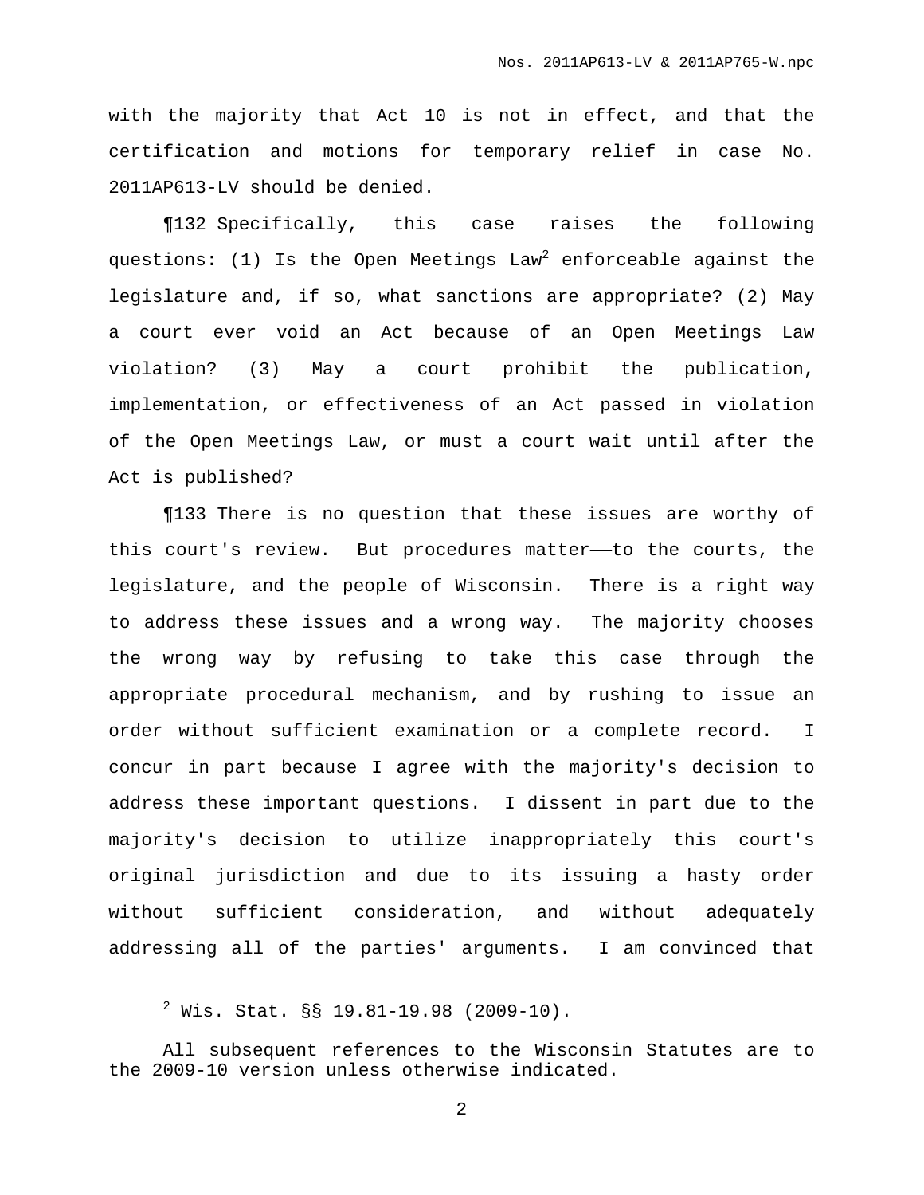with the majority that Act 10 is not in effect, and that the certification and motions for temporary relief in case No. 2011AP613-LV should be denied.

¶132 Specifically, this case raises the following questions: (1) Is the Open Meetings Law[2] enforceable against the legislature and, if so, what sanctions are appropriate? (2) May a court ever void an Act because of an Open Meetings Law violation? (3) May a court prohibit the publication, implementation, or effectiveness of an Act passed in violation of the Open Meetings Law, or must a court wait until after the Act is published?

¶133 There is no question that these issues are worthy of this court's review. But procedures matter——to the courts, the legislature, and the people of Wisconsin. There is a right way to address these issues and a wrong way. The majority chooses the wrong way by refusing to take this case through the appropriate procedural mechanism, and by rushing to issue an order without sufficient examination or a complete record. I concur in part because I agree with the majority's decision to address these important questions. I dissent in part due to the majority's decision to utilize inappropriately this court's original jurisdiction and due to its issuing a hasty order without sufficient consideration, and without adequately addressing all of the parties' arguments. I am convinced that

---

[2] Wis. Stat. §§ 19.81-19.98 (2009-10).

All subsequent references to the Wisconsin Statutes are to the 2009-10 version unless otherwise indicated.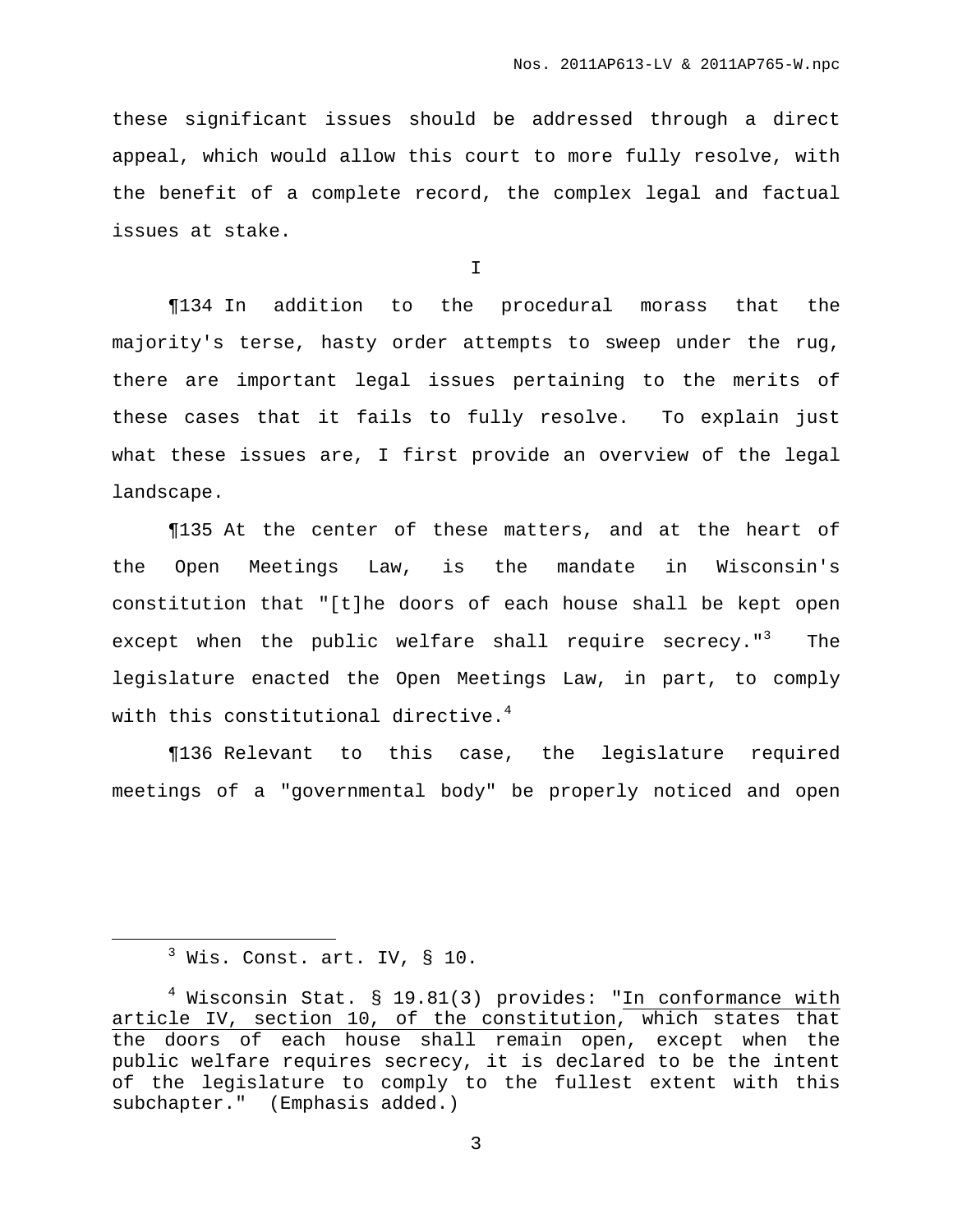these significant issues should be addressed through a direct appeal, which would allow this court to more fully resolve, with the benefit of a complete record, the complex legal and factual issues at stake.

I

¶134 In addition to the procedural morass that the majority's terse, hasty order attempts to sweep under the rug, there are important legal issues pertaining to the merits of these cases that it fails to fully resolve. To explain just what these issues are, I first provide an overview of the legal landscape.

¶135 At the center of these matters, and at the heart of the Open Meetings Law, is the mandate in Wisconsin's constitution that "[t]he doors of each house shall be kept open except when the public welfare shall require secrecy."[3] The legislature enacted the Open Meetings Law, in part, to comply with this constitutional directive.[4]

¶136 Relevant to this case, the legislature required meetings of a "governmental body" be properly noticed and open

---

[3] Wis. Const. art. IV, § 10.

[4] Wisconsin Stat. § 19.81(3) provides: "<u>In conformance with article IV, section 10, of the constitution</u>, which states that the doors of each house shall remain open, except when the public welfare requires secrecy, it is declared to be the intent of the legislature to comply to the fullest extent with this subchapter." (Emphasis added.)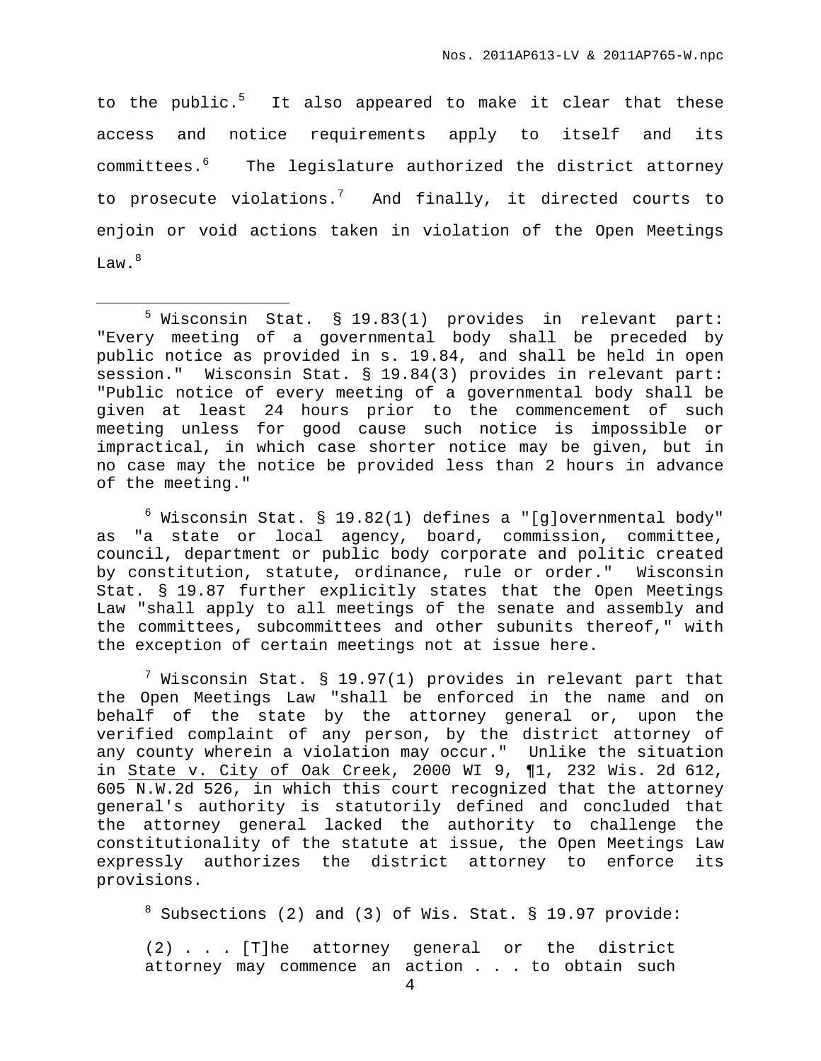to the public.[5] It also appeared to make it clear that these access and notice requirements apply to itself and its committees.[6] The legislature authorized the district attorney to prosecute violations.[7] And finally, it directed courts to enjoin or void actions taken in violation of the Open Meetings Law.[8]

---

[5] Wisconsin Stat. § 19.83(1) provides in relevant part: "Every meeting of a governmental body shall be preceded by public notice as provided in s. 19.84, and shall be held in open session." Wisconsin Stat. § 19.84(3) provides in relevant part: "Public notice of every meeting of a governmental body shall be given at least 24 hours prior to the commencement of such meeting unless for good cause such notice is impossible or impractical, in which case shorter notice may be given, but in no case may the notice be provided less than 2 hours in advance of the meeting."

[6] Wisconsin Stat. § 19.82(1) defines a "[g]overnmental body" as "a state or local agency, board, commission, committee, council, department or public body corporate and politic created by constitution, statute, ordinance, rule or order." Wisconsin Stat. § 19.87 further explicitly states that the Open Meetings Law "shall apply to all meetings of the senate and assembly and the committees, subcommittees and other subunits thereof," with the exception of certain meetings not at issue here.

[7] Wisconsin Stat. § 19.97(1) provides in relevant part that the Open Meetings Law "shall be enforced in the name and on behalf of the state by the attorney general or, upon the verified complaint of any person, by the district attorney of any county wherein a violation may occur." Unlike the situation in State v. City of Oak Creek, 2000 WI 9, ¶1, 232 Wis. 2d 612, 605 N.W.2d 526, in which this court recognized that the attorney general's authority is statutorily defined and concluded that the attorney general lacked the authority to challenge the constitutionality of the statute at issue, the Open Meetings Law expressly authorizes the district attorney to enforce its provisions.

[8] Subsections (2) and (3) of Wis. Stat. § 19.97 provide:

> (2) . . . [T]he attorney general or the district attorney may commence an action . . . to obtain such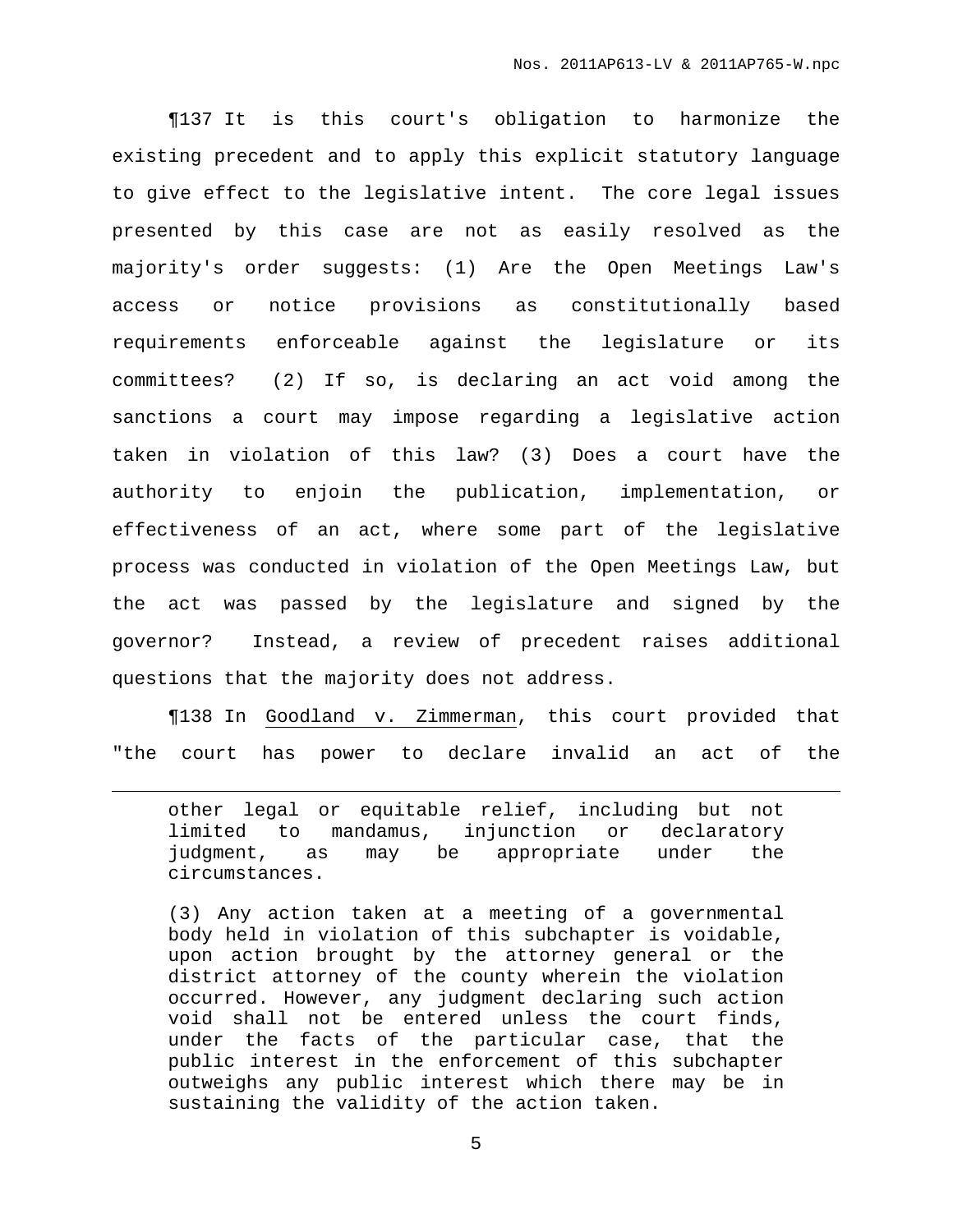¶137 It is this court's obligation to harmonize the existing precedent and to apply this explicit statutory language to give effect to the legislative intent. The core legal issues presented by this case are not as easily resolved as the majority's order suggests: (1) Are the Open Meetings Law's access or notice provisions as constitutionally based requirements enforceable against the legislature or its committees? (2) If so, is declaring an act void among the sanctions a court may impose regarding a legislative action taken in violation of this law? (3) Does a court have the authority to enjoin the publication, implementation, or effectiveness of an act, where some part of the legislative process was conducted in violation of the Open Meetings Law, but the act was passed by the legislature and signed by the governor? Instead, a review of precedent raises additional questions that the majority does not address.

¶138 In Goodland v. Zimmerman, this court provided that "the court has power to declare invalid an act of the

---

> other legal or equitable relief, including but not limited to mandamus, injunction or declaratory judgment, as may be appropriate under the circumstances.
>
> (3) Any action taken at a meeting of a governmental body held in violation of this subchapter is voidable, upon action brought by the attorney general or the district attorney of the county wherein the violation occurred. However, any judgment declaring such action void shall not be entered unless the court finds, under the facts of the particular case, that the public interest in the enforcement of this subchapter outweighs any public interest which there may be in sustaining the validity of the action taken.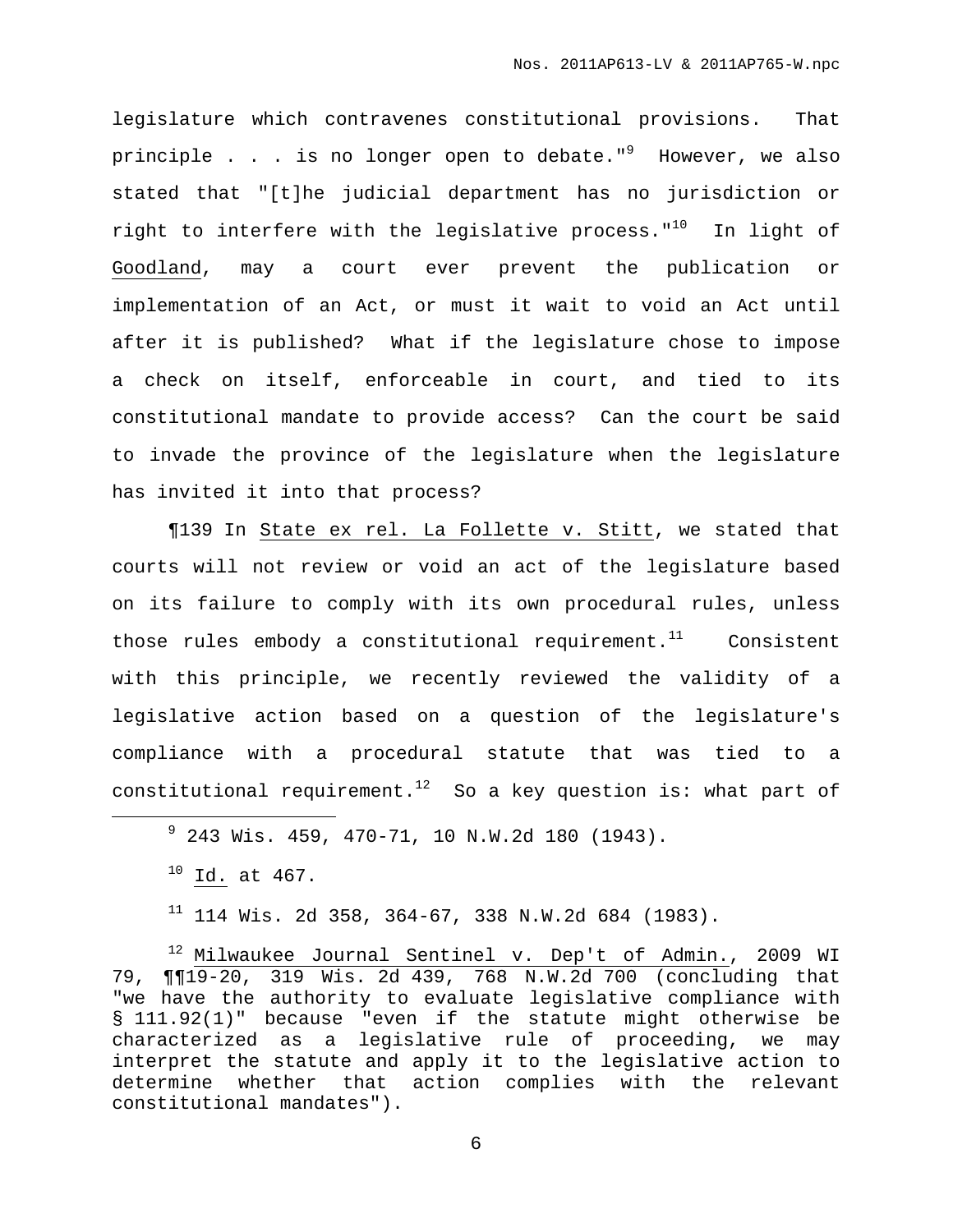legislature which contravenes constitutional provisions. That principle . . . is no longer open to debate."[9] However, we also stated that "[t]he judicial department has no jurisdiction or right to interfere with the legislative process."[10] In light of Goodland, may a court ever prevent the publication or implementation of an Act, or must it wait to void an Act until after it is published? What if the legislature chose to impose a check on itself, enforceable in court, and tied to its constitutional mandate to provide access? Can the court be said to invade the province of the legislature when the legislature has invited it into that process?

¶139 In State ex rel. La Follette v. Stitt, we stated that courts will not review or void an act of the legislature based on its failure to comply with its own procedural rules, unless those rules embody a constitutional requirement.[11] Consistent with this principle, we recently reviewed the validity of a legislative action based on a question of the legislature's compliance with a procedural statute that was tied to a constitutional requirement.[12] So a key question is: what part of

---

[9] 243 Wis. 459, 470-71, 10 N.W.2d 180 (1943).

[10] Id. at 467.

[11] 114 Wis. 2d 358, 364-67, 338 N.W.2d 684 (1983).

[12] Milwaukee Journal Sentinel v. Dep't of Admin., 2009 WI 79, ¶¶19-20, 319 Wis. 2d 439, 768 N.W.2d 700 (concluding that "we have the authority to evaluate legislative compliance with § 111.92(1)" because "even if the statute might otherwise be characterized as a legislative rule of proceeding, we may interpret the statute and apply it to the legislative action to determine whether that action complies with the relevant constitutional mandates").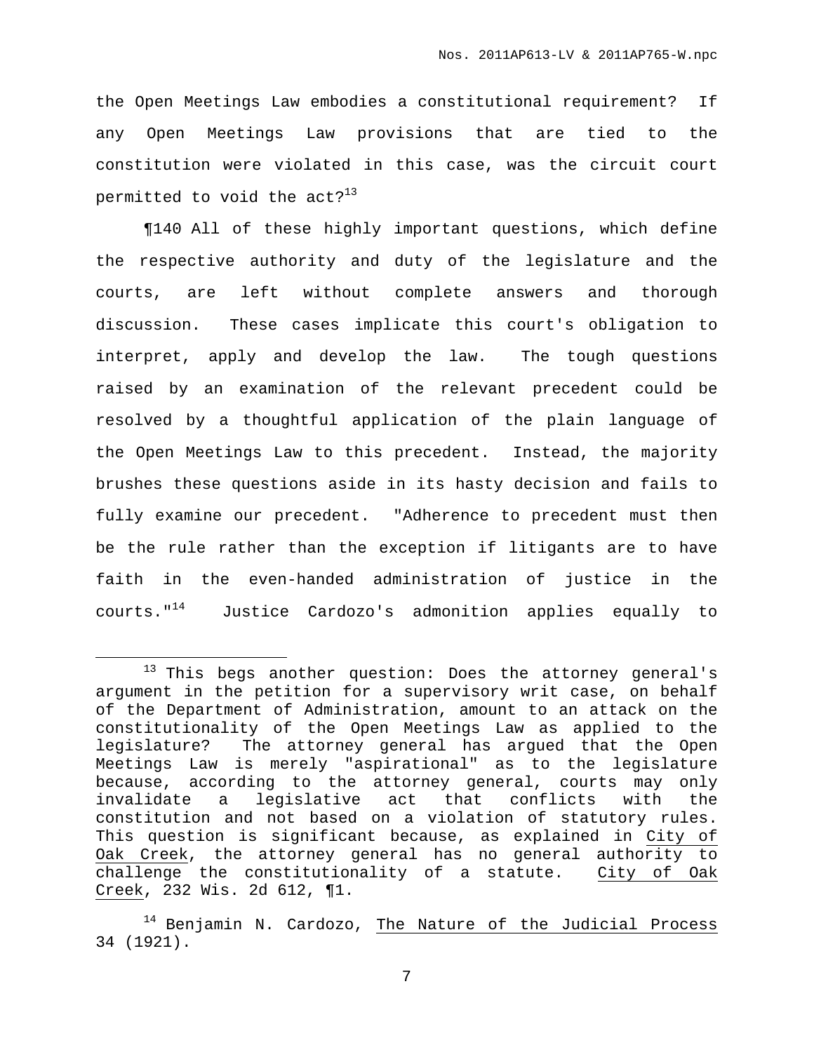the Open Meetings Law embodies a constitutional requirement? If any Open Meetings Law provisions that are tied to the constitution were violated in this case, was the circuit court permitted to void the act?[13]

¶140 All of these highly important questions, which define the respective authority and duty of the legislature and the courts, are left without complete answers and thorough discussion. These cases implicate this court's obligation to interpret, apply and develop the law. The tough questions raised by an examination of the relevant precedent could be resolved by a thoughtful application of the plain language of the Open Meetings Law to this precedent. Instead, the majority brushes these questions aside in its hasty decision and fails to fully examine our precedent. "Adherence to precedent must then be the rule rather than the exception if litigants are to have faith in the even-handed administration of justice in the courts."[14] Justice Cardozo's admonition applies equally to

---

[13] This begs another question: Does the attorney general's argument in the petition for a supervisory writ case, on behalf of the Department of Administration, amount to an attack on the constitutionality of the Open Meetings Law as applied to the legislature? The attorney general has argued that the Open Meetings Law is merely "aspirational" as to the legislature because, according to the attorney general, courts may only invalidate a legislative act that conflicts with the constitution and not based on a violation of statutory rules. This question is significant because, as explained in <u>City of Oak Creek</u>, the attorney general has no general authority to challenge the constitutionality of a statute. <u>City of Oak Creek</u>, 232 Wis. 2d 612, ¶1.

[14] Benjamin N. Cardozo, <u>The Nature of the Judicial Process</u> 34 (1921).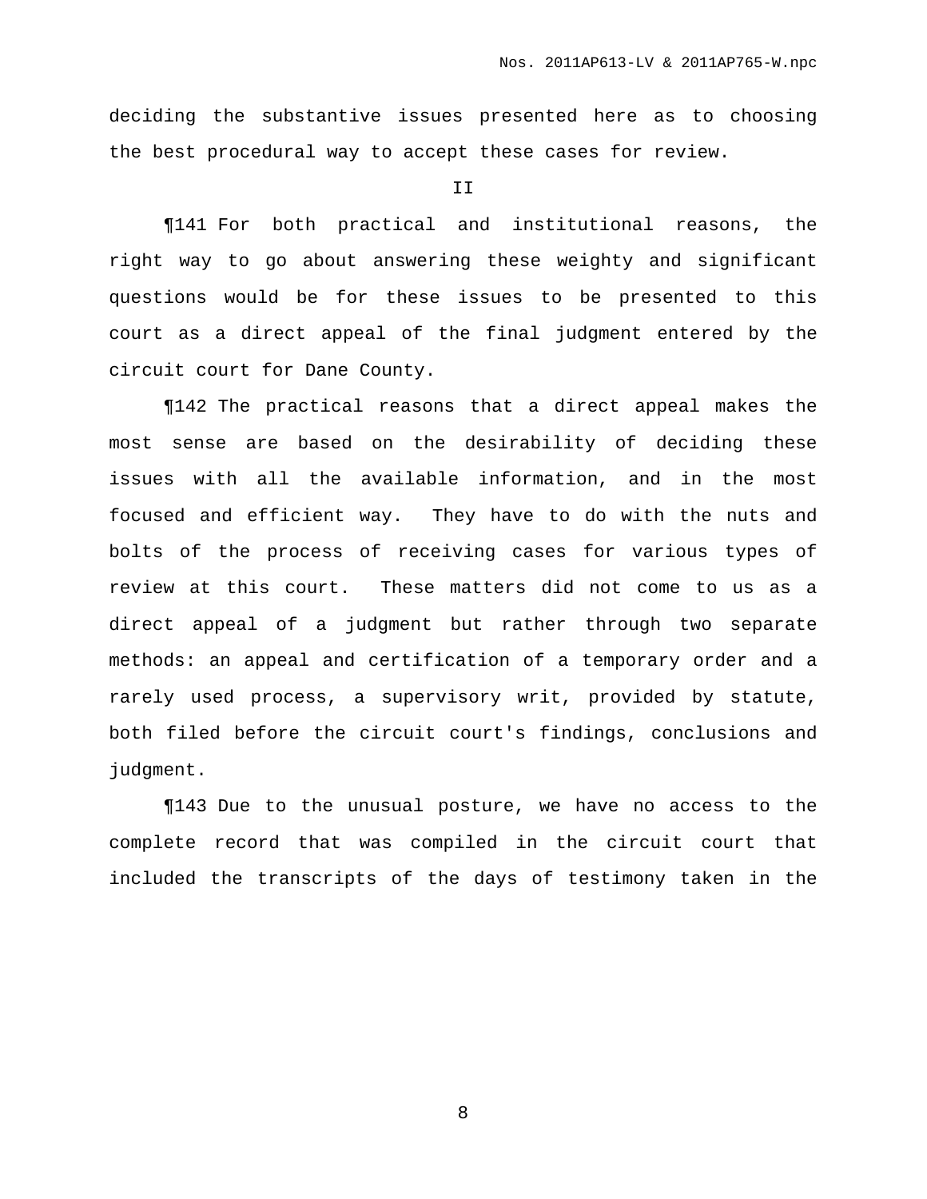deciding the substantive issues presented here as to choosing the best procedural way to accept these cases for review.

II

¶141 For both practical and institutional reasons, the right way to go about answering these weighty and significant questions would be for these issues to be presented to this court as a direct appeal of the final judgment entered by the circuit court for Dane County.

¶142 The practical reasons that a direct appeal makes the most sense are based on the desirability of deciding these issues with all the available information, and in the most focused and efficient way. They have to do with the nuts and bolts of the process of receiving cases for various types of review at this court. These matters did not come to us as a direct appeal of a judgment but rather through two separate methods: an appeal and certification of a temporary order and a rarely used process, a supervisory writ, provided by statute, both filed before the circuit court's findings, conclusions and judgment.

¶143 Due to the unusual posture, we have no access to the complete record that was compiled in the circuit court that included the transcripts of the days of testimony taken in the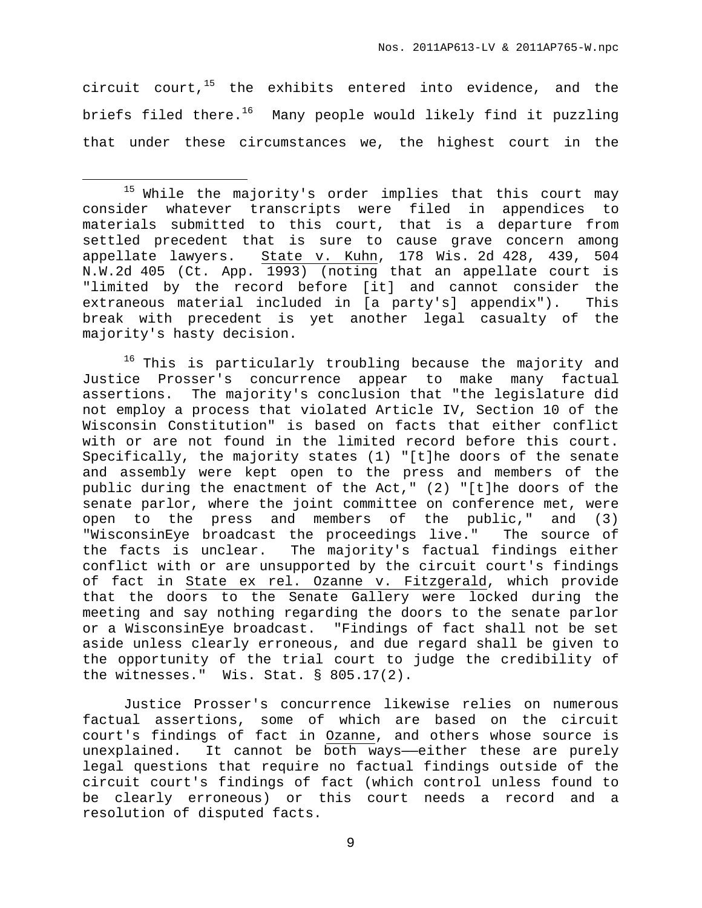circuit court,[15] the exhibits entered into evidence, and the briefs filed there.[16] Many people would likely find it puzzling that under these circumstances we, the highest court in the

---

[15] While the majority's order implies that this court may consider whatever transcripts were filed in appendices to materials submitted to this court, that is a departure from settled precedent that is sure to cause grave concern among appellate lawyers. State v. Kuhn, 178 Wis. 2d 428, 439, 504 N.W.2d 405 (Ct. App. 1993) (noting that an appellate court is "limited by the record before [it] and cannot consider the extraneous material included in [a party's] appendix"). This break with precedent is yet another legal casualty of the majority's hasty decision.

[16] This is particularly troubling because the majority and Justice Prosser's concurrence appear to make many factual assertions. The majority's conclusion that "the legislature did not employ a process that violated Article IV, Section 10 of the Wisconsin Constitution" is based on facts that either conflict with or are not found in the limited record before this court. Specifically, the majority states (1) "[t]he doors of the senate and assembly were kept open to the press and members of the public during the enactment of the Act," (2) "[t]he doors of the senate parlor, where the joint committee on conference met, were open to the press and members of the public," and (3) "WisconsinEye broadcast the proceedings live." The source of the facts is unclear. The majority's factual findings either conflict with or are unsupported by the circuit court's findings of fact in State ex rel. Ozanne v. Fitzgerald, which provide that the doors to the Senate Gallery were locked during the meeting and say nothing regarding the doors to the senate parlor or a WisconsinEye broadcast. "Findings of fact shall not be set aside unless clearly erroneous, and due regard shall be given to the opportunity of the trial court to judge the credibility of the witnesses." Wis. Stat. § 805.17(2).

Justice Prosser's concurrence likewise relies on numerous factual assertions, some of which are based on the circuit court's findings of fact in Ozanne, and others whose source is unexplained. It cannot be both ways——either these are purely legal questions that require no factual findings outside of the circuit court's findings of fact (which control unless found to be clearly erroneous) or this court needs a record and a resolution of disputed facts.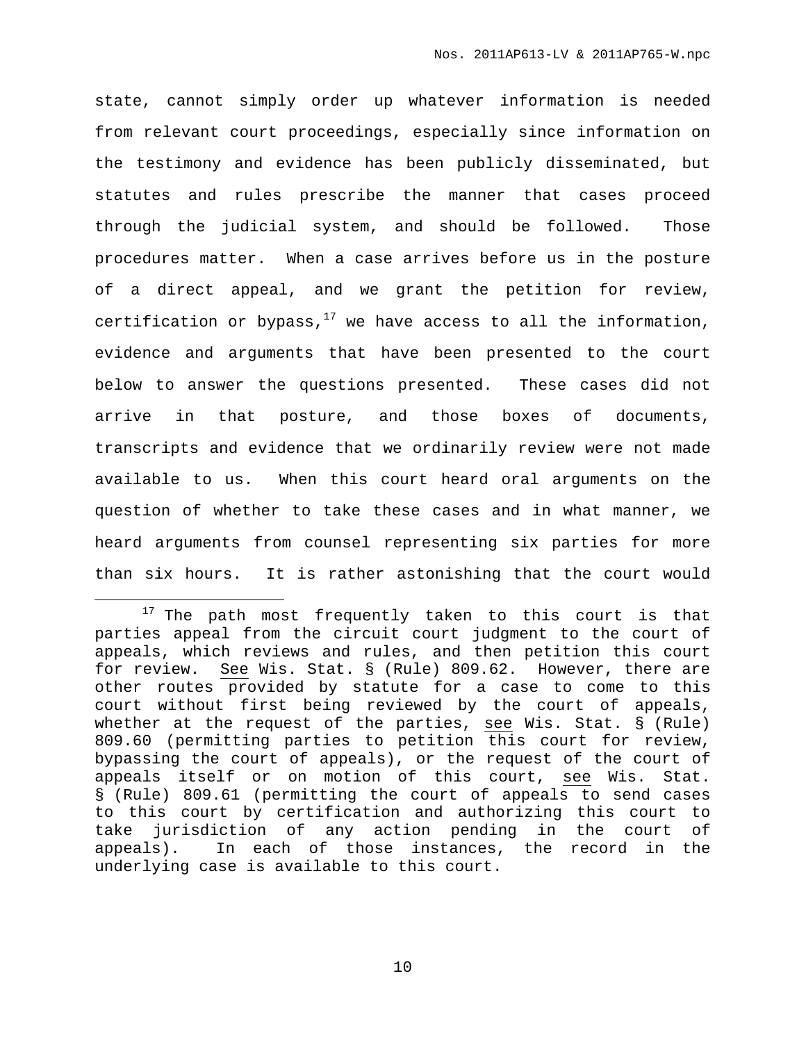state, cannot simply order up whatever information is needed from relevant court proceedings, especially since information on the testimony and evidence has been publicly disseminated, but statutes and rules prescribe the manner that cases proceed through the judicial system, and should be followed. Those procedures matter. When a case arrives before us in the posture of a direct appeal, and we grant the petition for review, certification or bypass,[17] we have access to all the information, evidence and arguments that have been presented to the court below to answer the questions presented. These cases did not arrive in that posture, and those boxes of documents, transcripts and evidence that we ordinarily review were not made available to us. When this court heard oral arguments on the question of whether to take these cases and in what manner, we heard arguments from counsel representing six parties for more than six hours. It is rather astonishing that the court would

---

[17] The path most frequently taken to this court is that parties appeal from the circuit court judgment to the court of appeals, which reviews and rules, and then petition this court for review. See Wis. Stat. § (Rule) 809.62. However, there are other routes provided by statute for a case to come to this court without first being reviewed by the court of appeals, whether at the request of the parties, see Wis. Stat. § (Rule) 809.60 (permitting parties to petition this court for review, bypassing the court of appeals), or the request of the court of appeals itself or on motion of this court, see Wis. Stat. § (Rule) 809.61 (permitting the court of appeals to send cases to this court by certification and authorizing this court to take jurisdiction of any action pending in the court of appeals). In each of those instances, the record in the underlying case is available to this court.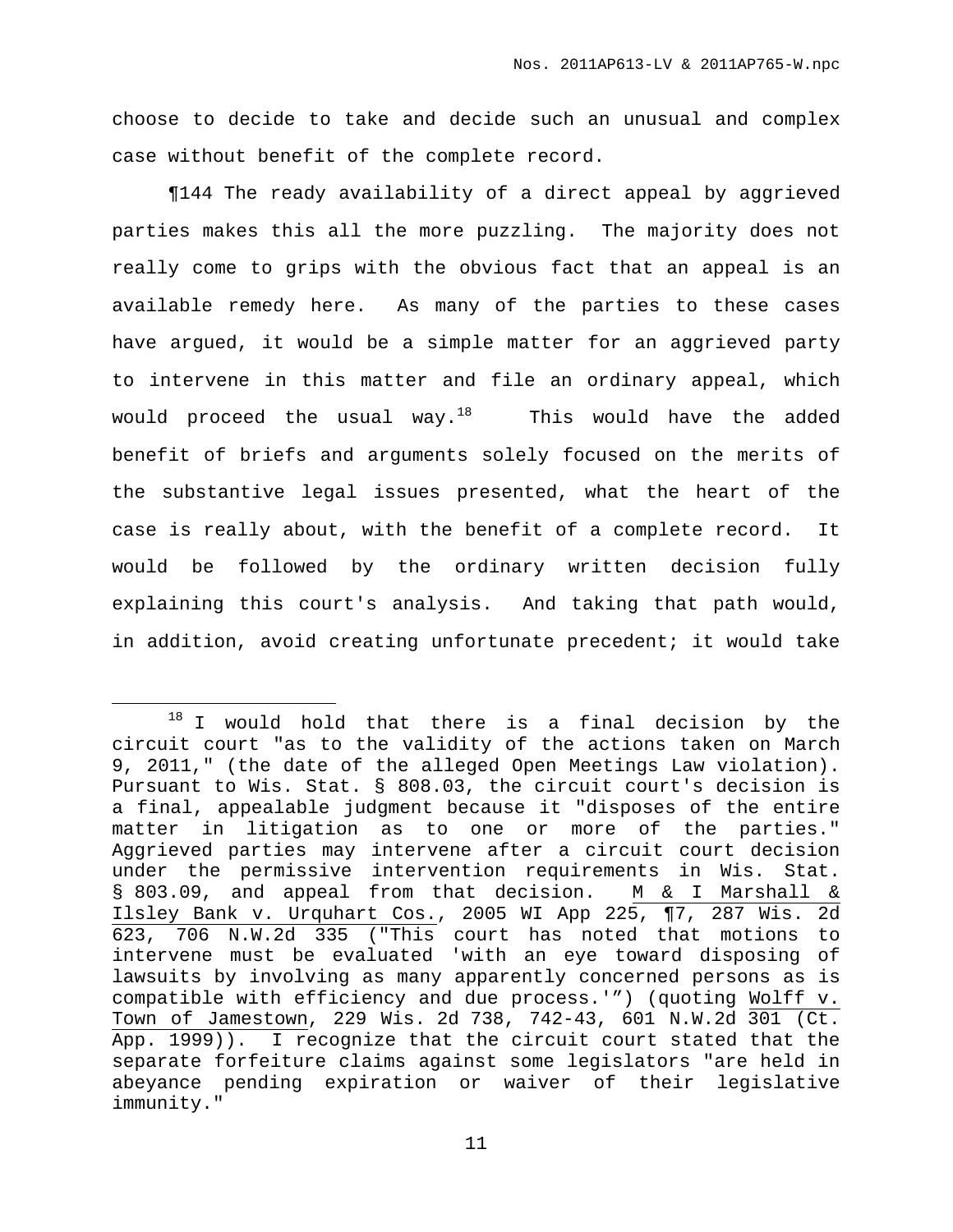choose to decide to take and decide such an unusual and complex case without benefit of the complete record.

¶144 The ready availability of a direct appeal by aggrieved parties makes this all the more puzzling. The majority does not really come to grips with the obvious fact that an appeal is an available remedy here. As many of the parties to these cases have argued, it would be a simple matter for an aggrieved party to intervene in this matter and file an ordinary appeal, which would proceed the usual way.[18] This would have the added benefit of briefs and arguments solely focused on the merits of the substantive legal issues presented, what the heart of the case is really about, with the benefit of a complete record. It would be followed by the ordinary written decision fully explaining this court's analysis. And taking that path would, in addition, avoid creating unfortunate precedent; it would take

---

[18] I would hold that there is a final decision by the circuit court "as to the validity of the actions taken on March 9, 2011," (the date of the alleged Open Meetings Law violation). Pursuant to Wis. Stat. § 808.03, the circuit court's decision is a final, appealable judgment because it "disposes of the entire matter in litigation as to one or more of the parties." Aggrieved parties may intervene after a circuit court decision under the permissive intervention requirements in Wis. Stat. § 803.09, and appeal from that decision. M & I Marshall & Ilsley Bank v. Urquhart Cos., 2005 WI App 225, ¶7, 287 Wis. 2d 623, 706 N.W.2d 335 ("This court has noted that motions to intervene must be evaluated 'with an eye toward disposing of lawsuits by involving as many apparently concerned persons as is compatible with efficiency and due process.'") (quoting Wolff v. Town of Jamestown, 229 Wis. 2d 738, 742-43, 601 N.W.2d 301 (Ct. App. 1999)). I recognize that the circuit court stated that the separate forfeiture claims against some legislators "are held in abeyance pending expiration or waiver of their legislative immunity."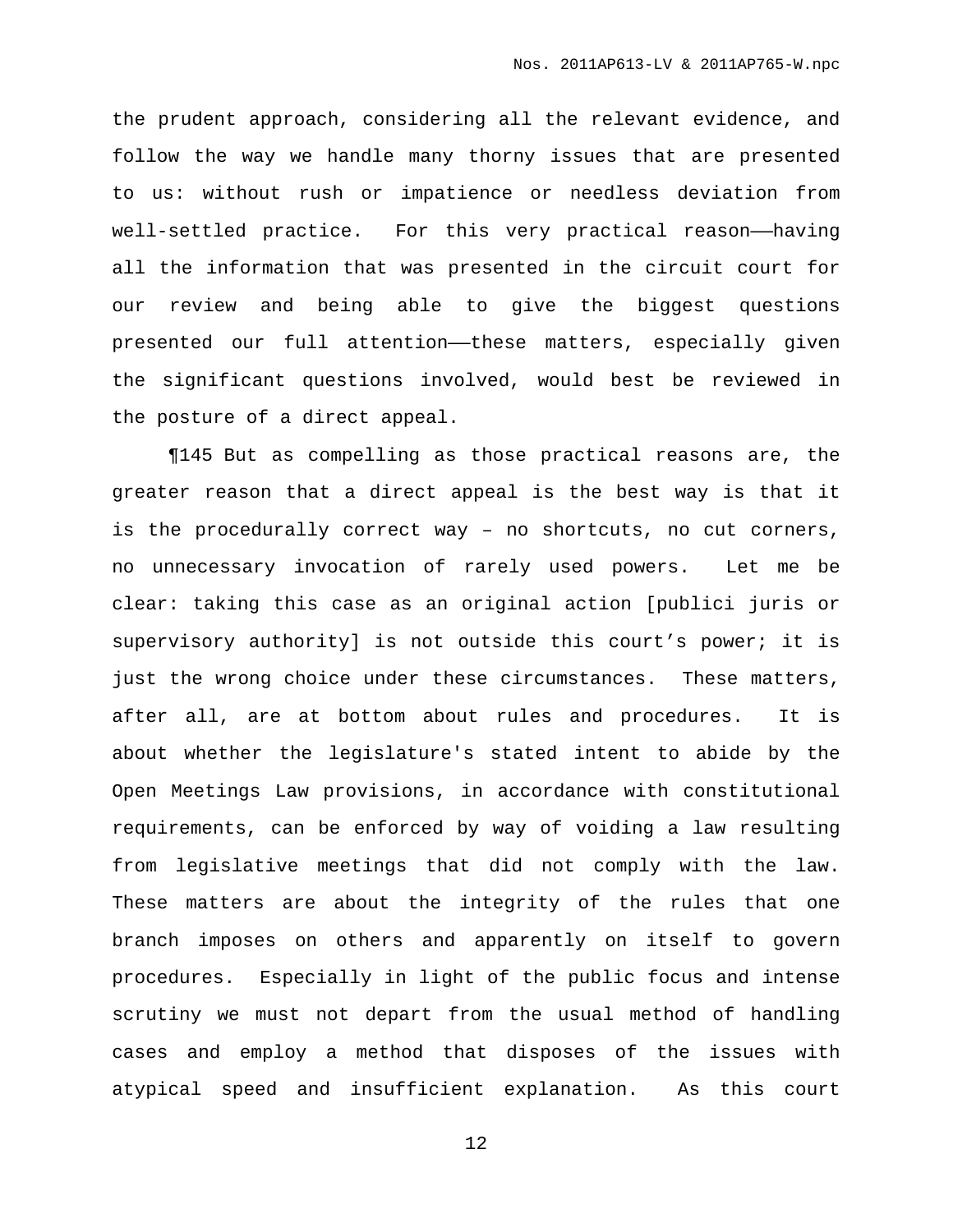the prudent approach, considering all the relevant evidence, and follow the way we handle many thorny issues that are presented to us: without rush or impatience or needless deviation from well-settled practice. For this very practical reason——having all the information that was presented in the circuit court for our review and being able to give the biggest questions presented our full attention——these matters, especially given the significant questions involved, would best be reviewed in the posture of a direct appeal.

¶145 But as compelling as those practical reasons are, the greater reason that a direct appeal is the best way is that it is the procedurally correct way – no shortcuts, no cut corners, no unnecessary invocation of rarely used powers. Let me be clear: taking this case as an original action [publici juris or supervisory authority] is not outside this court's power; it is just the wrong choice under these circumstances. These matters, after all, are at bottom about rules and procedures. It is about whether the legislature's stated intent to abide by the Open Meetings Law provisions, in accordance with constitutional requirements, can be enforced by way of voiding a law resulting from legislative meetings that did not comply with the law. These matters are about the integrity of the rules that one branch imposes on others and apparently on itself to govern procedures. Especially in light of the public focus and intense scrutiny we must not depart from the usual method of handling cases and employ a method that disposes of the issues with atypical speed and insufficient explanation. As this court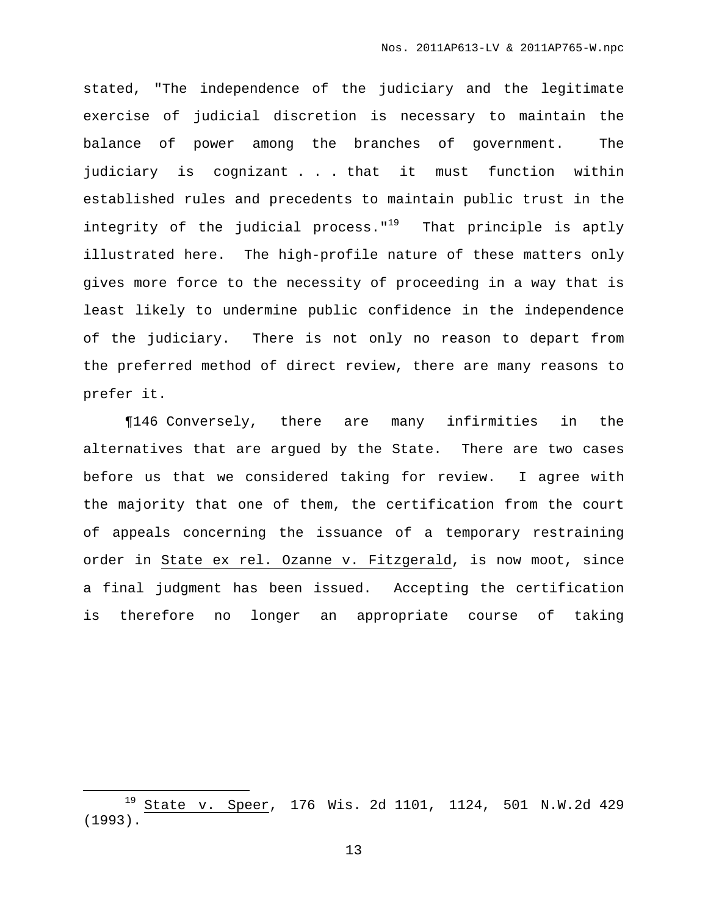stated, "The independence of the judiciary and the legitimate exercise of judicial discretion is necessary to maintain the balance of power among the branches of government. The judiciary is cognizant . . . that it must function within established rules and precedents to maintain public trust in the integrity of the judicial process."[19] That principle is aptly illustrated here. The high-profile nature of these matters only gives more force to the necessity of proceeding in a way that is least likely to undermine public confidence in the independence of the judiciary. There is not only no reason to depart from the preferred method of direct review, there are many reasons to prefer it.

¶146 Conversely, there are many infirmities in the alternatives that are argued by the State. There are two cases before us that we considered taking for review. I agree with the majority that one of them, the certification from the court of appeals concerning the issuance of a temporary restraining order in State ex rel. Ozanne v. Fitzgerald, is now moot, since a final judgment has been issued. Accepting the certification is therefore no longer an appropriate course of taking

---

[19] State v. Speer, 176 Wis. 2d 1101, 1124, 501 N.W.2d 429 (1993).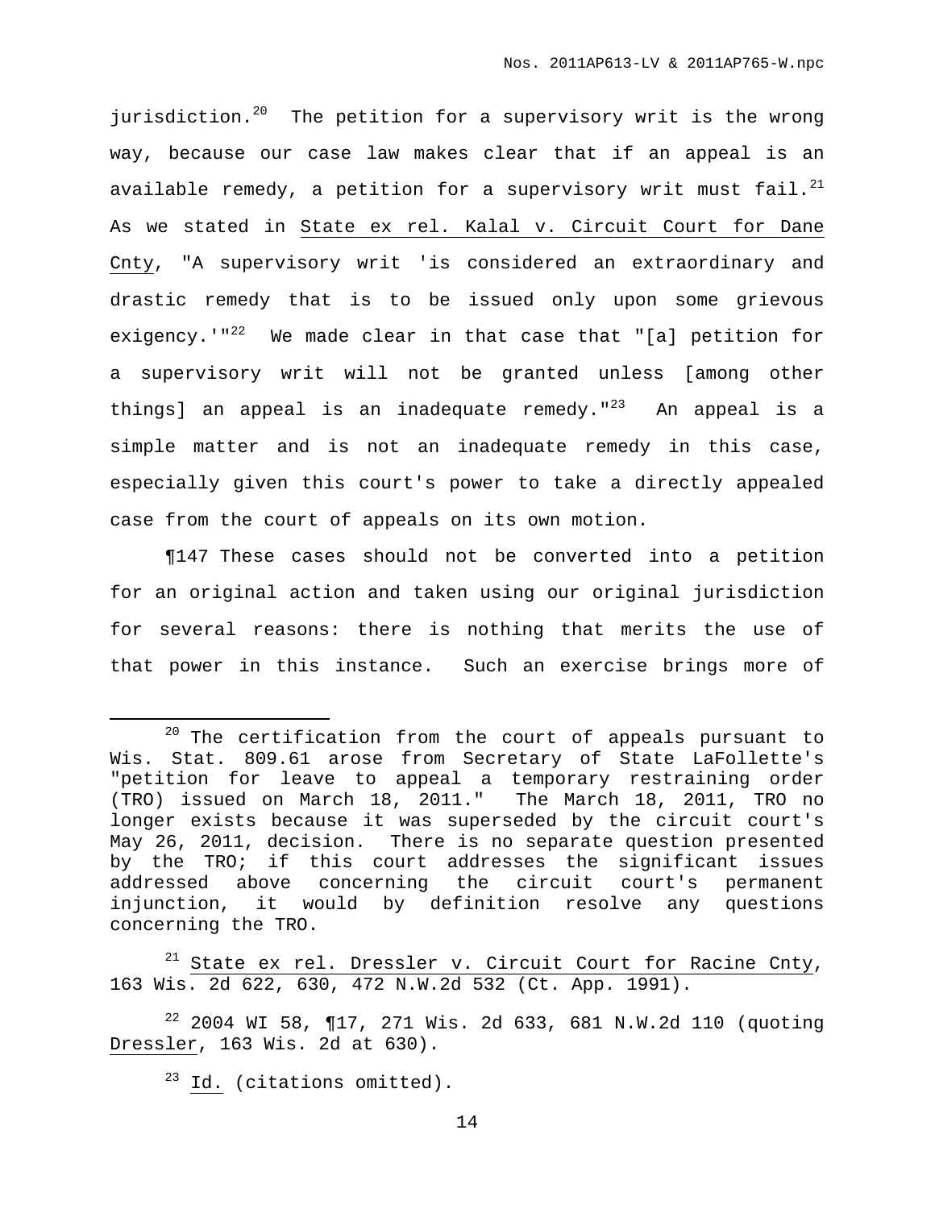jurisdiction.[20] The petition for a supervisory writ is the wrong way, because our case law makes clear that if an appeal is an available remedy, a petition for a supervisory writ must fail.[21] As we stated in State ex rel. Kalal v. Circuit Court for Dane Cnty, "A supervisory writ 'is considered an extraordinary and drastic remedy that is to be issued only upon some grievous exigency.'"[22] We made clear in that case that "[a] petition for a supervisory writ will not be granted unless [among other things] an appeal is an inadequate remedy."[23] An appeal is a simple matter and is not an inadequate remedy in this case, especially given this court's power to take a directly appealed case from the court of appeals on its own motion.

¶147 These cases should not be converted into a petition for an original action and taken using our original jurisdiction for several reasons: there is nothing that merits the use of that power in this instance. Such an exercise brings more of

---

[20] The certification from the court of appeals pursuant to Wis. Stat. 809.61 arose from Secretary of State LaFollette's "petition for leave to appeal a temporary restraining order (TRO) issued on March 18, 2011." The March 18, 2011, TRO no longer exists because it was superseded by the circuit court's May 26, 2011, decision. There is no separate question presented by the TRO; if this court addresses the significant issues addressed above concerning the circuit court's permanent injunction, it would by definition resolve any questions concerning the TRO.

[21] State ex rel. Dressler v. Circuit Court for Racine Cnty, 163 Wis. 2d 622, 630, 472 N.W.2d 532 (Ct. App. 1991).

[22] 2004 WI 58, ¶17, 271 Wis. 2d 633, 681 N.W.2d 110 (quoting Dressler, 163 Wis. 2d at 630).

[23] Id. (citations omitted).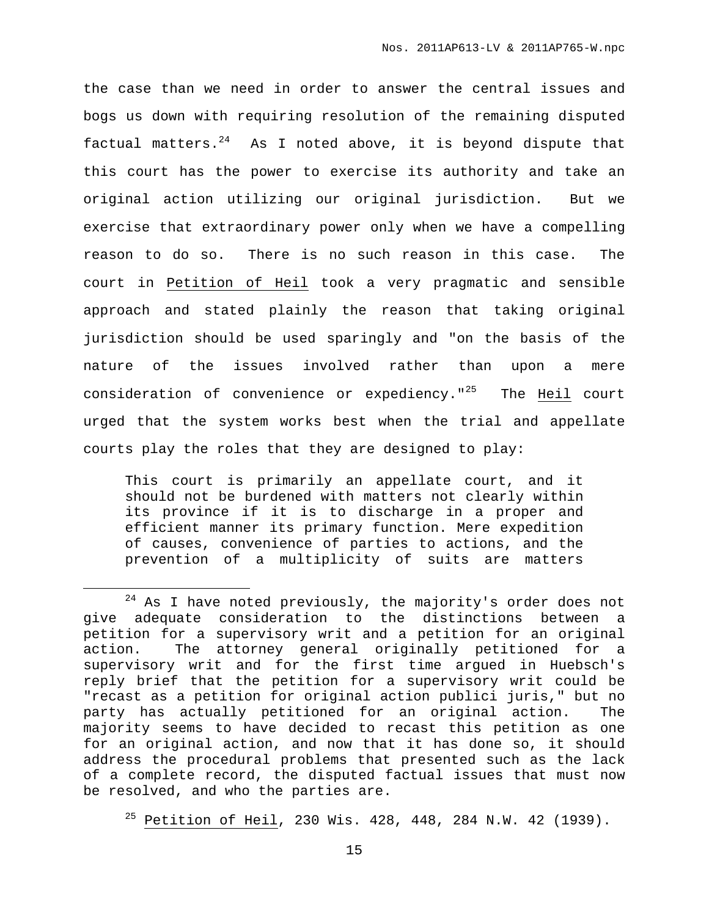the case than we need in order to answer the central issues and bogs us down with requiring resolution of the remaining disputed factual matters.[24] As I noted above, it is beyond dispute that this court has the power to exercise its authority and take an original action utilizing our original jurisdiction. But we exercise that extraordinary power only when we have a compelling reason to do so. There is no such reason in this case. The court in Petition of Heil took a very pragmatic and sensible approach and stated plainly the reason that taking original jurisdiction should be used sparingly and "on the basis of the nature of the issues involved rather than upon a mere consideration of convenience or expediency."[25] The Heil court urged that the system works best when the trial and appellate courts play the roles that they are designed to play:

> This court is primarily an appellate court, and it should not be burdened with matters not clearly within its province if it is to discharge in a proper and efficient manner its primary function. Mere expedition of causes, convenience of parties to actions, and the prevention of a multiplicity of suits are matters

---

[24] As I have noted previously, the majority's order does not give adequate consideration to the distinctions between a petition for a supervisory writ and a petition for an original action. The attorney general originally petitioned for a supervisory writ and for the first time argued in Huebsch's reply brief that the petition for a supervisory writ could be "recast as a petition for original action publici juris," but no party has actually petitioned for an original action. The majority seems to have decided to recast this petition as one for an original action, and now that it has done so, it should address the procedural problems that presented such as the lack of a complete record, the disputed factual issues that must now be resolved, and who the parties are.

[25] Petition of Heil, 230 Wis. 428, 448, 284 N.W. 42 (1939).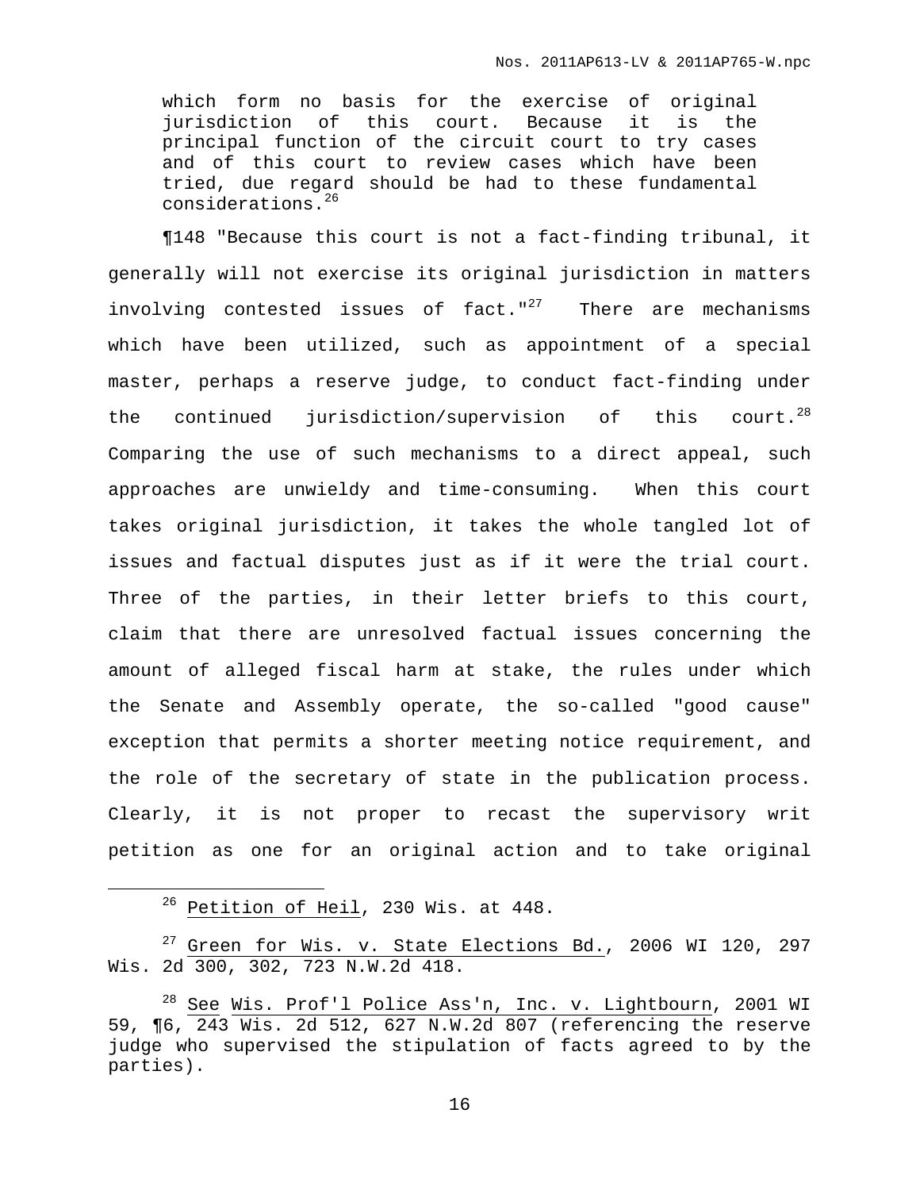> which form no basis for the exercise of original jurisdiction of this court. Because it is the principal function of the circuit court to try cases and of this court to review cases which have been tried, due regard should be had to these fundamental considerations.[26]

¶148 "Because this court is not a fact-finding tribunal, it generally will not exercise its original jurisdiction in matters involving contested issues of fact."[27] There are mechanisms which have been utilized, such as appointment of a special master, perhaps a reserve judge, to conduct fact-finding under the continued jurisdiction/supervision of this court.[28] Comparing the use of such mechanisms to a direct appeal, such approaches are unwieldy and time-consuming. When this court takes original jurisdiction, it takes the whole tangled lot of issues and factual disputes just as if it were the trial court. Three of the parties, in their letter briefs to this court, claim that there are unresolved factual issues concerning the amount of alleged fiscal harm at stake, the rules under which the Senate and Assembly operate, the so-called "good cause" exception that permits a shorter meeting notice requirement, and the role of the secretary of state in the publication process. Clearly, it is not proper to recast the supervisory writ petition as one for an original action and to take original

---

[26] Petition of Heil, 230 Wis. at 448.

[27] Green for Wis. v. State Elections Bd., 2006 WI 120, 297 Wis. 2d 300, 302, 723 N.W.2d 418.

[28] See Wis. Prof'l Police Ass'n, Inc. v. Lightbourn, 2001 WI 59, ¶6, 243 Wis. 2d 512, 627 N.W.2d 807 (referencing the reserve judge who supervised the stipulation of facts agreed to by the parties).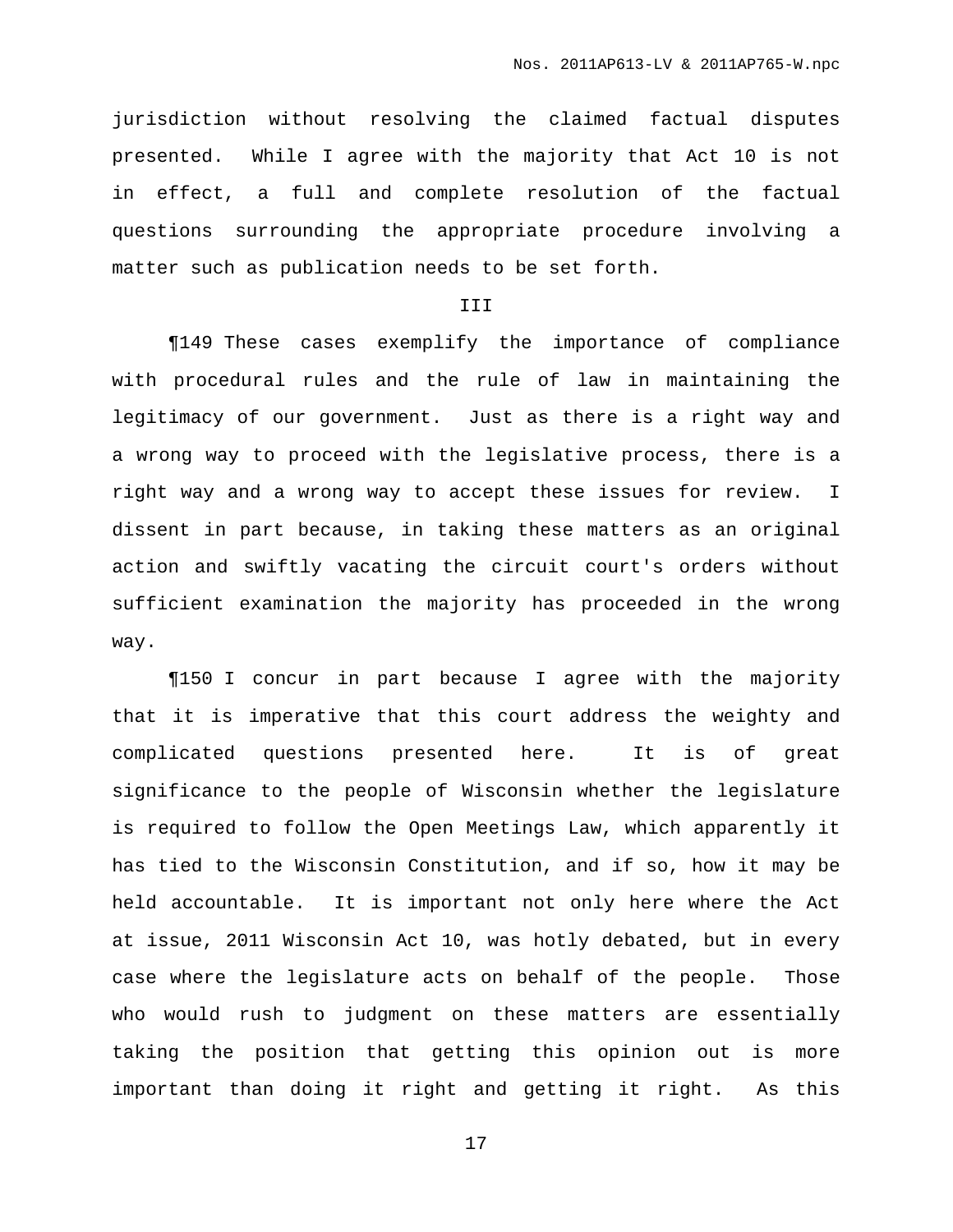jurisdiction without resolving the claimed factual disputes presented. While I agree with the majority that Act 10 is not in effect, a full and complete resolution of the factual questions surrounding the appropriate procedure involving a matter such as publication needs to be set forth.

III

¶149 These cases exemplify the importance of compliance with procedural rules and the rule of law in maintaining the legitimacy of our government. Just as there is a right way and a wrong way to proceed with the legislative process, there is a right way and a wrong way to accept these issues for review. I dissent in part because, in taking these matters as an original action and swiftly vacating the circuit court's orders without sufficient examination the majority has proceeded in the wrong way.

¶150 I concur in part because I agree with the majority that it is imperative that this court address the weighty and complicated questions presented here. It is of great significance to the people of Wisconsin whether the legislature is required to follow the Open Meetings Law, which apparently it has tied to the Wisconsin Constitution, and if so, how it may be held accountable. It is important not only here where the Act at issue, 2011 Wisconsin Act 10, was hotly debated, but in every case where the legislature acts on behalf of the people. Those who would rush to judgment on these matters are essentially taking the position that getting this opinion out is more important than doing it right and getting it right. As this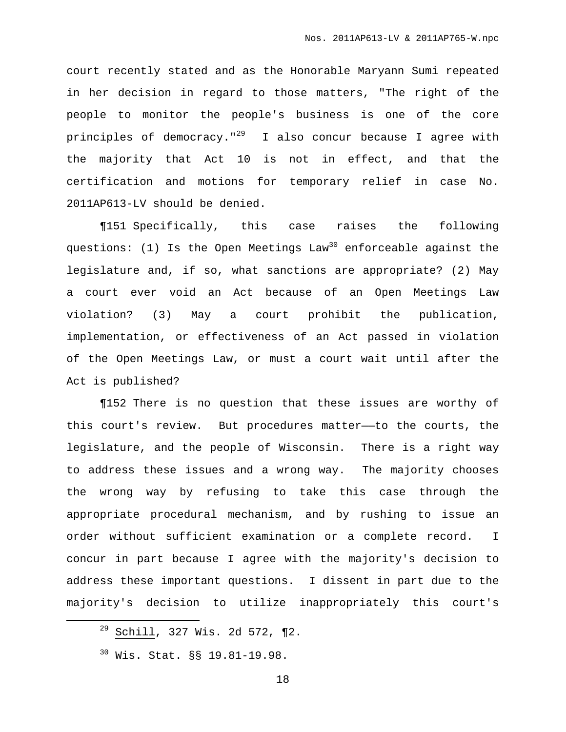court recently stated and as the Honorable Maryann Sumi repeated in her decision in regard to those matters, "The right of the people to monitor the people's business is one of the core principles of democracy."[29] I also concur because I agree with the majority that Act 10 is not in effect, and that the certification and motions for temporary relief in case No. 2011AP613-LV should be denied.

¶151 Specifically, this case raises the following questions: (1) Is the Open Meetings Law[30] enforceable against the legislature and, if so, what sanctions are appropriate? (2) May a court ever void an Act because of an Open Meetings Law violation? (3) May a court prohibit the publication, implementation, or effectiveness of an Act passed in violation of the Open Meetings Law, or must a court wait until after the Act is published?

¶152 There is no question that these issues are worthy of this court's review. But procedures matter——to the courts, the legislature, and the people of Wisconsin. There is a right way to address these issues and a wrong way. The majority chooses the wrong way by refusing to take this case through the appropriate procedural mechanism, and by rushing to issue an order without sufficient examination or a complete record. I concur in part because I agree with the majority's decision to address these important questions. I dissent in part due to the majority's decision to utilize inappropriately this court's

---

[29] Schill, 327 Wis. 2d 572, ¶2.

[30] Wis. Stat. §§ 19.81-19.98.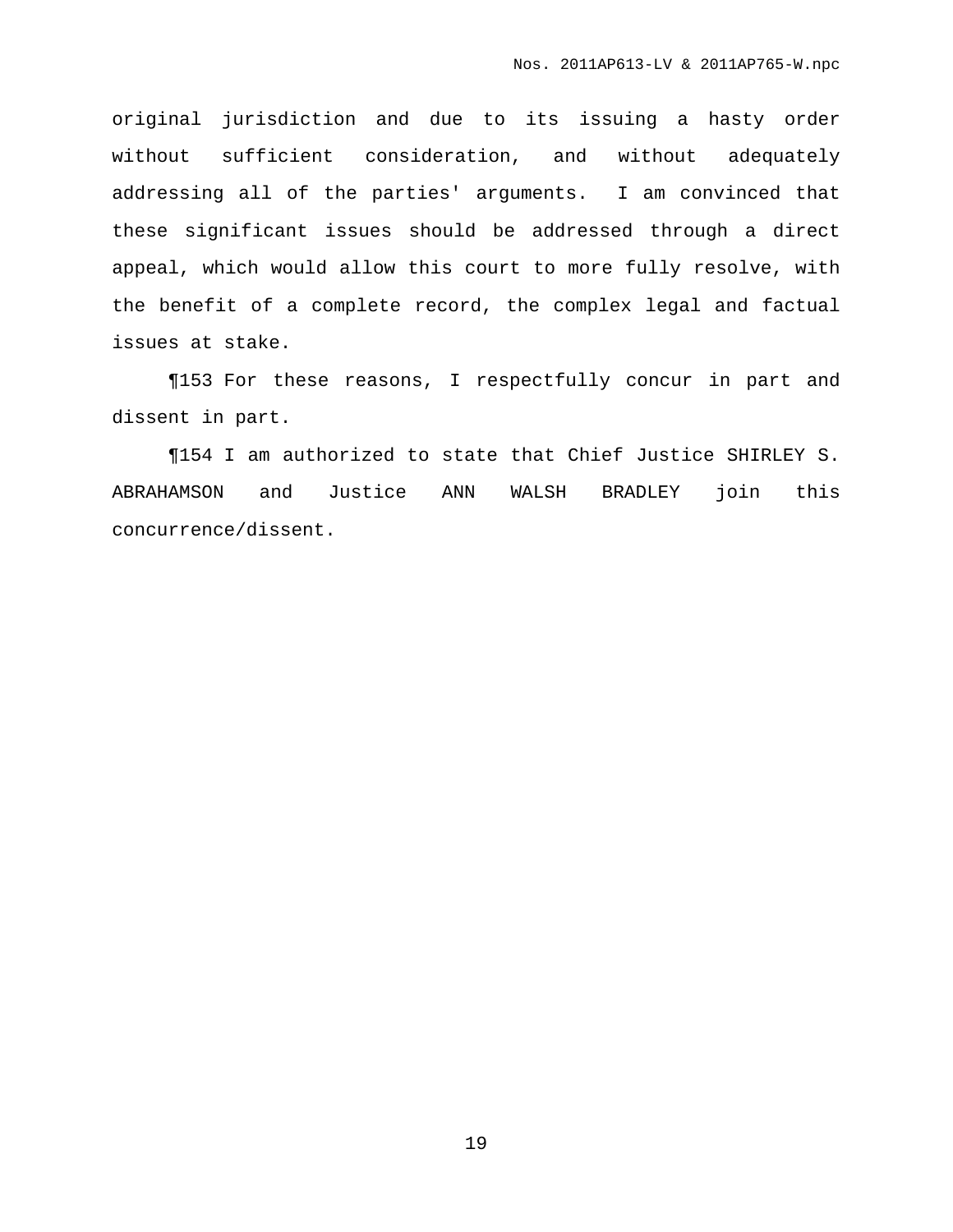original jurisdiction and due to its issuing a hasty order without sufficient consideration, and without adequately addressing all of the parties' arguments. I am convinced that these significant issues should be addressed through a direct appeal, which would allow this court to more fully resolve, with the benefit of a complete record, the complex legal and factual issues at stake.

¶153 For these reasons, I respectfully concur in part and dissent in part.

¶154 I am authorized to state that Chief Justice SHIRLEY S. ABRAHAMSON and Justice ANN WALSH BRADLEY join this concurrence/dissent.